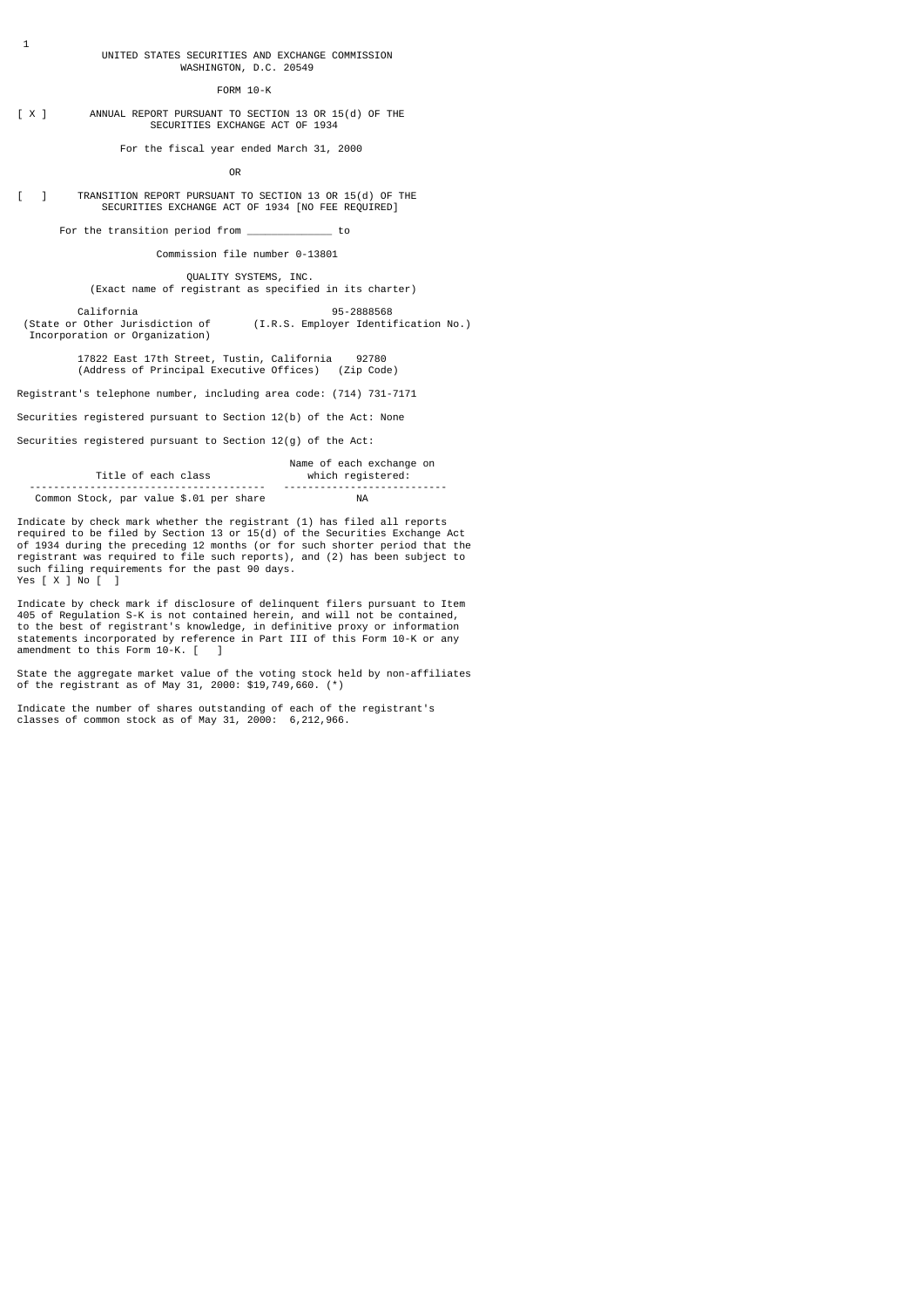UNITED STATES SECURITIES AND EXCHANGE COMMISSION
WASHINGTON, D.C. 20549

FORM 10-K

[ X ] ANNUAL REPORT PURSUANT TO SECTION 13 OR 15(d) OF THE SECURITIES EXCHANGE ACT OF 1934

For the fiscal year ended March 31, 2000

OR

[ ] TRANSITION REPORT PURSUANT TO SECTION 13 OR 15(d) OF THE SECURITIES EXCHANGE ACT OF 1934 [NO FEE REQUIRED]

For the transition period from _____________ to

Commission file number 0-13801

QUALITY SYSTEMS, INC.
(Exact name of registrant as specified in its charter)

| California | 95-2888568 |
|---|---|
| (State or Other Jurisdiction of Incorporation or Organization) | (I.R.S. Employer Identification No.) |

| 17822 East 17th Street, Tustin, California | 92780 |
|---|---|
| (Address of Principal Executive Offices) | (Zip Code) |

Registrant's telephone number, including area code: (714) 731-7171

Securities registered pursuant to Section 12(b) of the Act: None

Securities registered pursuant to Section 12(g) of the Act:

| Title of each class | Name of each exchange on which registered: |
|---|---|
| Common Stock, par value $.01 per share | NA |

Indicate by check mark whether the registrant (1) has filed all reports required to be filed by Section 13 or 15(d) of the Securities Exchange Act of 1934 during the preceding 12 months (or for such shorter period that the registrant was required to file such reports), and (2) has been subject to such filing requirements for the past 90 days.
Yes [ X ] No [ ]

Indicate by check mark if disclosure of delinquent filers pursuant to Item 405 of Regulation S-K is not contained herein, and will not be contained, to the best of registrant's knowledge, in definitive proxy or information statements incorporated by reference in Part III of this Form 10-K or any amendment to this Form 10-K. [ ]

State the aggregate market value of the voting stock held by non-affiliates of the registrant as of May 31, 2000: $19,749,660. (*)

Indicate the number of shares outstanding of each of the registrant's classes of common stock as of May 31, 2000: 6,212,966.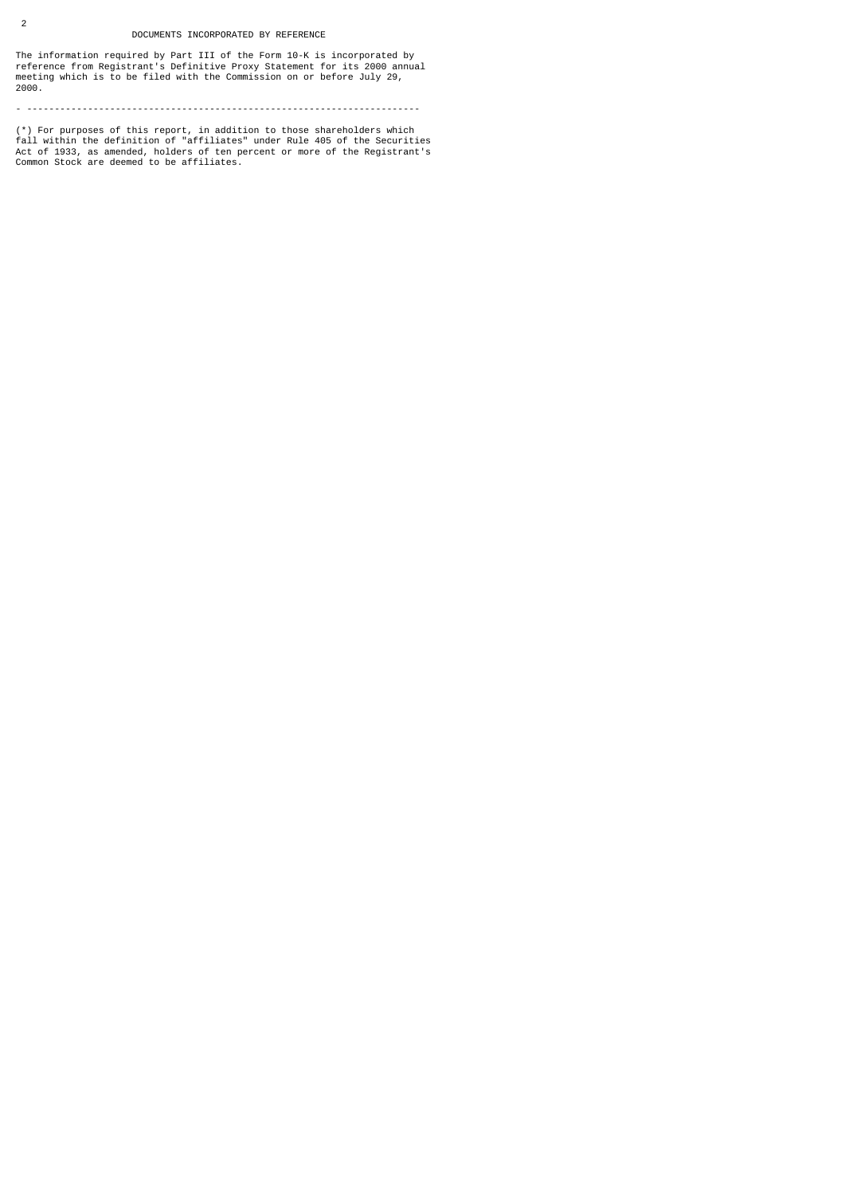## DOCUMENTS INCORPORATED BY REFERENCE

The information required by Part III of the Form 10-K is incorporated by reference from Registrant's Definitive Proxy Statement for its 2000 annual meeting which is to be filed with the Commission on or before July 29, 2000.

---

(*) For purposes of this report, in addition to those shareholders which fall within the definition of "affiliates" under Rule 405 of the Securities Act of 1933, as amended, holders of ten percent or more of the Registrant's Common Stock are deemed to be affiliates.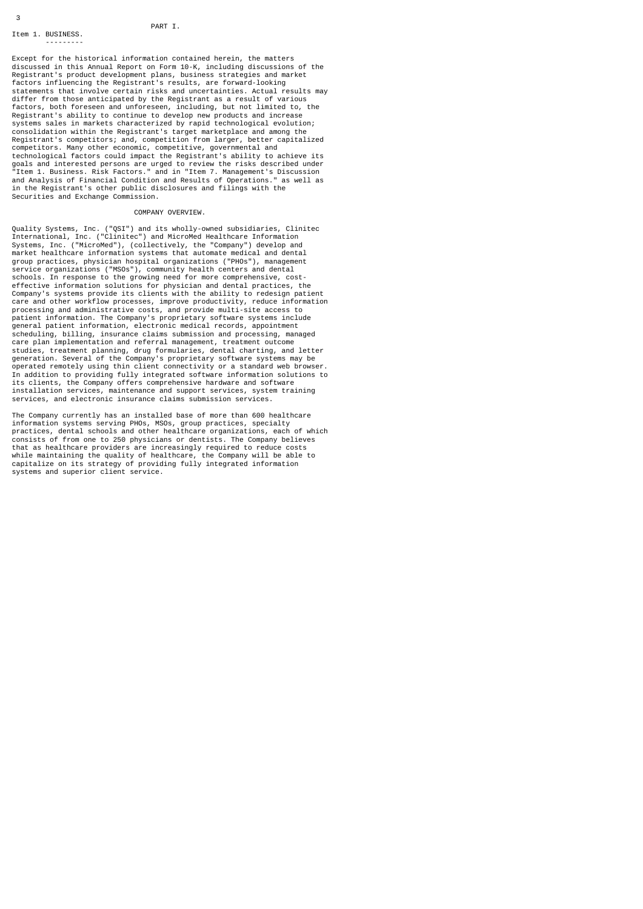# PART I.

## Item 1. BUSINESS.

Except for the historical information contained herein, the matters discussed in this Annual Report on Form 10-K, including discussions of the Registrant's product development plans, business strategies and market factors influencing the Registrant's results, are forward-looking statements that involve certain risks and uncertainties. Actual results may differ from those anticipated by the Registrant as a result of various factors, both foreseen and unforeseen, including, but not limited to, the Registrant's ability to continue to develop new products and increase systems sales in markets characterized by rapid technological evolution; consolidation within the Registrant's target marketplace and among the Registrant's competitors; and, competition from larger, better capitalized competitors. Many other economic, competitive, governmental and technological factors could impact the Registrant's ability to achieve its goals and interested persons are urged to review the risks described under "Item 1. Business. Risk Factors." and in "Item 7. Management's Discussion and Analysis of Financial Condition and Results of Operations." as well as in the Registrant's other public disclosures and filings with the Securities and Exchange Commission.

### COMPANY OVERVIEW.

Quality Systems, Inc. ("QSI") and its wholly-owned subsidiaries, Clinitec International, Inc. ("Clinitec") and MicroMed Healthcare Information Systems, Inc. ("MicroMed"), (collectively, the "Company") develop and market healthcare information systems that automate medical and dental group practices, physician hospital organizations ("PHOs"), management service organizations ("MSOs"), community health centers and dental schools. In response to the growing need for more comprehensive, cost-effective information solutions for physician and dental practices, the Company's systems provide its clients with the ability to redesign patient care and other workflow processes, improve productivity, reduce information processing and administrative costs, and provide multi-site access to patient information. The Company's proprietary software systems include general patient information, electronic medical records, appointment scheduling, billing, insurance claims submission and processing, managed care plan implementation and referral management, treatment outcome studies, treatment planning, drug formularies, dental charting, and letter generation. Several of the Company's proprietary software systems may be operated remotely using thin client connectivity or a standard web browser. In addition to providing fully integrated software information solutions to its clients, the Company offers comprehensive hardware and software installation services, maintenance and support services, system training services, and electronic insurance claims submission services.

The Company currently has an installed base of more than 600 healthcare information systems serving PHOs, MSOs, group practices, specialty practices, dental schools and other healthcare organizations, each of which consists of from one to 250 physicians or dentists. The Company believes that as healthcare providers are increasingly required to reduce costs while maintaining the quality of healthcare, the Company will be able to capitalize on its strategy of providing fully integrated information systems and superior client service.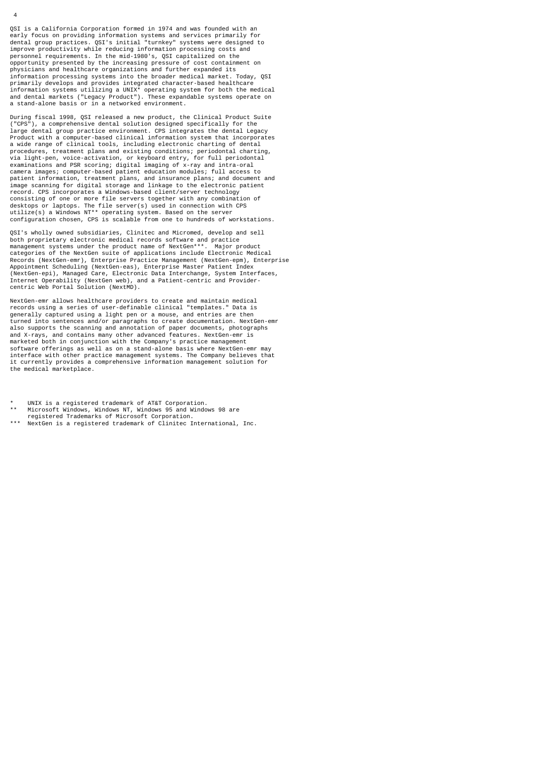QSI is a California Corporation formed in 1974 and was founded with an early focus on providing information systems and services primarily for dental group practices. QSI's initial "turnkey" systems were designed to improve productivity while reducing information processing costs and personnel requirements. In the mid-1980's, QSI capitalized on the opportunity presented by the increasing pressure of cost containment on physicians and healthcare organizations and further expanded its information processing systems into the broader medical market. Today, QSI primarily develops and provides integrated character-based healthcare information systems utilizing a UNIX* operating system for both the medical and dental markets ("Legacy Product"). These expandable systems operate on a stand-alone basis or in a networked environment.

During fiscal 1998, QSI released a new product, the Clinical Product Suite ("CPS"), a comprehensive dental solution designed specifically for the large dental group practice environment. CPS integrates the dental Legacy Product with a computer-based clinical information system that incorporates a wide range of clinical tools, including electronic charting of dental procedures, treatment plans and existing conditions; periodontal charting, via light-pen, voice-activation, or keyboard entry, for full periodontal examinations and PSR scoring; digital imaging of x-ray and intra-oral camera images; computer-based patient education modules; full access to patient information, treatment plans, and insurance plans; and document and image scanning for digital storage and linkage to the electronic patient record. CPS incorporates a Windows-based client/server technology consisting of one or more file servers together with any combination of desktops or laptops. The file server(s) used in connection with CPS utilize(s) a Windows NT** operating system. Based on the server configuration chosen, CPS is scalable from one to hundreds of workstations.

QSI's wholly owned subsidiaries, Clinitec and Micromed, develop and sell both proprietary electronic medical records software and practice management systems under the product name of NextGen***. Major product categories of the NextGen suite of applications include Electronic Medical Records (NextGen-emr), Enterprise Practice Management (NextGen-epm), Enterprise Appointment Scheduling (NextGen-eas), Enterprise Master Patient Index (NextGen-epi), Managed Care, Electronic Data Interchange, System Interfaces, Internet Operability (NextGen web), and a Patient-centric and Provider-centric Web Portal Solution (NextMD).

NextGen-emr allows healthcare providers to create and maintain medical records using a series of user-definable clinical "templates." Data is generally captured using a light pen or a mouse, and entries are then turned into sentences and/or paragraphs to create documentation. NextGen-emr also supports the scanning and annotation of paper documents, photographs and X-rays, and contains many other advanced features. NextGen-emr is marketed both in conjunction with the Company's practice management software offerings as well as on a stand-alone basis where NextGen-emr may interface with other practice management systems. The Company believes that it currently provides a comprehensive information management solution for the medical marketplace.

*    UNIX is a registered trademark of AT&T Corporation.

**   Microsoft Windows, Windows NT, Windows 95 and Windows 98 are registered Trademarks of Microsoft Corporation.

***  NextGen is a registered trademark of Clinitec International, Inc.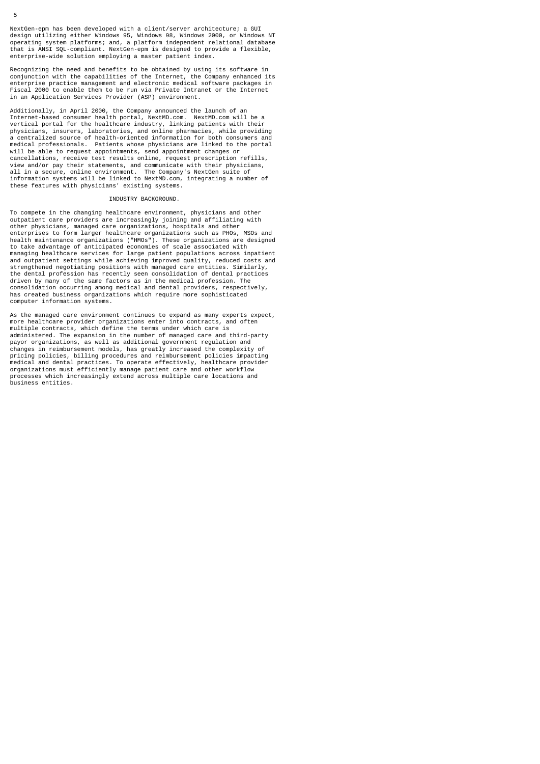NextGen-epm has been developed with a client/server architecture; a GUI design utilizing either Windows 95, Windows 98, Windows 2000, or Windows NT operating system platforms; and, a platform independent relational database that is ANSI SQL-compliant. NextGen-epm is designed to provide a flexible, enterprise-wide solution employing a master patient index.

Recognizing the need and benefits to be obtained by using its software in conjunction with the capabilities of the Internet, the Company enhanced its enterprise practice management and electronic medical software packages in Fiscal 2000 to enable them to be run via Private Intranet or the Internet in an Application Services Provider (ASP) environment.

Additionally, in April 2000, the Company announced the launch of an Internet-based consumer health portal, NextMD.com. NextMD.com will be a vertical portal for the healthcare industry, linking patients with their physicians, insurers, laboratories, and online pharmacies, while providing a centralized source of health-oriented information for both consumers and medical professionals. Patients whose physicians are linked to the portal will be able to request appointments, send appointment changes or cancellations, receive test results online, request prescription refills, view and/or pay their statements, and communicate with their physicians, all in a secure, online environment. The Company's NextGen suite of information systems will be linked to NextMD.com, integrating a number of these features with physicians' existing systems.

## INDUSTRY BACKGROUND.

To compete in the changing healthcare environment, physicians and other outpatient care providers are increasingly joining and affiliating with other physicians, managed care organizations, hospitals and other enterprises to form larger healthcare organizations such as PHOs, MSOs and health maintenance organizations ("HMOs"). These organizations are designed to take advantage of anticipated economies of scale associated with managing healthcare services for large patient populations across inpatient and outpatient settings while achieving improved quality, reduced costs and strengthened negotiating positions with managed care entities. Similarly, the dental profession has recently seen consolidation of dental practices driven by many of the same factors as in the medical profession. The consolidation occurring among medical and dental providers, respectively, has created business organizations which require more sophisticated computer information systems.

As the managed care environment continues to expand as many experts expect, more healthcare provider organizations enter into contracts, and often multiple contracts, which define the terms under which care is administered. The expansion in the number of managed care and third-party payor organizations, as well as additional government regulation and changes in reimbursement models, has greatly increased the complexity of pricing policies, billing procedures and reimbursement policies impacting medical and dental practices. To operate effectively, healthcare provider organizations must efficiently manage patient care and other workflow processes which increasingly extend across multiple care locations and business entities.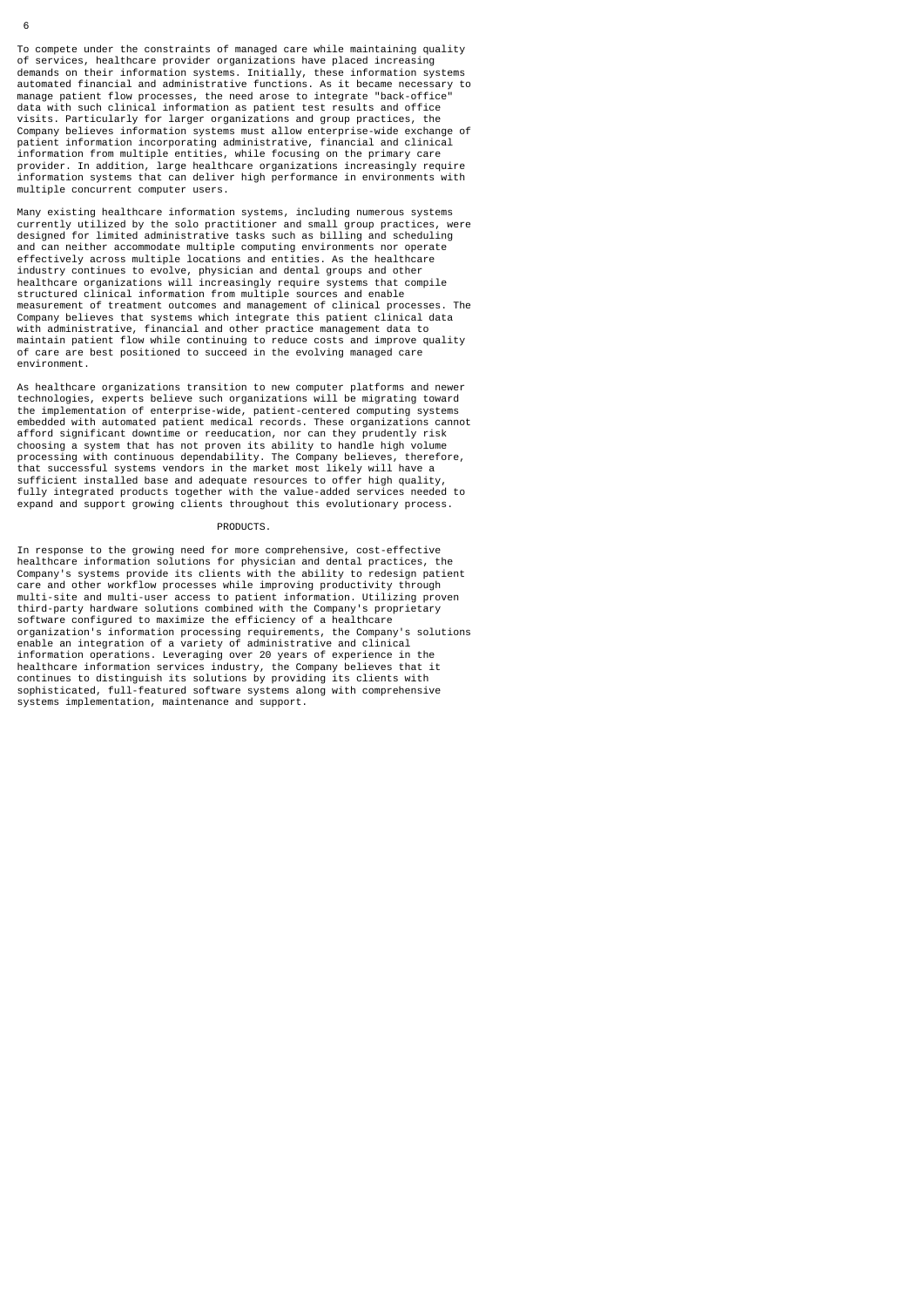To compete under the constraints of managed care while maintaining quality of services, healthcare provider organizations have placed increasing demands on their information systems. Initially, these information systems automated financial and administrative functions. As it became necessary to manage patient flow processes, the need arose to integrate "back-office" data with such clinical information as patient test results and office visits. Particularly for larger organizations and group practices, the Company believes information systems must allow enterprise-wide exchange of patient information incorporating administrative, financial and clinical information from multiple entities, while focusing on the primary care provider. In addition, large healthcare organizations increasingly require information systems that can deliver high performance in environments with multiple concurrent computer users.

Many existing healthcare information systems, including numerous systems currently utilized by the solo practitioner and small group practices, were designed for limited administrative tasks such as billing and scheduling and can neither accommodate multiple computing environments nor operate effectively across multiple locations and entities. As the healthcare industry continues to evolve, physician and dental groups and other healthcare organizations will increasingly require systems that compile structured clinical information from multiple sources and enable measurement of treatment outcomes and management of clinical processes. The Company believes that systems which integrate this patient clinical data with administrative, financial and other practice management data to maintain patient flow while continuing to reduce costs and improve quality of care are best positioned to succeed in the evolving managed care environment.

As healthcare organizations transition to new computer platforms and newer technologies, experts believe such organizations will be migrating toward the implementation of enterprise-wide, patient-centered computing systems embedded with automated patient medical records. These organizations cannot afford significant downtime or reeducation, nor can they prudently risk choosing a system that has not proven its ability to handle high volume processing with continuous dependability. The Company believes, therefore, that successful systems vendors in the market most likely will have a sufficient installed base and adequate resources to offer high quality, fully integrated products together with the value-added services needed to expand and support growing clients throughout this evolutionary process.

## PRODUCTS.

In response to the growing need for more comprehensive, cost-effective healthcare information solutions for physician and dental practices, the Company's systems provide its clients with the ability to redesign patient care and other workflow processes while improving productivity through multi-site and multi-user access to patient information. Utilizing proven third-party hardware solutions combined with the Company's proprietary software configured to maximize the efficiency of a healthcare organization's information processing requirements, the Company's solutions enable an integration of a variety of administrative and clinical information operations. Leveraging over 20 years of experience in the healthcare information services industry, the Company believes that it continues to distinguish its solutions by providing its clients with sophisticated, full-featured software systems along with comprehensive systems implementation, maintenance and support.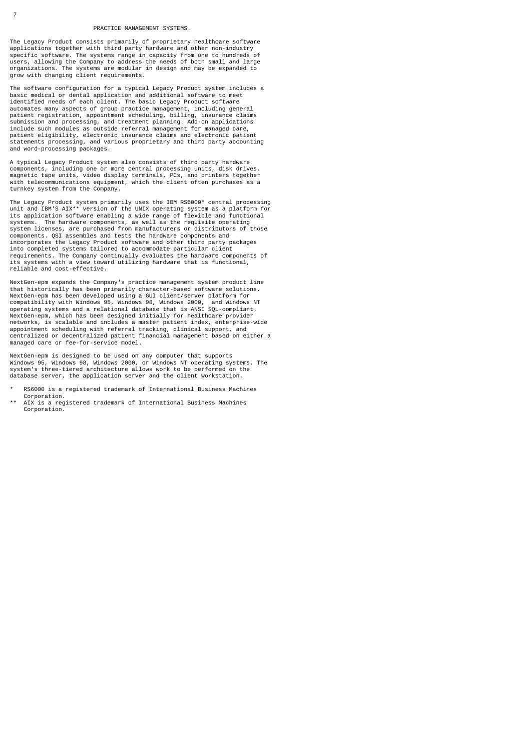PRACTICE MANAGEMENT SYSTEMS.

The Legacy Product consists primarily of proprietary healthcare software applications together with third party hardware and other non-industry specific software. The systems range in capacity from one to hundreds of users, allowing the Company to address the needs of both small and large organizations. The systems are modular in design and may be expanded to grow with changing client requirements.

The software configuration for a typical Legacy Product system includes a basic medical or dental application and additional software to meet identified needs of each client. The basic Legacy Product software automates many aspects of group practice management, including general patient registration, appointment scheduling, billing, insurance claims submission and processing, and treatment planning. Add-on applications include such modules as outside referral management for managed care, patient eligibility, electronic insurance claims and electronic patient statements processing, and various proprietary and third party accounting and word-processing packages.

A typical Legacy Product system also consists of third party hardware components, including one or more central processing units, disk drives, magnetic tape units, video display terminals, PCs, and printers together with telecommunications equipment, which the client often purchases as a turnkey system from the Company.

The Legacy Product system primarily uses the IBM RS6000* central processing unit and IBM'S AIX** version of the UNIX operating system as a platform for its application software enabling a wide range of flexible and functional systems. The hardware components, as well as the requisite operating system licenses, are purchased from manufacturers or distributors of those components. QSI assembles and tests the hardware components and incorporates the Legacy Product software and other third party packages into completed systems tailored to accommodate particular client requirements. The Company continually evaluates the hardware components of its systems with a view toward utilizing hardware that is functional, reliable and cost-effective.

NextGen-epm expands the Company's practice management system product line that historically has been primarily character-based software solutions. NextGen-epm has been developed using a GUI client/server platform for compatibility with Windows 95, Windows 98, Windows 2000, and Windows NT operating systems and a relational database that is ANSI SQL-compliant. NextGen-epm, which has been designed initially for healthcare provider networks, is scalable and includes a master patient index, enterprise-wide appointment scheduling with referral tracking, clinical support, and centralized or decentralized patient financial management based on either a managed care or fee-for-service model.

NextGen-epm is designed to be used on any computer that supports Windows 95, Windows 98, Windows 2000, or Windows NT operating systems. The system's three-tiered architecture allows work to be performed on the database server, the application server and the client workstation.

\* RS6000 is a registered trademark of International Business Machines Corporation.

\*\* AIX is a registered trademark of International Business Machines Corporation.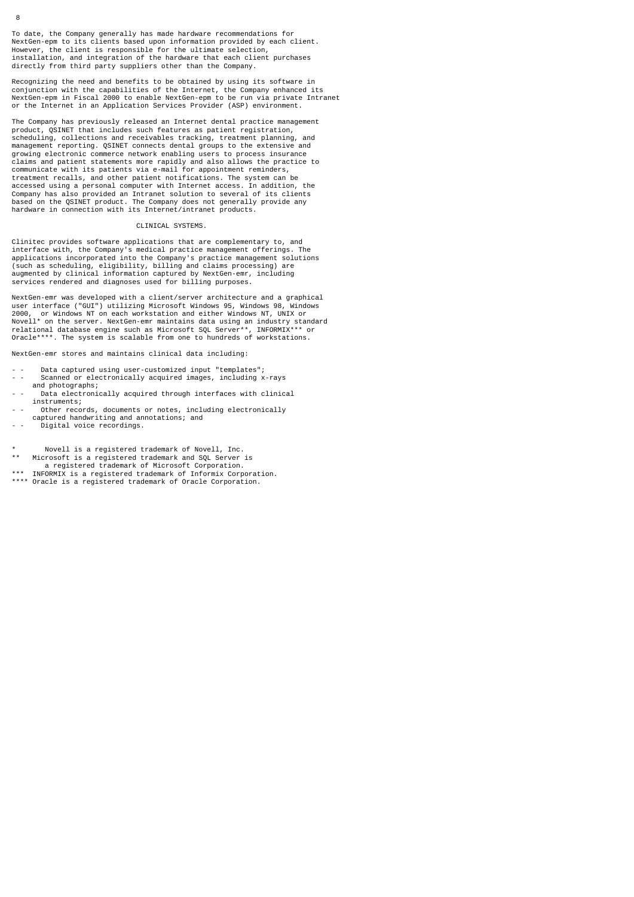To date, the Company generally has made hardware recommendations for NextGen-epm to its clients based upon information provided by each client. However, the client is responsible for the ultimate selection, installation, and integration of the hardware that each client purchases directly from third party suppliers other than the Company.

Recognizing the need and benefits to be obtained by using its software in conjunction with the capabilities of the Internet, the Company enhanced its NextGen-epm in Fiscal 2000 to enable NextGen-epm to be run via private Intranet or the Internet in an Application Services Provider (ASP) environment.

The Company has previously released an Internet dental practice management product, QSINET that includes such features as patient registration, scheduling, collections and receivables tracking, treatment planning, and management reporting. QSINET connects dental groups to the extensive and growing electronic commerce network enabling users to process insurance claims and patient statements more rapidly and also allows the practice to communicate with its patients via e-mail for appointment reminders, treatment recalls, and other patient notifications. The system can be accessed using a personal computer with Internet access. In addition, the Company has also provided an Intranet solution to several of its clients based on the QSINET product. The Company does not generally provide any hardware in connection with its Internet/intranet products.

## CLINICAL SYSTEMS.

Clinitec provides software applications that are complementary to, and interface with, the Company's medical practice management offerings. The applications incorporated into the Company's practice management solutions (such as scheduling, eligibility, billing and claims processing) are augmented by clinical information captured by NextGen-emr, including services rendered and diagnoses used for billing purposes.

NextGen-emr was developed with a client/server architecture and a graphical user interface ("GUI") utilizing Microsoft Windows 95, Windows 98, Windows 2000, or Windows NT on each workstation and either Windows NT, UNIX or Novell* on the server. NextGen-emr maintains data using an industry standard relational database engine such as Microsoft SQL Server**, INFORMIX*** or Oracle****. The system is scalable from one to hundreds of workstations.

NextGen-emr stores and maintains clinical data including:

- Data captured using user-customized input "templates";
- Scanned or electronically acquired images, including x-rays and photographs;
- Data electronically acquired through interfaces with clinical instruments;
- Other records, documents or notes, including electronically captured handwriting and annotations; and
- Digital voice recordings.

\* Novell is a registered trademark of Novell, Inc.
\** Microsoft is a registered trademark and SQL Server is a registered trademark of Microsoft Corporation.
\*** INFORMIX is a registered trademark of Informix Corporation.
\**** Oracle is a registered trademark of Oracle Corporation.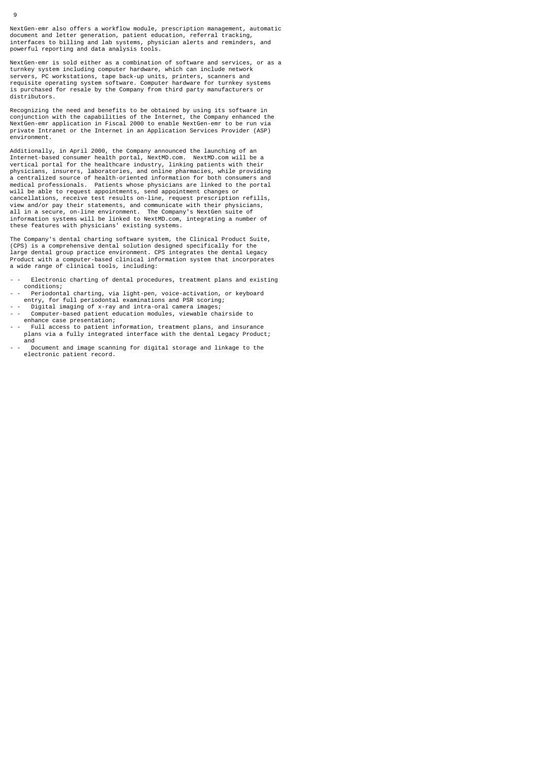NextGen-emr also offers a workflow module, prescription management, automatic document and letter generation, patient education, referral tracking, interfaces to billing and lab systems, physician alerts and reminders, and powerful reporting and data analysis tools.

NextGen-emr is sold either as a combination of software and services, or as a turnkey system including computer hardware, which can include network servers, PC workstations, tape back-up units, printers, scanners and requisite operating system software. Computer hardware for turnkey systems is purchased for resale by the Company from third party manufacturers or distributors.

Recognizing the need and benefits to be obtained by using its software in conjunction with the capabilities of the Internet, the Company enhanced the NextGen-emr application in Fiscal 2000 to enable NextGen-emr to be run via private Intranet or the Internet in an Application Services Provider (ASP) environment.

Additionally, in April 2000, the Company announced the launching of an Internet-based consumer health portal, NextMD.com. NextMD.com will be a vertical portal for the healthcare industry, linking patients with their physicians, insurers, laboratories, and online pharmacies, while providing a centralized source of health-oriented information for both consumers and medical professionals. Patients whose physicians are linked to the portal will be able to request appointments, send appointment changes or cancellations, receive test results on-line, request prescription refills, view and/or pay their statements, and communicate with their physicians, all in a secure, on-line environment. The Company's NextGen suite of information systems will be linked to NextMD.com, integrating a number of these features with physicians' existing systems.

The Company's dental charting software system, the Clinical Product Suite, (CPS) is a comprehensive dental solution designed specifically for the large dental group practice environment. CPS integrates the dental Legacy Product with a computer-based clinical information system that incorporates a wide range of clinical tools, including:

- Electronic charting of dental procedures, treatment plans and existing conditions;
- Periodontal charting, via light-pen, voice-activation, or keyboard entry, for full periodontal examinations and PSR scoring;
- Digital imaging of x-ray and intra-oral camera images;
- Computer-based patient education modules, viewable chairside to enhance case presentation;
- Full access to patient information, treatment plans, and insurance plans via a fully integrated interface with the dental Legacy Product; and
- Document and image scanning for digital storage and linkage to the electronic patient record.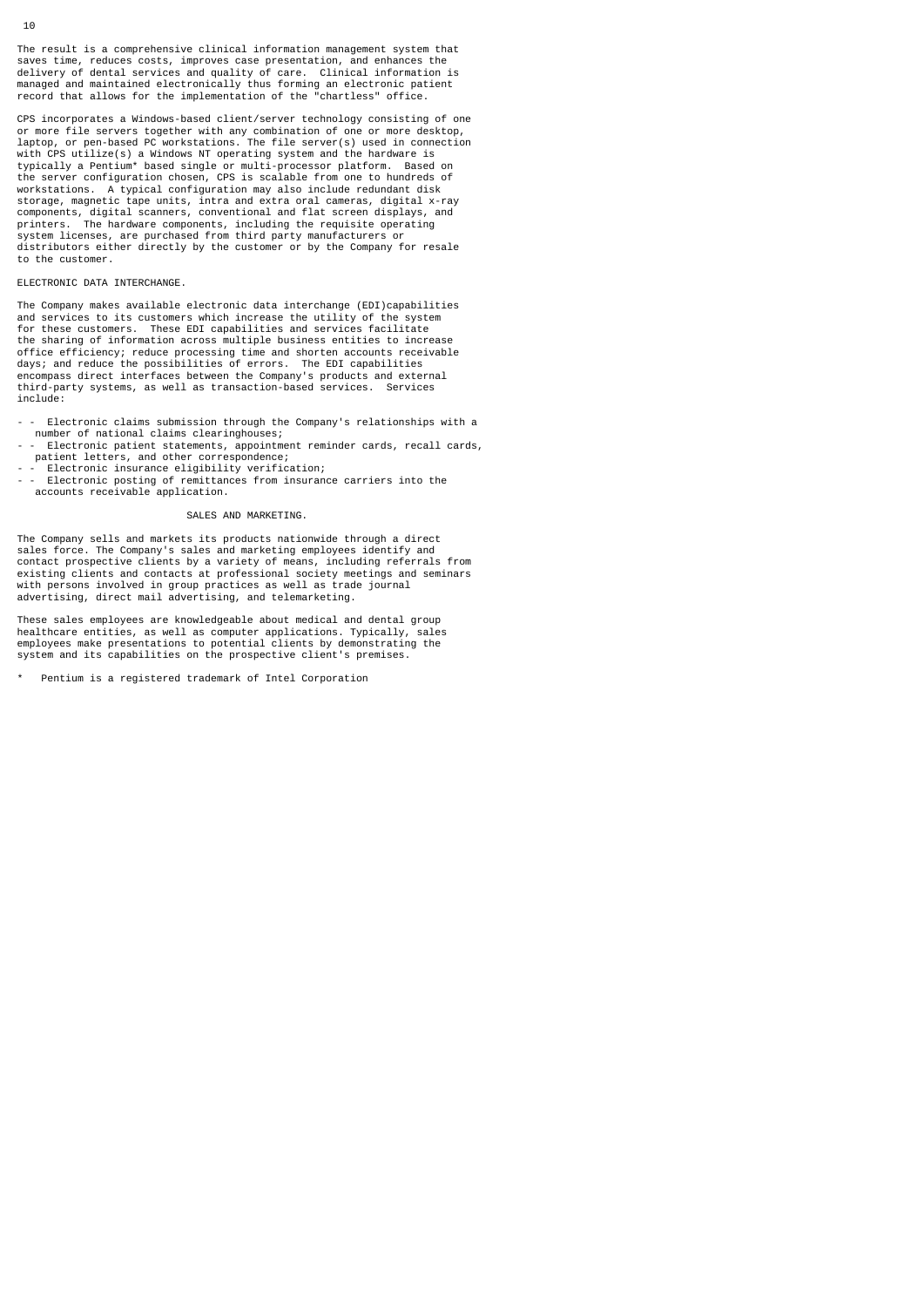The result is a comprehensive clinical information management system that saves time, reduces costs, improves case presentation, and enhances the delivery of dental services and quality of care. Clinical information is managed and maintained electronically thus forming an electronic patient record that allows for the implementation of the "chartless" office.

CPS incorporates a Windows-based client/server technology consisting of one or more file servers together with any combination of one or more desktop, laptop, or pen-based PC workstations. The file server(s) used in connection with CPS utilize(s) a Windows NT operating system and the hardware is typically a Pentium* based single or multi-processor platform. Based on the server configuration chosen, CPS is scalable from one to hundreds of workstations. A typical configuration may also include redundant disk storage, magnetic tape units, intra and extra oral cameras, digital x-ray components, digital scanners, conventional and flat screen displays, and printers. The hardware components, including the requisite operating system licenses, are purchased from third party manufacturers or distributors either directly by the customer or by the Company for resale to the customer.

ELECTRONIC DATA INTERCHANGE.

The Company makes available electronic data interchange (EDI)capabilities and services to its customers which increase the utility of the system for these customers. These EDI capabilities and services facilitate the sharing of information across multiple business entities to increase office efficiency; reduce processing time and shorten accounts receivable days; and reduce the possibilities of errors. The EDI capabilities encompass direct interfaces between the Company's products and external third-party systems, as well as transaction-based services. Services include:

- Electronic claims submission through the Company's relationships with a number of national claims clearinghouses;
- Electronic patient statements, appointment reminder cards, recall cards, patient letters, and other correspondence;
- Electronic insurance eligibility verification;
- Electronic posting of remittances from insurance carriers into the accounts receivable application.

SALES AND MARKETING.

The Company sells and markets its products nationwide through a direct sales force. The Company's sales and marketing employees identify and contact prospective clients by a variety of means, including referrals from existing clients and contacts at professional society meetings and seminars with persons involved in group practices as well as trade journal advertising, direct mail advertising, and telemarketing.

These sales employees are knowledgeable about medical and dental group healthcare entities, as well as computer applications. Typically, sales employees make presentations to potential clients by demonstrating the system and its capabilities on the prospective client's premises.

\* Pentium is a registered trademark of Intel Corporation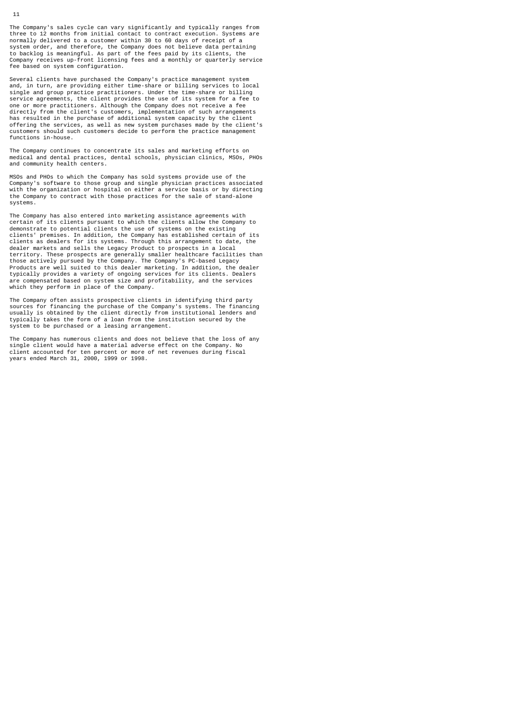The Company's sales cycle can vary significantly and typically ranges from three to 12 months from initial contact to contract execution. Systems are normally delivered to a customer within 30 to 60 days of receipt of a system order, and therefore, the Company does not believe data pertaining to backlog is meaningful. As part of the fees paid by its clients, the Company receives up-front licensing fees and a monthly or quarterly service fee based on system configuration.

Several clients have purchased the Company's practice management system and, in turn, are providing either time-share or billing services to local single and group practice practitioners. Under the time-share or billing service agreements, the client provides the use of its system for a fee to one or more practitioners. Although the Company does not receive a fee directly from the client's customers, implementation of such arrangements has resulted in the purchase of additional system capacity by the client offering the services, as well as new system purchases made by the client's customers should such customers decide to perform the practice management functions in-house.

The Company continues to concentrate its sales and marketing efforts on medical and dental practices, dental schools, physician clinics, MSOs, PHOs and community health centers.

MSOs and PHOs to which the Company has sold systems provide use of the Company's software to those group and single physician practices associated with the organization or hospital on either a service basis or by directing the Company to contract with those practices for the sale of stand-alone systems.

The Company has also entered into marketing assistance agreements with certain of its clients pursuant to which the clients allow the Company to demonstrate to potential clients the use of systems on the existing clients' premises. In addition, the Company has established certain of its clients as dealers for its systems. Through this arrangement to date, the dealer markets and sells the Legacy Product to prospects in a local territory. These prospects are generally smaller healthcare facilities than those actively pursued by the Company. The Company's PC-based Legacy Products are well suited to this dealer marketing. In addition, the dealer typically provides a variety of ongoing services for its clients. Dealers are compensated based on system size and profitability, and the services which they perform in place of the Company.

The Company often assists prospective clients in identifying third party sources for financing the purchase of the Company's systems. The financing usually is obtained by the client directly from institutional lenders and typically takes the form of a loan from the institution secured by the system to be purchased or a leasing arrangement.

The Company has numerous clients and does not believe that the loss of any single client would have a material adverse effect on the Company. No client accounted for ten percent or more of net revenues during fiscal years ended March 31, 2000, 1999 or 1998.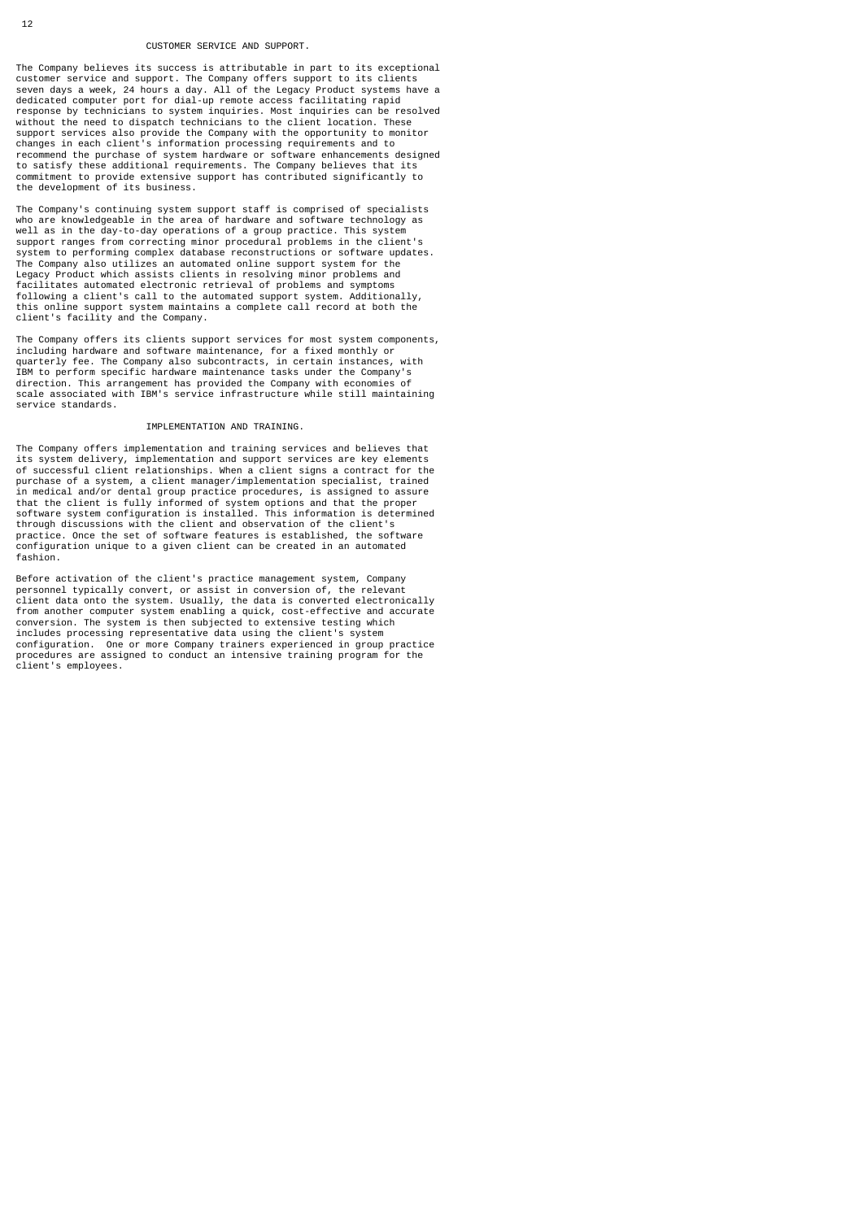## CUSTOMER SERVICE AND SUPPORT.

The Company believes its success is attributable in part to its exceptional customer service and support. The Company offers support to its clients seven days a week, 24 hours a day. All of the Legacy Product systems have a dedicated computer port for dial-up remote access facilitating rapid response by technicians to system inquiries. Most inquiries can be resolved without the need to dispatch technicians to the client location. These support services also provide the Company with the opportunity to monitor changes in each client's information processing requirements and to recommend the purchase of system hardware or software enhancements designed to satisfy these additional requirements. The Company believes that its commitment to provide extensive support has contributed significantly to the development of its business.

The Company's continuing system support staff is comprised of specialists who are knowledgeable in the area of hardware and software technology as well as in the day-to-day operations of a group practice. This system support ranges from correcting minor procedural problems in the client's system to performing complex database reconstructions or software updates. The Company also utilizes an automated online support system for the Legacy Product which assists clients in resolving minor problems and facilitates automated electronic retrieval of problems and symptoms following a client's call to the automated support system. Additionally, this online support system maintains a complete call record at both the client's facility and the Company.

The Company offers its clients support services for most system components, including hardware and software maintenance, for a fixed monthly or quarterly fee. The Company also subcontracts, in certain instances, with IBM to perform specific hardware maintenance tasks under the Company's direction. This arrangement has provided the Company with economies of scale associated with IBM's service infrastructure while still maintaining service standards.

## IMPLEMENTATION AND TRAINING.

The Company offers implementation and training services and believes that its system delivery, implementation and support services are key elements of successful client relationships. When a client signs a contract for the purchase of a system, a client manager/implementation specialist, trained in medical and/or dental group practice procedures, is assigned to assure that the client is fully informed of system options and that the proper software system configuration is installed. This information is determined through discussions with the client and observation of the client's practice. Once the set of software features is established, the software configuration unique to a given client can be created in an automated fashion.

Before activation of the client's practice management system, Company personnel typically convert, or assist in conversion of, the relevant client data onto the system. Usually, the data is converted electronically from another computer system enabling a quick, cost-effective and accurate conversion. The system is then subjected to extensive testing which includes processing representative data using the client's system configuration. One or more Company trainers experienced in group practice procedures are assigned to conduct an intensive training program for the client's employees.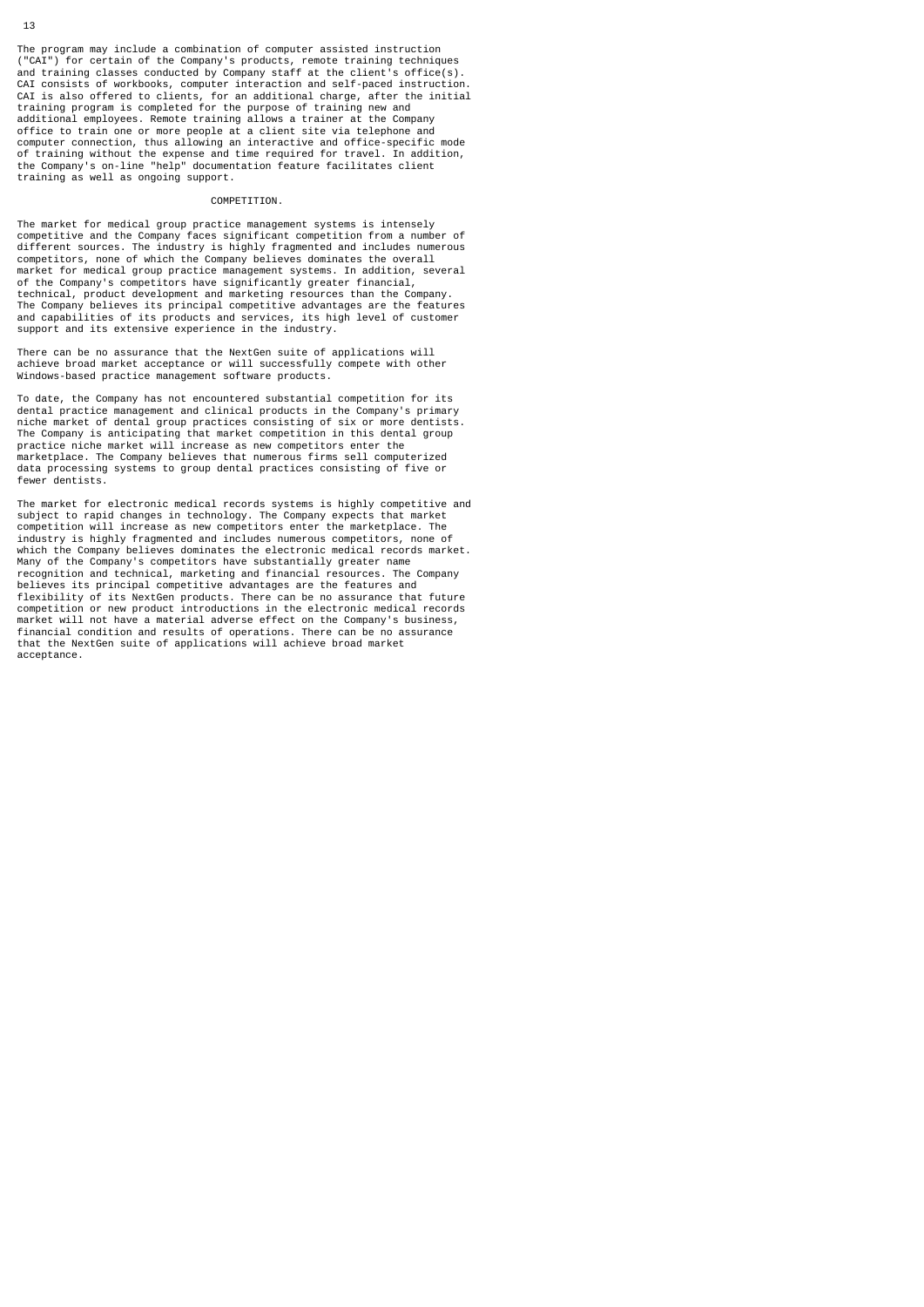The program may include a combination of computer assisted instruction ("CAI") for certain of the Company's products, remote training techniques and training classes conducted by Company staff at the client's office(s). CAI consists of workbooks, computer interaction and self-paced instruction. CAI is also offered to clients, for an additional charge, after the initial training program is completed for the purpose of training new and additional employees. Remote training allows a trainer at the Company office to train one or more people at a client site via telephone and computer connection, thus allowing an interactive and office-specific mode of training without the expense and time required for travel. In addition, the Company's on-line "help" documentation feature facilitates client training as well as ongoing support.

## COMPETITION.

The market for medical group practice management systems is intensely competitive and the Company faces significant competition from a number of different sources. The industry is highly fragmented and includes numerous competitors, none of which the Company believes dominates the overall market for medical group practice management systems. In addition, several of the Company's competitors have significantly greater financial, technical, product development and marketing resources than the Company. The Company believes its principal competitive advantages are the features and capabilities of its products and services, its high level of customer support and its extensive experience in the industry.

There can be no assurance that the NextGen suite of applications will achieve broad market acceptance or will successfully compete with other Windows-based practice management software products.

To date, the Company has not encountered substantial competition for its dental practice management and clinical products in the Company's primary niche market of dental group practices consisting of six or more dentists. The Company is anticipating that market competition in this dental group practice niche market will increase as new competitors enter the marketplace. The Company believes that numerous firms sell computerized data processing systems to group dental practices consisting of five or fewer dentists.

The market for electronic medical records systems is highly competitive and subject to rapid changes in technology. The Company expects that market competition will increase as new competitors enter the marketplace. The industry is highly fragmented and includes numerous competitors, none of which the Company believes dominates the electronic medical records market. Many of the Company's competitors have substantially greater name recognition and technical, marketing and financial resources. The Company believes its principal competitive advantages are the features and flexibility of its NextGen products. There can be no assurance that future competition or new product introductions in the electronic medical records market will not have a material adverse effect on the Company's business, financial condition and results of operations. There can be no assurance that the NextGen suite of applications will achieve broad market acceptance.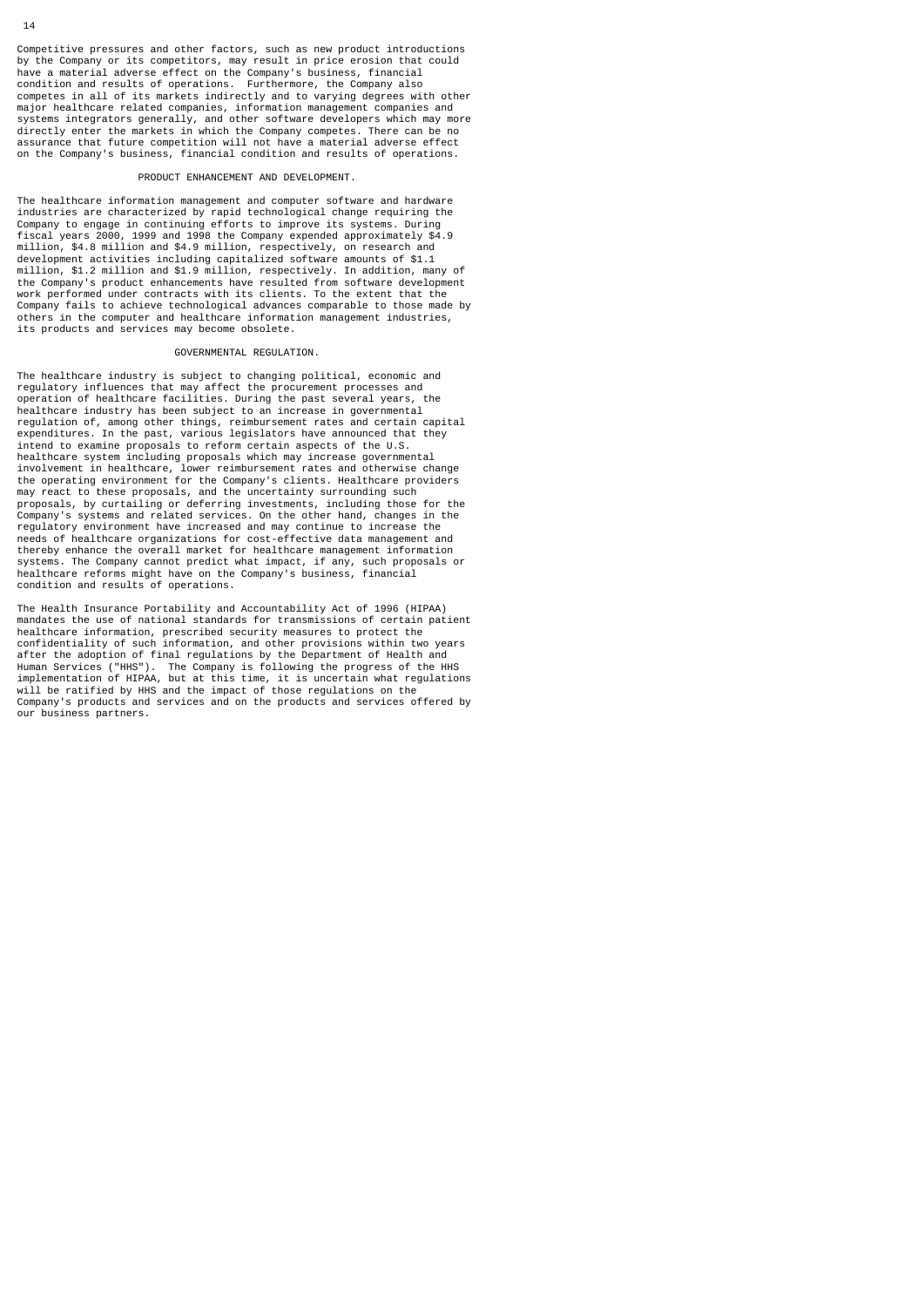Competitive pressures and other factors, such as new product introductions by the Company or its competitors, may result in price erosion that could have a material adverse effect on the Company's business, financial condition and results of operations. Furthermore, the Company also competes in all of its markets indirectly and to varying degrees with other major healthcare related companies, information management companies and systems integrators generally, and other software developers which may more directly enter the markets in which the Company competes. There can be no assurance that future competition will not have a material adverse effect on the Company's business, financial condition and results of operations.

### PRODUCT ENHANCEMENT AND DEVELOPMENT.

The healthcare information management and computer software and hardware industries are characterized by rapid technological change requiring the Company to engage in continuing efforts to improve its systems. During fiscal years 2000, 1999 and 1998 the Company expended approximately $4.9 million, $4.8 million and $4.9 million, respectively, on research and development activities including capitalized software amounts of $1.1 million, $1.2 million and $1.9 million, respectively. In addition, many of the Company's product enhancements have resulted from software development work performed under contracts with its clients. To the extent that the Company fails to achieve technological advances comparable to those made by others in the computer and healthcare information management industries, its products and services may become obsolete.

### GOVERNMENTAL REGULATION.

The healthcare industry is subject to changing political, economic and regulatory influences that may affect the procurement processes and operation of healthcare facilities. During the past several years, the healthcare industry has been subject to an increase in governmental regulation of, among other things, reimbursement rates and certain capital expenditures. In the past, various legislators have announced that they intend to examine proposals to reform certain aspects of the U.S. healthcare system including proposals which may increase governmental involvement in healthcare, lower reimbursement rates and otherwise change the operating environment for the Company's clients. Healthcare providers may react to these proposals, and the uncertainty surrounding such proposals, by curtailing or deferring investments, including those for the Company's systems and related services. On the other hand, changes in the regulatory environment have increased and may continue to increase the needs of healthcare organizations for cost-effective data management and thereby enhance the overall market for healthcare management information systems. The Company cannot predict what impact, if any, such proposals or healthcare reforms might have on the Company's business, financial condition and results of operations.

The Health Insurance Portability and Accountability Act of 1996 (HIPAA) mandates the use of national standards for transmissions of certain patient healthcare information, prescribed security measures to protect the confidentiality of such information, and other provisions within two years after the adoption of final regulations by the Department of Health and Human Services ("HHS"). The Company is following the progress of the HHS implementation of HIPAA, but at this time, it is uncertain what regulations will be ratified by HHS and the impact of those regulations on the Company's products and services and on the products and services offered by our business partners.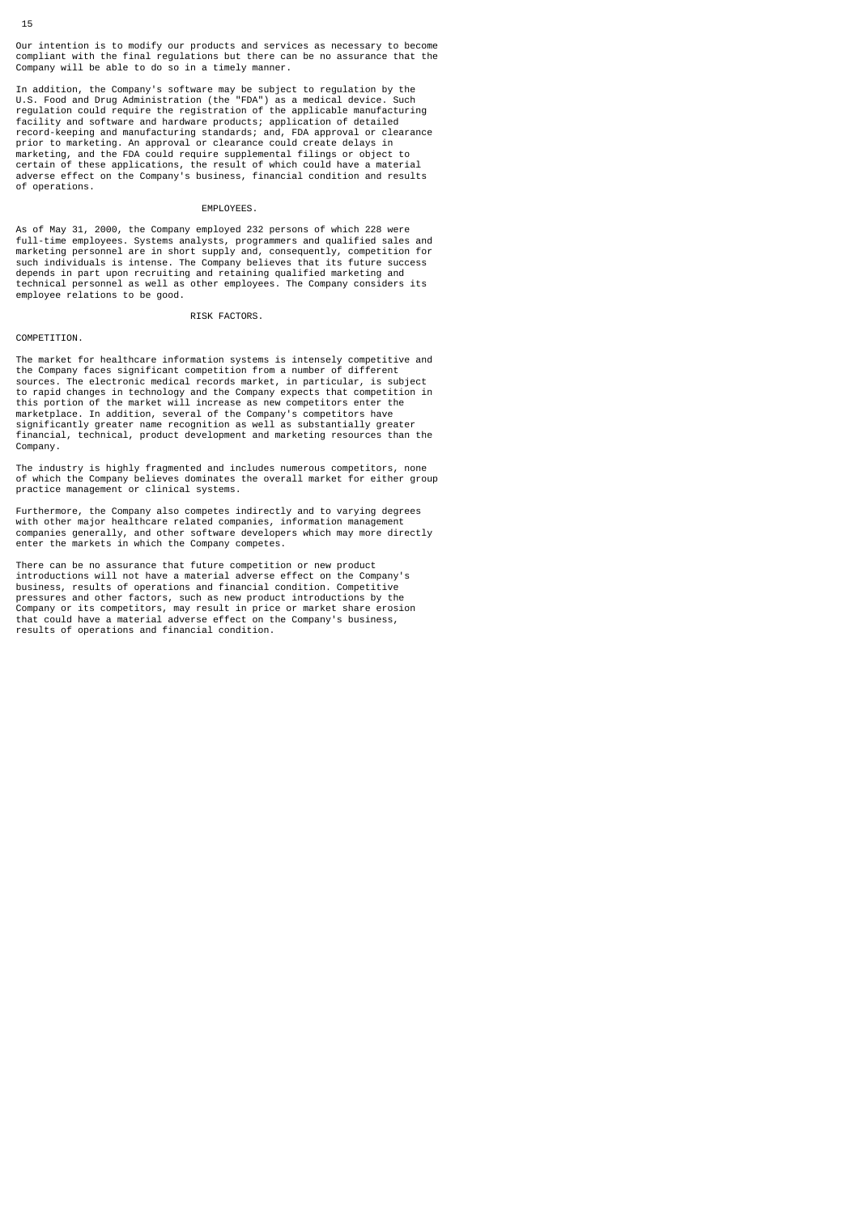Our intention is to modify our products and services as necessary to become compliant with the final regulations but there can be no assurance that the Company will be able to do so in a timely manner.

In addition, the Company's software may be subject to regulation by the U.S. Food and Drug Administration (the "FDA") as a medical device. Such regulation could require the registration of the applicable manufacturing facility and software and hardware products; application of detailed record-keeping and manufacturing standards; and, FDA approval or clearance prior to marketing. An approval or clearance could create delays in marketing, and the FDA could require supplemental filings or object to certain of these applications, the result of which could have a material adverse effect on the Company's business, financial condition and results of operations.

## EMPLOYEES.

As of May 31, 2000, the Company employed 232 persons of which 228 were full-time employees. Systems analysts, programmers and qualified sales and marketing personnel are in short supply and, consequently, competition for such individuals is intense. The Company believes that its future success depends in part upon recruiting and retaining qualified marketing and technical personnel as well as other employees. The Company considers its employee relations to be good.

## RISK FACTORS.

### COMPETITION.

The market for healthcare information systems is intensely competitive and the Company faces significant competition from a number of different sources. The electronic medical records market, in particular, is subject to rapid changes in technology and the Company expects that competition in this portion of the market will increase as new competitors enter the marketplace. In addition, several of the Company's competitors have significantly greater name recognition as well as substantially greater financial, technical, product development and marketing resources than the Company.

The industry is highly fragmented and includes numerous competitors, none of which the Company believes dominates the overall market for either group practice management or clinical systems.

Furthermore, the Company also competes indirectly and to varying degrees with other major healthcare related companies, information management companies generally, and other software developers which may more directly enter the markets in which the Company competes.

There can be no assurance that future competition or new product introductions will not have a material adverse effect on the Company's business, results of operations and financial condition. Competitive pressures and other factors, such as new product introductions by the Company or its competitors, may result in price or market share erosion that could have a material adverse effect on the Company's business, results of operations and financial condition.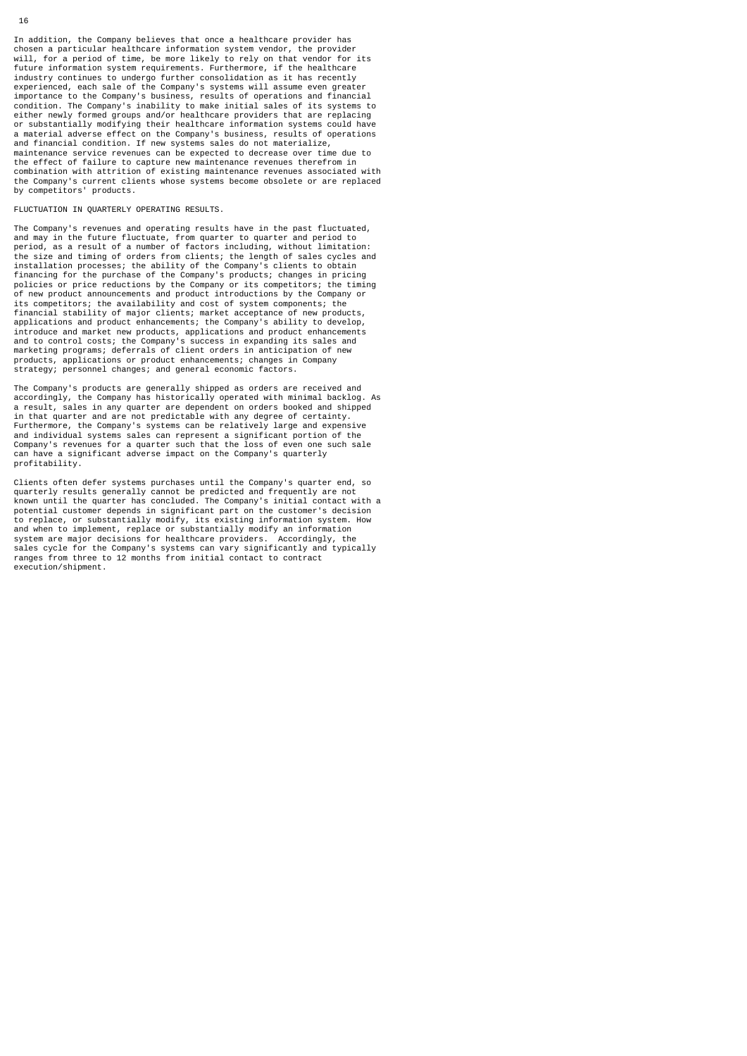In addition, the Company believes that once a healthcare provider has chosen a particular healthcare information system vendor, the provider will, for a period of time, be more likely to rely on that vendor for its future information system requirements. Furthermore, if the healthcare industry continues to undergo further consolidation as it has recently experienced, each sale of the Company's systems will assume even greater importance to the Company's business, results of operations and financial condition. The Company's inability to make initial sales of its systems to either newly formed groups and/or healthcare providers that are replacing or substantially modifying their healthcare information systems could have a material adverse effect on the Company's business, results of operations and financial condition. If new systems sales do not materialize, maintenance service revenues can be expected to decrease over time due to the effect of failure to capture new maintenance revenues therefrom in combination with attrition of existing maintenance revenues associated with the Company's current clients whose systems become obsolete or are replaced by competitors' products.

FLUCTUATION IN QUARTERLY OPERATING RESULTS.

The Company's revenues and operating results have in the past fluctuated, and may in the future fluctuate, from quarter to quarter and period to period, as a result of a number of factors including, without limitation: the size and timing of orders from clients; the length of sales cycles and installation processes; the ability of the Company's clients to obtain financing for the purchase of the Company's products; changes in pricing policies or price reductions by the Company or its competitors; the timing of new product announcements and product introductions by the Company or its competitors; the availability and cost of system components; the financial stability of major clients; market acceptance of new products, applications and product enhancements; the Company's ability to develop, introduce and market new products, applications and product enhancements and to control costs; the Company's success in expanding its sales and marketing programs; deferrals of client orders in anticipation of new products, applications or product enhancements; changes in Company strategy; personnel changes; and general economic factors.

The Company's products are generally shipped as orders are received and accordingly, the Company has historically operated with minimal backlog. As a result, sales in any quarter are dependent on orders booked and shipped in that quarter and are not predictable with any degree of certainty. Furthermore, the Company's systems can be relatively large and expensive and individual systems sales can represent a significant portion of the Company's revenues for a quarter such that the loss of even one such sale can have a significant adverse impact on the Company's quarterly profitability.

Clients often defer systems purchases until the Company's quarter end, so quarterly results generally cannot be predicted and frequently are not known until the quarter has concluded. The Company's initial contact with a potential customer depends in significant part on the customer's decision to replace, or substantially modify, its existing information system. How and when to implement, replace or substantially modify an information system are major decisions for healthcare providers. Accordingly, the sales cycle for the Company's systems can vary significantly and typically ranges from three to 12 months from initial contact to contract execution/shipment.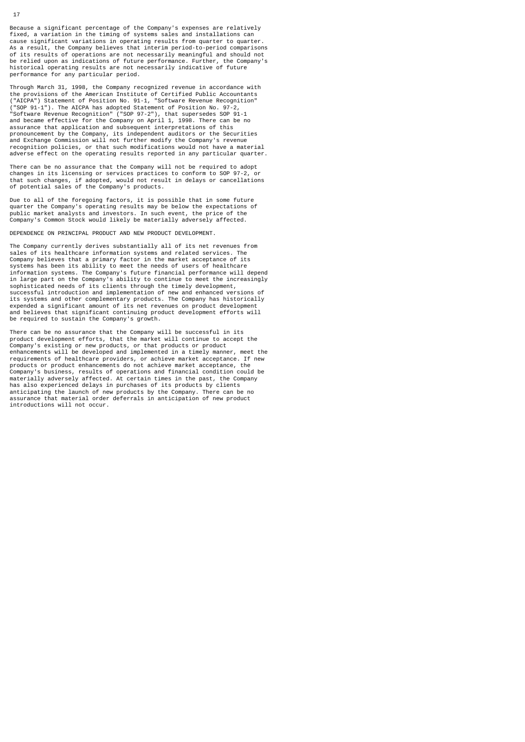Because a significant percentage of the Company's expenses are relatively fixed, a variation in the timing of systems sales and installations can cause significant variations in operating results from quarter to quarter. As a result, the Company believes that interim period-to-period comparisons of its results of operations are not necessarily meaningful and should not be relied upon as indications of future performance. Further, the Company's historical operating results are not necessarily indicative of future performance for any particular period.

Through March 31, 1998, the Company recognized revenue in accordance with the provisions of the American Institute of Certified Public Accountants ("AICPA") Statement of Position No. 91-1, "Software Revenue Recognition" ("SOP 91-1"). The AICPA has adopted Statement of Position No. 97-2, "Software Revenue Recognition" ("SOP 97-2"), that supersedes SOP 91-1 and became effective for the Company on April 1, 1998. There can be no assurance that application and subsequent interpretations of this pronouncement by the Company, its independent auditors or the Securities and Exchange Commission will not further modify the Company's revenue recognition policies, or that such modifications would not have a material adverse effect on the operating results reported in any particular quarter.

There can be no assurance that the Company will not be required to adopt changes in its licensing or services practices to conform to SOP 97-2, or that such changes, if adopted, would not result in delays or cancellations of potential sales of the Company's products.

Due to all of the foregoing factors, it is possible that in some future quarter the Company's operating results may be below the expectations of public market analysts and investors. In such event, the price of the Company's Common Stock would likely be materially adversely affected.

DEPENDENCE ON PRINCIPAL PRODUCT AND NEW PRODUCT DEVELOPMENT.

The Company currently derives substantially all of its net revenues from sales of its healthcare information systems and related services. The Company believes that a primary factor in the market acceptance of its systems has been its ability to meet the needs of users of healthcare information systems. The Company's future financial performance will depend in large part on the Company's ability to continue to meet the increasingly sophisticated needs of its clients through the timely development, successful introduction and implementation of new and enhanced versions of its systems and other complementary products. The Company has historically expended a significant amount of its net revenues on product development and believes that significant continuing product development efforts will be required to sustain the Company's growth.

There can be no assurance that the Company will be successful in its product development efforts, that the market will continue to accept the Company's existing or new products, or that products or product enhancements will be developed and implemented in a timely manner, meet the requirements of healthcare providers, or achieve market acceptance. If new products or product enhancements do not achieve market acceptance, the Company's business, results of operations and financial condition could be materially adversely affected. At certain times in the past, the Company has also experienced delays in purchases of its products by clients anticipating the launch of new products by the Company. There can be no assurance that material order deferrals in anticipation of new product introductions will not occur.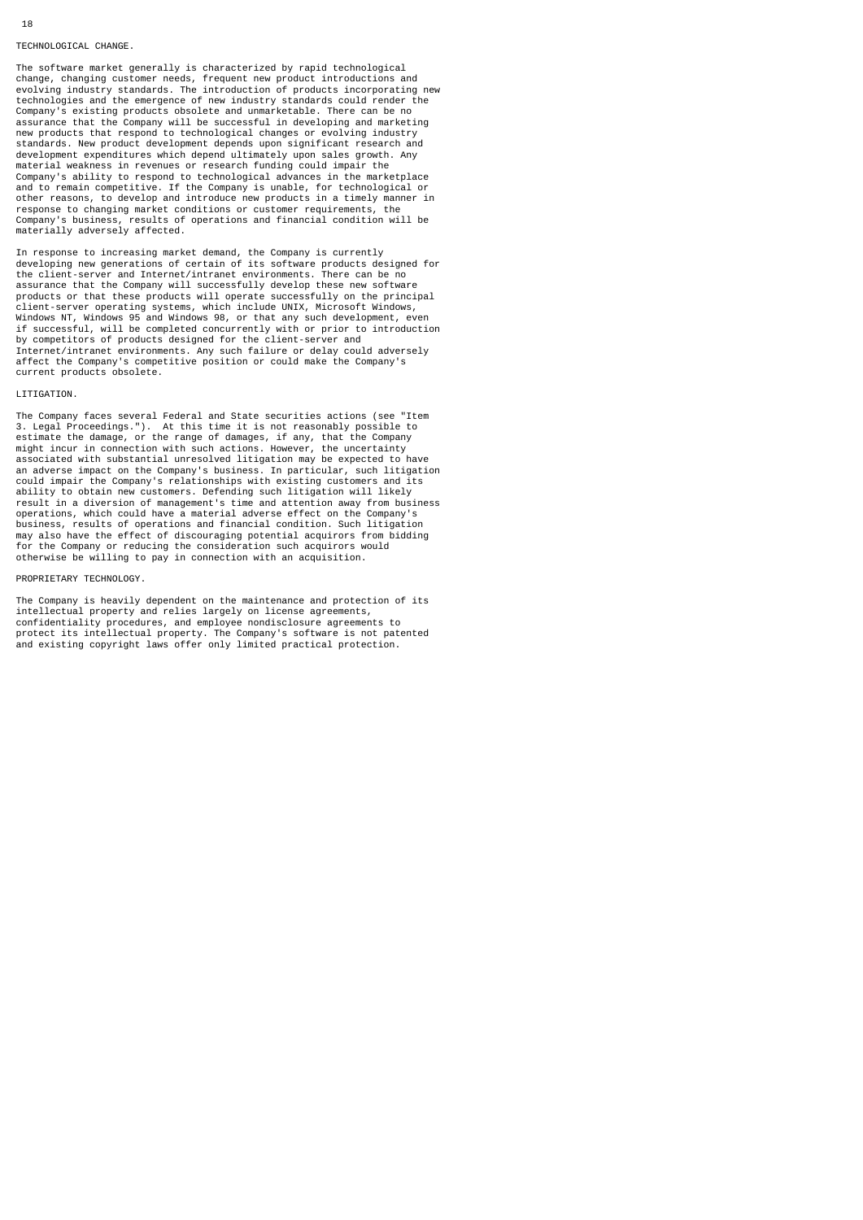### TECHNOLOGICAL CHANGE.

The software market generally is characterized by rapid technological change, changing customer needs, frequent new product introductions and evolving industry standards. The introduction of products incorporating new technologies and the emergence of new industry standards could render the Company's existing products obsolete and unmarketable. There can be no assurance that the Company will be successful in developing and marketing new products that respond to technological changes or evolving industry standards. New product development depends upon significant research and development expenditures which depend ultimately upon sales growth. Any material weakness in revenues or research funding could impair the Company's ability to respond to technological advances in the marketplace and to remain competitive. If the Company is unable, for technological or other reasons, to develop and introduce new products in a timely manner in response to changing market conditions or customer requirements, the Company's business, results of operations and financial condition will be materially adversely affected.

In response to increasing market demand, the Company is currently developing new generations of certain of its software products designed for the client-server and Internet/intranet environments. There can be no assurance that the Company will successfully develop these new software products or that these products will operate successfully on the principal client-server operating systems, which include UNIX, Microsoft Windows, Windows NT, Windows 95 and Windows 98, or that any such development, even if successful, will be completed concurrently with or prior to introduction by competitors of products designed for the client-server and Internet/intranet environments. Any such failure or delay could adversely affect the Company's competitive position or could make the Company's current products obsolete.

### LITIGATION.

The Company faces several Federal and State securities actions (see "Item 3. Legal Proceedings."). At this time it is not reasonably possible to estimate the damage, or the range of damages, if any, that the Company might incur in connection with such actions. However, the uncertainty associated with substantial unresolved litigation may be expected to have an adverse impact on the Company's business. In particular, such litigation could impair the Company's relationships with existing customers and its ability to obtain new customers. Defending such litigation will likely result in a diversion of management's time and attention away from business operations, which could have a material adverse effect on the Company's business, results of operations and financial condition. Such litigation may also have the effect of discouraging potential acquirors from bidding for the Company or reducing the consideration such acquirors would otherwise be willing to pay in connection with an acquisition.

### PROPRIETARY TECHNOLOGY.

The Company is heavily dependent on the maintenance and protection of its intellectual property and relies largely on license agreements, confidentiality procedures, and employee nondisclosure agreements to protect its intellectual property. The Company's software is not patented and existing copyright laws offer only limited practical protection.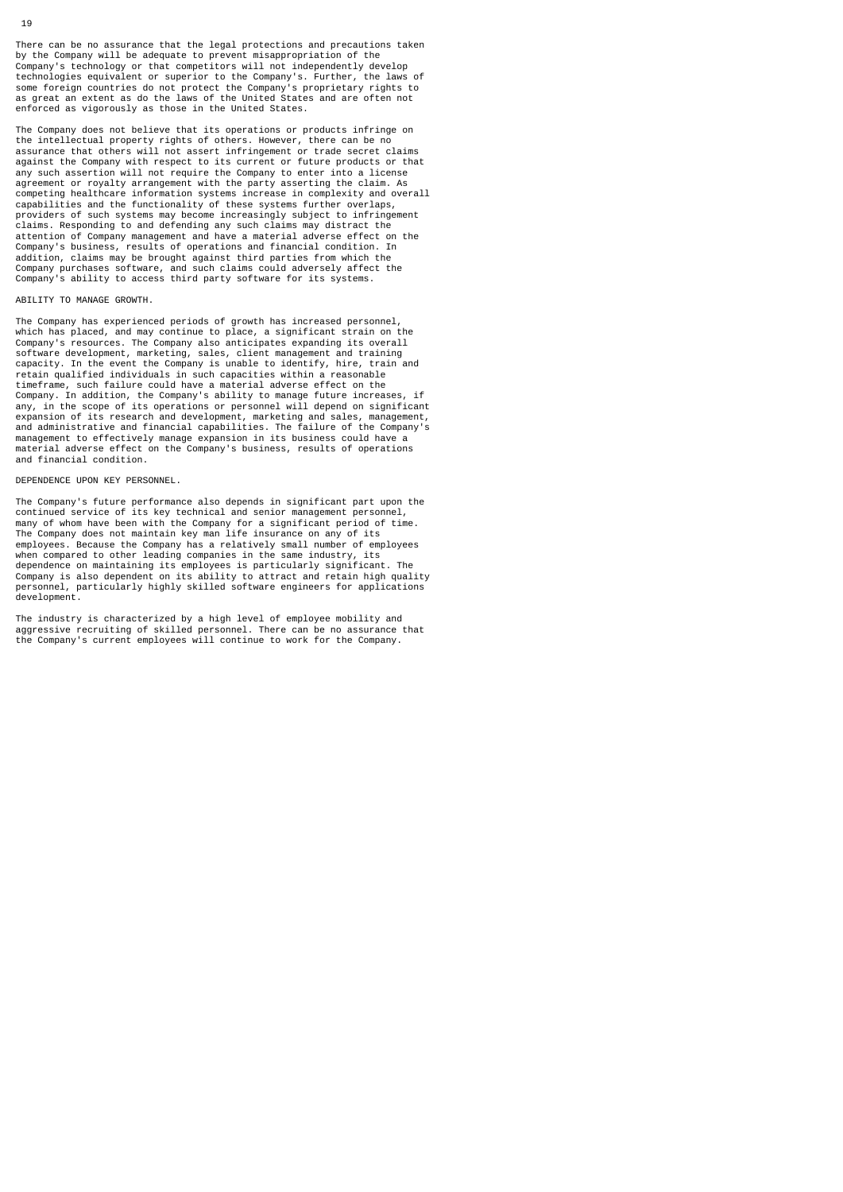There can be no assurance that the legal protections and precautions taken by the Company will be adequate to prevent misappropriation of the Company's technology or that competitors will not independently develop technologies equivalent or superior to the Company's. Further, the laws of some foreign countries do not protect the Company's proprietary rights to as great an extent as do the laws of the United States and are often not enforced as vigorously as those in the United States.

The Company does not believe that its operations or products infringe on the intellectual property rights of others. However, there can be no assurance that others will not assert infringement or trade secret claims against the Company with respect to its current or future products or that any such assertion will not require the Company to enter into a license agreement or royalty arrangement with the party asserting the claim. As competing healthcare information systems increase in complexity and overall capabilities and the functionality of these systems further overlaps, providers of such systems may become increasingly subject to infringement claims. Responding to and defending any such claims may distract the attention of Company management and have a material adverse effect on the Company's business, results of operations and financial condition. In addition, claims may be brought against third parties from which the Company purchases software, and such claims could adversely affect the Company's ability to access third party software for its systems.

ABILITY TO MANAGE GROWTH.

The Company has experienced periods of growth has increased personnel, which has placed, and may continue to place, a significant strain on the Company's resources. The Company also anticipates expanding its overall software development, marketing, sales, client management and training capacity. In the event the Company is unable to identify, hire, train and retain qualified individuals in such capacities within a reasonable timeframe, such failure could have a material adverse effect on the Company. In addition, the Company's ability to manage future increases, if any, in the scope of its operations or personnel will depend on significant expansion of its research and development, marketing and sales, management, and administrative and financial capabilities. The failure of the Company's management to effectively manage expansion in its business could have a material adverse effect on the Company's business, results of operations and financial condition.

DEPENDENCE UPON KEY PERSONNEL.

The Company's future performance also depends in significant part upon the continued service of its key technical and senior management personnel, many of whom have been with the Company for a significant period of time. The Company does not maintain key man life insurance on any of its employees. Because the Company has a relatively small number of employees when compared to other leading companies in the same industry, its dependence on maintaining its employees is particularly significant. The Company is also dependent on its ability to attract and retain high quality personnel, particularly highly skilled software engineers for applications development.

The industry is characterized by a high level of employee mobility and aggressive recruiting of skilled personnel. There can be no assurance that the Company's current employees will continue to work for the Company.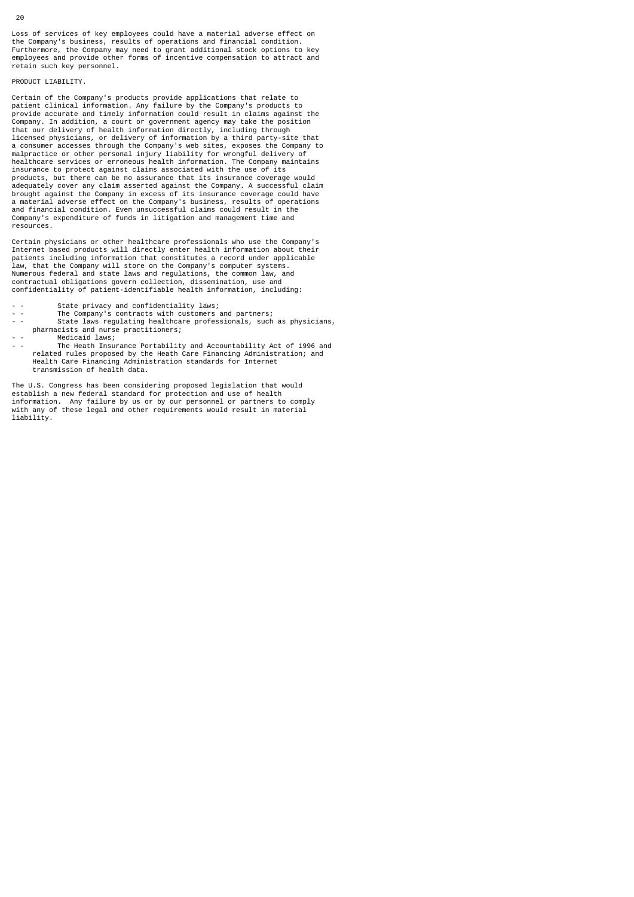Loss of services of key employees could have a material adverse effect on the Company's business, results of operations and financial condition. Furthermore, the Company may need to grant additional stock options to key employees and provide other forms of incentive compensation to attract and retain such key personnel.

PRODUCT LIABILITY.

Certain of the Company's products provide applications that relate to patient clinical information. Any failure by the Company's products to provide accurate and timely information could result in claims against the Company. In addition, a court or government agency may take the position that our delivery of health information directly, including through licensed physicians, or delivery of information by a third party-site that a consumer accesses through the Company's web sites, exposes the Company to malpractice or other personal injury liability for wrongful delivery of healthcare services or erroneous health information. The Company maintains insurance to protect against claims associated with the use of its products, but there can be no assurance that its insurance coverage would adequately cover any claim asserted against the Company. A successful claim brought against the Company in excess of its insurance coverage could have a material adverse effect on the Company's business, results of operations and financial condition. Even unsuccessful claims could result in the Company's expenditure of funds in litigation and management time and resources.

Certain physicians or other healthcare professionals who use the Company's Internet based products will directly enter health information about their patients including information that constitutes a record under applicable law, that the Company will store on the Company's computer systems. Numerous federal and state laws and regulations, the common law, and contractual obligations govern collection, dissemination, use and confidentiality of patient-identifiable health information, including:

- State privacy and confidentiality laws;
- The Company's contracts with customers and partners;
- State laws regulating healthcare professionals, such as physicians, pharmacists and nurse practitioners;
- Medicaid laws;
- The Heath Insurance Portability and Accountability Act of 1996 and related rules proposed by the Heath Care Financing Administration; and Health Care Financing Administration standards for Internet transmission of health data.

The U.S. Congress has been considering proposed legislation that would establish a new federal standard for protection and use of health information. Any failure by us or by our personnel or partners to comply with any of these legal and other requirements would result in material liability.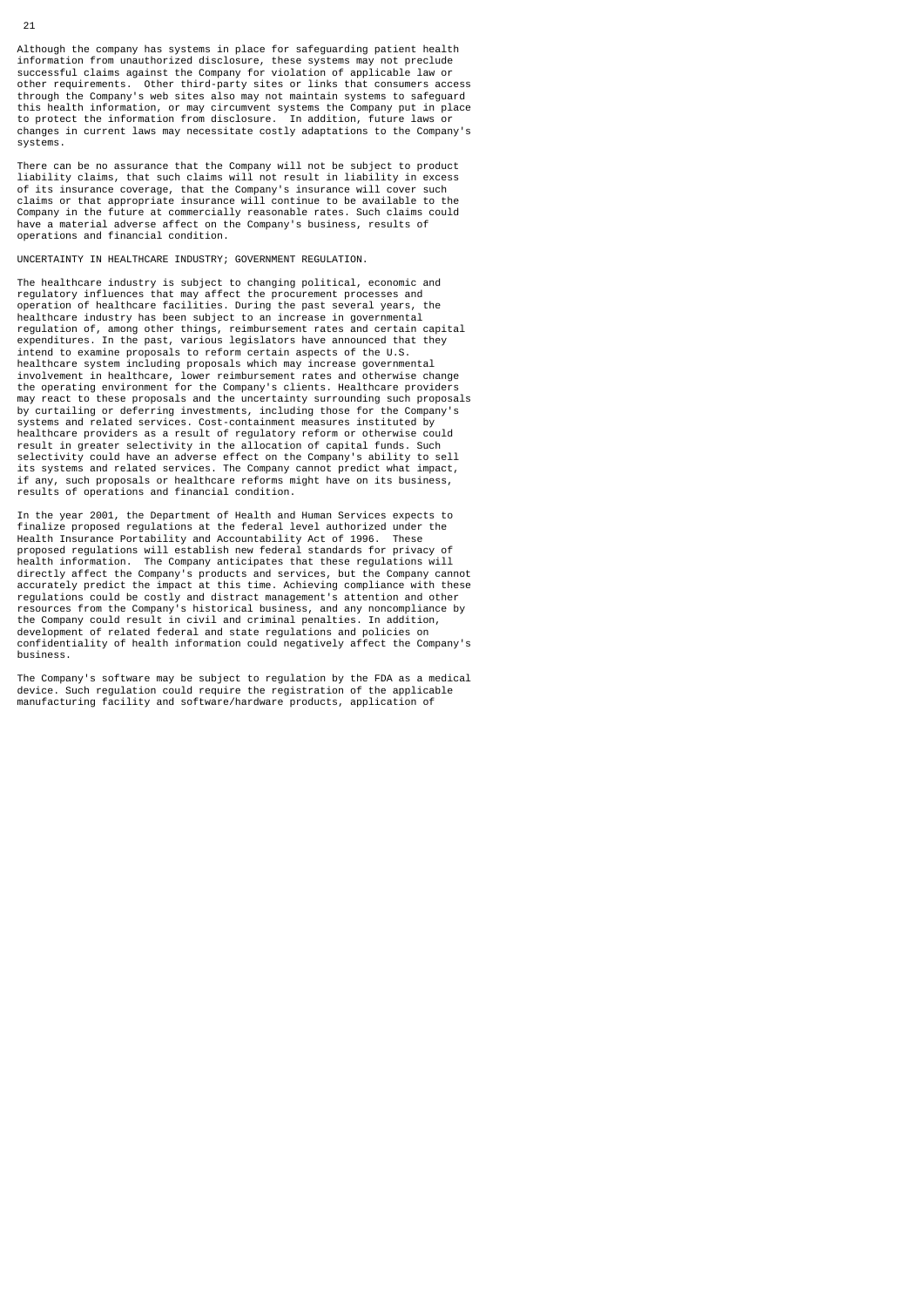Although the company has systems in place for safeguarding patient health information from unauthorized disclosure, these systems may not preclude successful claims against the Company for violation of applicable law or other requirements. Other third-party sites or links that consumers access through the Company's web sites also may not maintain systems to safeguard this health information, or may circumvent systems the Company put in place to protect the information from disclosure. In addition, future laws or changes in current laws may necessitate costly adaptations to the Company's systems.

There can be no assurance that the Company will not be subject to product liability claims, that such claims will not result in liability in excess of its insurance coverage, that the Company's insurance will cover such claims or that appropriate insurance will continue to be available to the Company in the future at commercially reasonable rates. Such claims could have a material adverse affect on the Company's business, results of operations and financial condition.

UNCERTAINTY IN HEALTHCARE INDUSTRY; GOVERNMENT REGULATION.

The healthcare industry is subject to changing political, economic and regulatory influences that may affect the procurement processes and operation of healthcare facilities. During the past several years, the healthcare industry has been subject to an increase in governmental regulation of, among other things, reimbursement rates and certain capital expenditures. In the past, various legislators have announced that they intend to examine proposals to reform certain aspects of the U.S. healthcare system including proposals which may increase governmental involvement in healthcare, lower reimbursement rates and otherwise change the operating environment for the Company's clients. Healthcare providers may react to these proposals and the uncertainty surrounding such proposals by curtailing or deferring investments, including those for the Company's systems and related services. Cost-containment measures instituted by healthcare providers as a result of regulatory reform or otherwise could result in greater selectivity in the allocation of capital funds. Such selectivity could have an adverse effect on the Company's ability to sell its systems and related services. The Company cannot predict what impact, if any, such proposals or healthcare reforms might have on its business, results of operations and financial condition.

In the year 2001, the Department of Health and Human Services expects to finalize proposed regulations at the federal level authorized under the Health Insurance Portability and Accountability Act of 1996. These proposed regulations will establish new federal standards for privacy of health information. The Company anticipates that these regulations will directly affect the Company's products and services, but the Company cannot accurately predict the impact at this time. Achieving compliance with these regulations could be costly and distract management's attention and other resources from the Company's historical business, and any noncompliance by the Company could result in civil and criminal penalties. In addition, development of related federal and state regulations and policies on confidentiality of health information could negatively affect the Company's business.

The Company's software may be subject to regulation by the FDA as a medical device. Such regulation could require the registration of the applicable manufacturing facility and software/hardware products, application of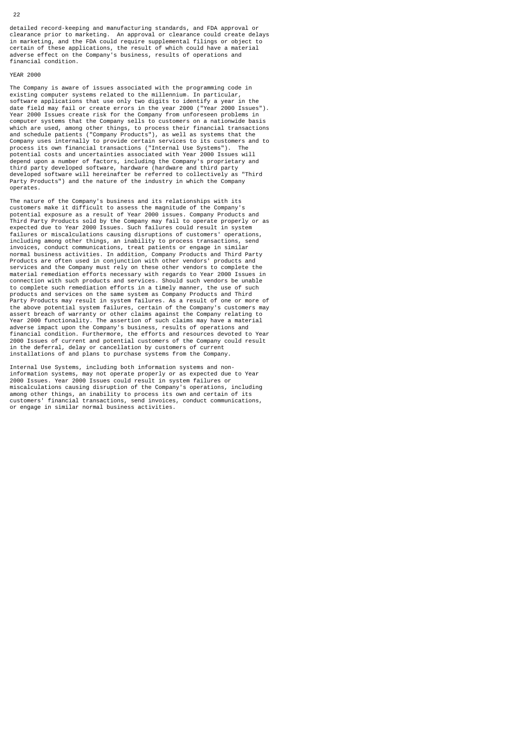detailed record-keeping and manufacturing standards, and FDA approval or clearance prior to marketing. An approval or clearance could create delays in marketing, and the FDA could require supplemental filings or object to certain of these applications, the result of which could have a material adverse effect on the Company's business, results of operations and financial condition.

## YEAR 2000

The Company is aware of issues associated with the programming code in existing computer systems related to the millennium. In particular, software applications that use only two digits to identify a year in the date field may fail or create errors in the year 2000 ("Year 2000 Issues"). Year 2000 Issues create risk for the Company from unforeseen problems in computer systems that the Company sells to customers on a nationwide basis which are used, among other things, to process their financial transactions and schedule patients ("Company Products"), as well as systems that the Company uses internally to provide certain services to its customers and to process its own financial transactions ("Internal Use Systems"). The potential costs and uncertainties associated with Year 2000 Issues will depend upon a number of factors, including the Company's proprietary and third party developed software, hardware (hardware and third party developed software will hereinafter be referred to collectively as "Third Party Products") and the nature of the industry in which the Company operates.

The nature of the Company's business and its relationships with its customers make it difficult to assess the magnitude of the Company's potential exposure as a result of Year 2000 issues. Company Products and Third Party Products sold by the Company may fail to operate properly or as expected due to Year 2000 Issues. Such failures could result in system failures or miscalculations causing disruptions of customers' operations, including among other things, an inability to process transactions, send invoices, conduct communications, treat patients or engage in similar normal business activities. In addition, Company Products and Third Party Products are often used in conjunction with other vendors' products and services and the Company must rely on these other vendors to complete the material remediation efforts necessary with regards to Year 2000 Issues in connection with such products and services. Should such vendors be unable to complete such remediation efforts in a timely manner, the use of such products and services on the same system as Company Products and Third Party Products may result in system failures. As a result of one or more of the above potential system failures, certain of the Company's customers may assert breach of warranty or other claims against the Company relating to Year 2000 functionality. The assertion of such claims may have a material adverse impact upon the Company's business, results of operations and financial condition. Furthermore, the efforts and resources devoted to Year 2000 Issues of current and potential customers of the Company could result in the deferral, delay or cancellation by customers of current installations of and plans to purchase systems from the Company.

Internal Use Systems, including both information systems and non-information systems, may not operate properly or as expected due to Year 2000 Issues. Year 2000 Issues could result in system failures or miscalculations causing disruption of the Company's operations, including among other things, an inability to process its own and certain of its customers' financial transactions, send invoices, conduct communications, or engage in similar normal business activities.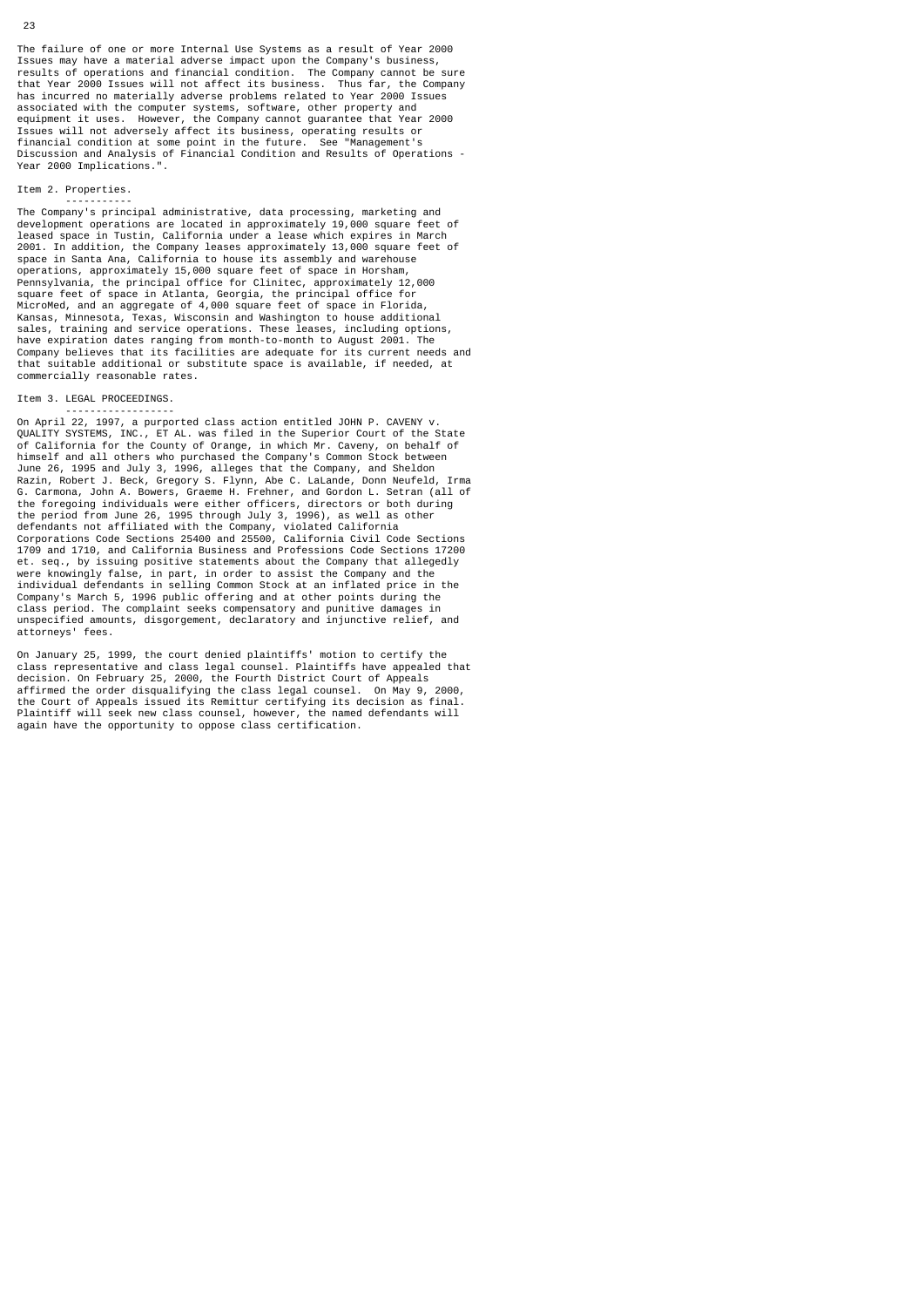The failure of one or more Internal Use Systems as a result of Year 2000 Issues may have a material adverse impact upon the Company's business, results of operations and financial condition. The Company cannot be sure that Year 2000 Issues will not affect its business. Thus far, the Company has incurred no materially adverse problems related to Year 2000 Issues associated with the computer systems, software, other property and equipment it uses. However, the Company cannot guarantee that Year 2000 Issues will not adversely affect its business, operating results or financial condition at some point in the future. See "Management's Discussion and Analysis of Financial Condition and Results of Operations - Year 2000 Implications.".

## Item 2. Properties.

The Company's principal administrative, data processing, marketing and development operations are located in approximately 19,000 square feet of leased space in Tustin, California under a lease which expires in March 2001. In addition, the Company leases approximately 13,000 square feet of space in Santa Ana, California to house its assembly and warehouse operations, approximately 15,000 square feet of space in Horsham, Pennsylvania, the principal office for Clinitec, approximately 12,000 square feet of space in Atlanta, Georgia, the principal office for MicroMed, and an aggregate of 4,000 square feet of space in Florida, Kansas, Minnesota, Texas, Wisconsin and Washington to house additional sales, training and service operations. These leases, including options, have expiration dates ranging from month-to-month to August 2001. The Company believes that its facilities are adequate for its current needs and that suitable additional or substitute space is available, if needed, at commercially reasonable rates.

## Item 3. LEGAL PROCEEDINGS.

On April 22, 1997, a purported class action entitled JOHN P. CAVENY v. QUALITY SYSTEMS, INC., ET AL. was filed in the Superior Court of the State of California for the County of Orange, in which Mr. Caveny, on behalf of himself and all others who purchased the Company's Common Stock between June 26, 1995 and July 3, 1996, alleges that the Company, and Sheldon Razin, Robert J. Beck, Gregory S. Flynn, Abe C. LaLande, Donn Neufeld, Irma G. Carmona, John A. Bowers, Graeme H. Frehner, and Gordon L. Setran (all of the foregoing individuals were either officers, directors or both during the period from June 26, 1995 through July 3, 1996), as well as other defendants not affiliated with the Company, violated California Corporations Code Sections 25400 and 25500, California Civil Code Sections 1709 and 1710, and California Business and Professions Code Sections 17200 et. seq., by issuing positive statements about the Company that allegedly were knowingly false, in part, in order to assist the Company and the individual defendants in selling Common Stock at an inflated price in the Company's March 5, 1996 public offering and at other points during the class period. The complaint seeks compensatory and punitive damages in unspecified amounts, disgorgement, declaratory and injunctive relief, and attorneys' fees.

On January 25, 1999, the court denied plaintiffs' motion to certify the class representative and class legal counsel. Plaintiffs have appealed that decision. On February 25, 2000, the Fourth District Court of Appeals affirmed the order disqualifying the class legal counsel. On May 9, 2000, the Court of Appeals issued its Remittur certifying its decision as final. Plaintiff will seek new class counsel, however, the named defendants will again have the opportunity to oppose class certification.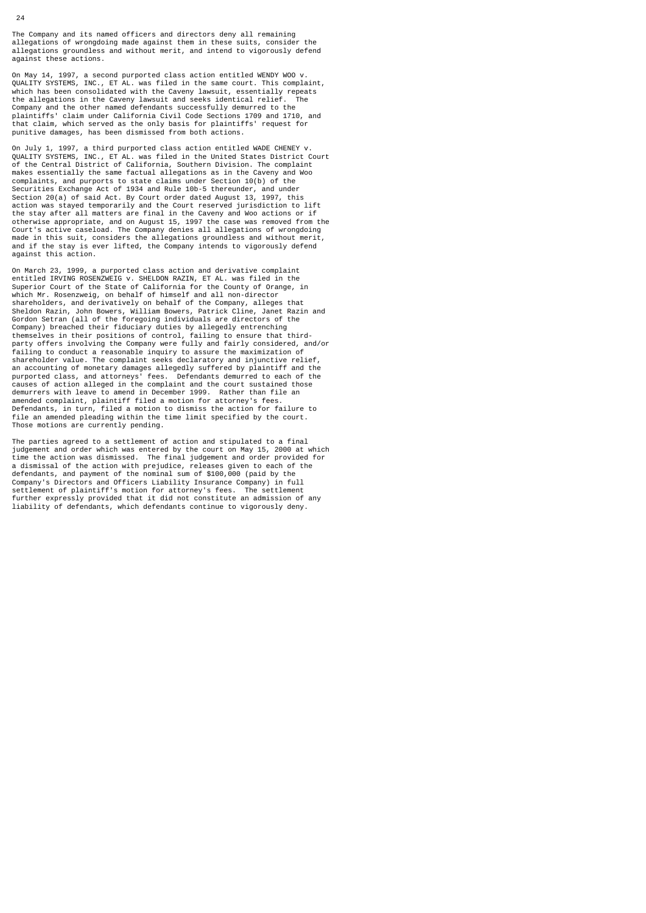The Company and its named officers and directors deny all remaining allegations of wrongdoing made against them in these suits, consider the allegations groundless and without merit, and intend to vigorously defend against these actions.

On May 14, 1997, a second purported class action entitled WENDY WOO v. QUALITY SYSTEMS, INC., ET AL. was filed in the same court. This complaint, which has been consolidated with the Caveny lawsuit, essentially repeats the allegations in the Caveny lawsuit and seeks identical relief. The Company and the other named defendants successfully demurred to the plaintiffs' claim under California Civil Code Sections 1709 and 1710, and that claim, which served as the only basis for plaintiffs' request for punitive damages, has been dismissed from both actions.

On July 1, 1997, a third purported class action entitled WADE CHENEY v. QUALITY SYSTEMS, INC., ET AL. was filed in the United States District Court of the Central District of California, Southern Division. The complaint makes essentially the same factual allegations as in the Caveny and Woo complaints, and purports to state claims under Section 10(b) of the Securities Exchange Act of 1934 and Rule 10b-5 thereunder, and under Section 20(a) of said Act. By Court order dated August 13, 1997, this action was stayed temporarily and the Court reserved jurisdiction to lift the stay after all matters are final in the Caveny and Woo actions or if otherwise appropriate, and on August 15, 1997 the case was removed from the Court's active caseload. The Company denies all allegations of wrongdoing made in this suit, considers the allegations groundless and without merit, and if the stay is ever lifted, the Company intends to vigorously defend against this action.

On March 23, 1999, a purported class action and derivative complaint entitled IRVING ROSENZWEIG v. SHELDON RAZIN, ET AL. was filed in the Superior Court of the State of California for the County of Orange, in which Mr. Rosenzweig, on behalf of himself and all non-director shareholders, and derivatively on behalf of the Company, alleges that Sheldon Razin, John Bowers, William Bowers, Patrick Cline, Janet Razin and Gordon Setran (all of the foregoing individuals are directors of the Company) breached their fiduciary duties by allegedly entrenching themselves in their positions of control, failing to ensure that third-party offers involving the Company were fully and fairly considered, and/or failing to conduct a reasonable inquiry to assure the maximization of shareholder value. The complaint seeks declaratory and injunctive relief, an accounting of monetary damages allegedly suffered by plaintiff and the purported class, and attorneys' fees. Defendants demurred to each of the causes of action alleged in the complaint and the court sustained those demurrers with leave to amend in December 1999. Rather than file an amended complaint, plaintiff filed a motion for attorney's fees. Defendants, in turn, filed a motion to dismiss the action for failure to file an amended pleading within the time limit specified by the court. Those motions are currently pending.

The parties agreed to a settlement of action and stipulated to a final judgement and order which was entered by the court on May 15, 2000 at which time the action was dismissed. The final judgement and order provided for a dismissal of the action with prejudice, releases given to each of the defendants, and payment of the nominal sum of $100,000 (paid by the Company's Directors and Officers Liability Insurance Company) in full settlement of plaintiff's motion for attorney's fees. The settlement further expressly provided that it did not constitute an admission of any liability of defendants, which defendants continue to vigorously deny.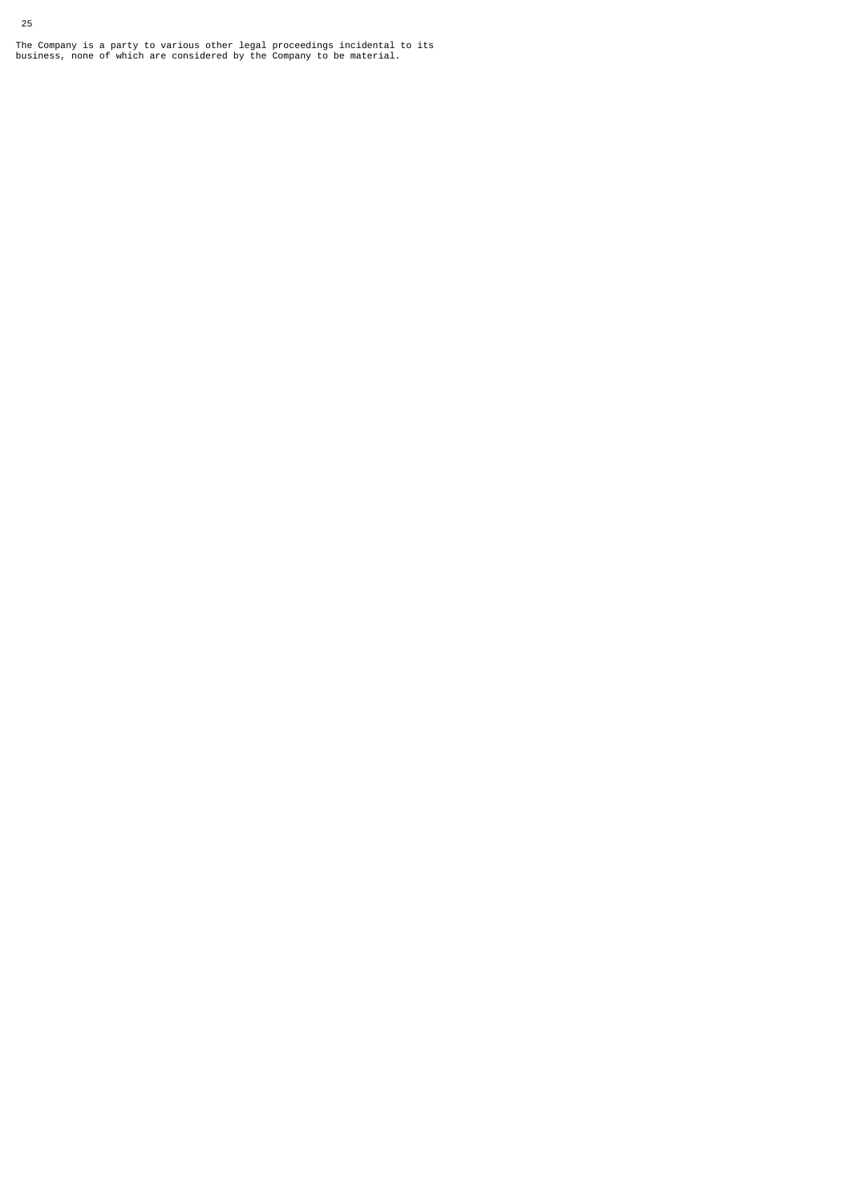The Company is a party to various other legal proceedings incidental to its business, none of which are considered by the Company to be material.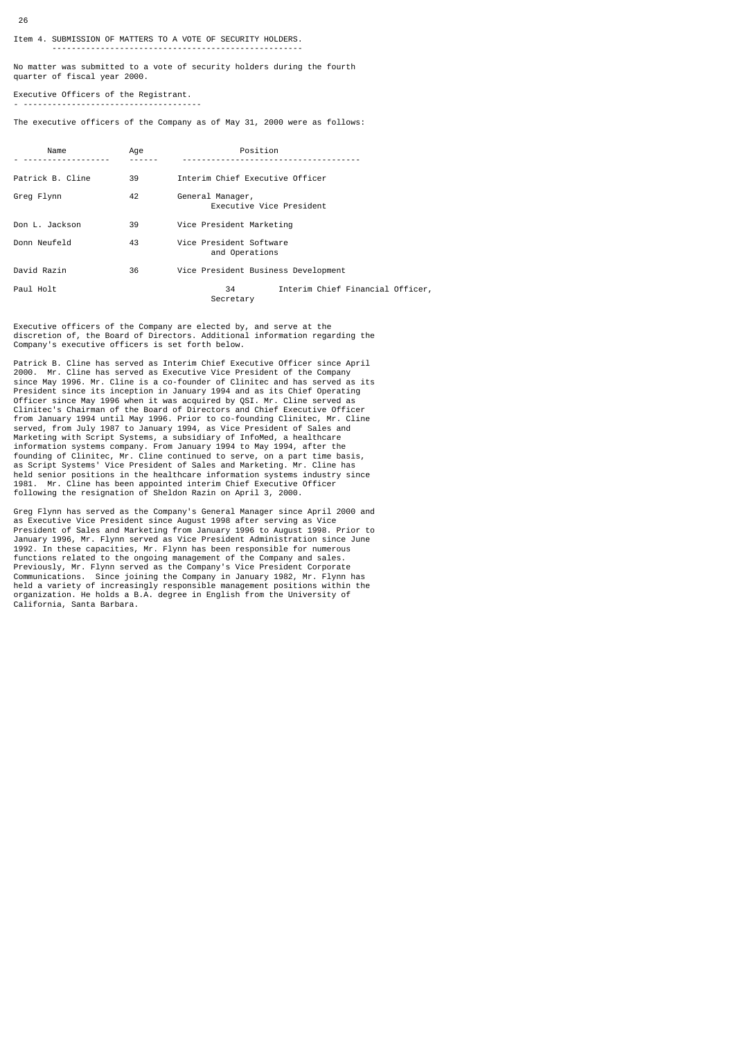## Item 4. SUBMISSION OF MATTERS TO A VOTE OF SECURITY HOLDERS.

No matter was submitted to a vote of security holders during the fourth quarter of fiscal year 2000.

### Executive Officers of the Registrant.

The executive officers of the Company as of May 31, 2000 were as follows:

| Name | Age | Position |
|---|---|---|
| Patrick B. Cline | 39 | Interim Chief Executive Officer |
| Greg Flynn | 42 | General Manager, Executive Vice President |
| Don L. Jackson | 39 | Vice President Marketing |
| Donn Neufeld | 43 | Vice President Software and Operations |
| David Razin | 36 | Vice President Business Development |
| Paul Holt | 34 | Interim Chief Financial Officer, Secretary |

Executive officers of the Company are elected by, and serve at the discretion of, the Board of Directors. Additional information regarding the Company's executive officers is set forth below.

Patrick B. Cline has served as Interim Chief Executive Officer since April 2000. Mr. Cline has served as Executive Vice President of the Company since May 1996. Mr. Cline is a co-founder of Clinitec and has served as its President since its inception in January 1994 and as its Chief Operating Officer since May 1996 when it was acquired by QSI. Mr. Cline served as Clinitec's Chairman of the Board of Directors and Chief Executive Officer from January 1994 until May 1996. Prior to co-founding Clinitec, Mr. Cline served, from July 1987 to January 1994, as Vice President of Sales and Marketing with Script Systems, a subsidiary of InfoMed, a healthcare information systems company. From January 1994 to May 1994, after the founding of Clinitec, Mr. Cline continued to serve, on a part time basis, as Script Systems' Vice President of Sales and Marketing. Mr. Cline has held senior positions in the healthcare information systems industry since 1981. Mr. Cline has been appointed interim Chief Executive Officer following the resignation of Sheldon Razin on April 3, 2000.

Greg Flynn has served as the Company's General Manager since April 2000 and as Executive Vice President since August 1998 after serving as Vice President of Sales and Marketing from January 1996 to August 1998. Prior to January 1996, Mr. Flynn served as Vice President Administration since June 1992. In these capacities, Mr. Flynn has been responsible for numerous functions related to the ongoing management of the Company and sales. Previously, Mr. Flynn served as the Company's Vice President Corporate Communications. Since joining the Company in January 1982, Mr. Flynn has held a variety of increasingly responsible management positions within the organization. He holds a B.A. degree in English from the University of California, Santa Barbara.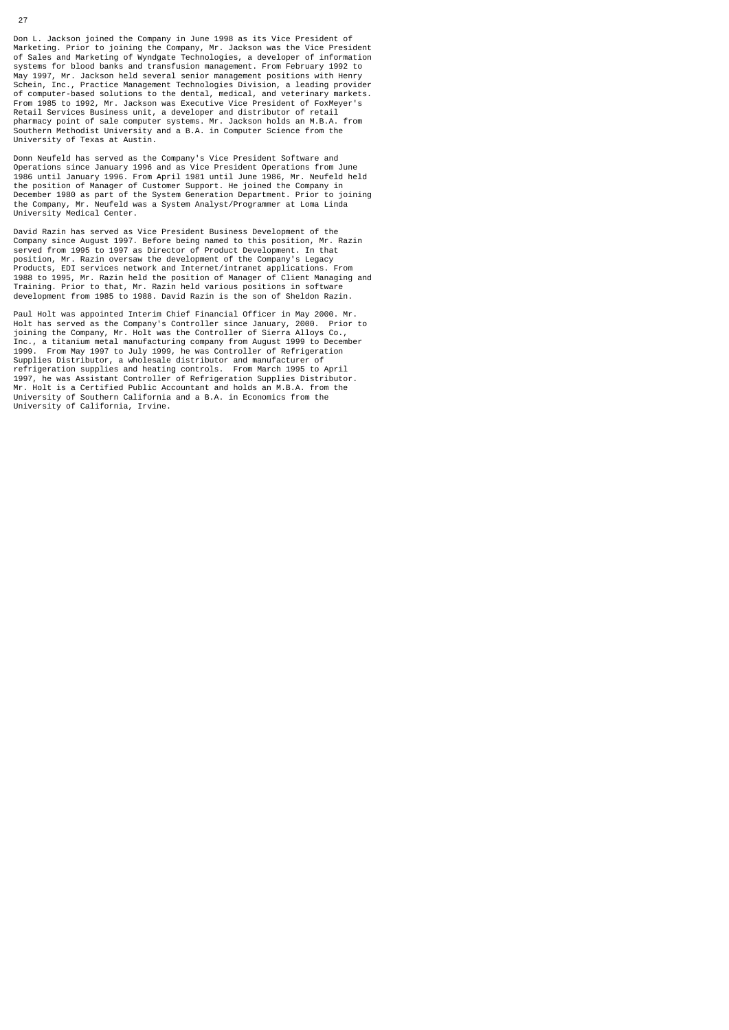Don L. Jackson joined the Company in June 1998 as its Vice President of Marketing. Prior to joining the Company, Mr. Jackson was the Vice President of Sales and Marketing of Wyndgate Technologies, a developer of information systems for blood banks and transfusion management. From February 1992 to May 1997, Mr. Jackson held several senior management positions with Henry Schein, Inc., Practice Management Technologies Division, a leading provider of computer-based solutions to the dental, medical, and veterinary markets. From 1985 to 1992, Mr. Jackson was Executive Vice President of FoxMeyer's Retail Services Business unit, a developer and distributor of retail pharmacy point of sale computer systems. Mr. Jackson holds an M.B.A. from Southern Methodist University and a B.A. in Computer Science from the University of Texas at Austin.

Donn Neufeld has served as the Company's Vice President Software and Operations since January 1996 and as Vice President Operations from June 1986 until January 1996. From April 1981 until June 1986, Mr. Neufeld held the position of Manager of Customer Support. He joined the Company in December 1980 as part of the System Generation Department. Prior to joining the Company, Mr. Neufeld was a System Analyst/Programmer at Loma Linda University Medical Center.

David Razin has served as Vice President Business Development of the Company since August 1997. Before being named to this position, Mr. Razin served from 1995 to 1997 as Director of Product Development. In that position, Mr. Razin oversaw the development of the Company's Legacy Products, EDI services network and Internet/intranet applications. From 1988 to 1995, Mr. Razin held the position of Manager of Client Managing and Training. Prior to that, Mr. Razin held various positions in software development from 1985 to 1988. David Razin is the son of Sheldon Razin.

Paul Holt was appointed Interim Chief Financial Officer in May 2000. Mr. Holt has served as the Company's Controller since January, 2000. Prior to joining the Company, Mr. Holt was the Controller of Sierra Alloys Co., Inc., a titanium metal manufacturing company from August 1999 to December 1999. From May 1997 to July 1999, he was Controller of Refrigeration Supplies Distributor, a wholesale distributor and manufacturer of refrigeration supplies and heating controls. From March 1995 to April 1997, he was Assistant Controller of Refrigeration Supplies Distributor. Mr. Holt is a Certified Public Accountant and holds an M.B.A. from the University of Southern California and a B.A. in Economics from the University of California, Irvine.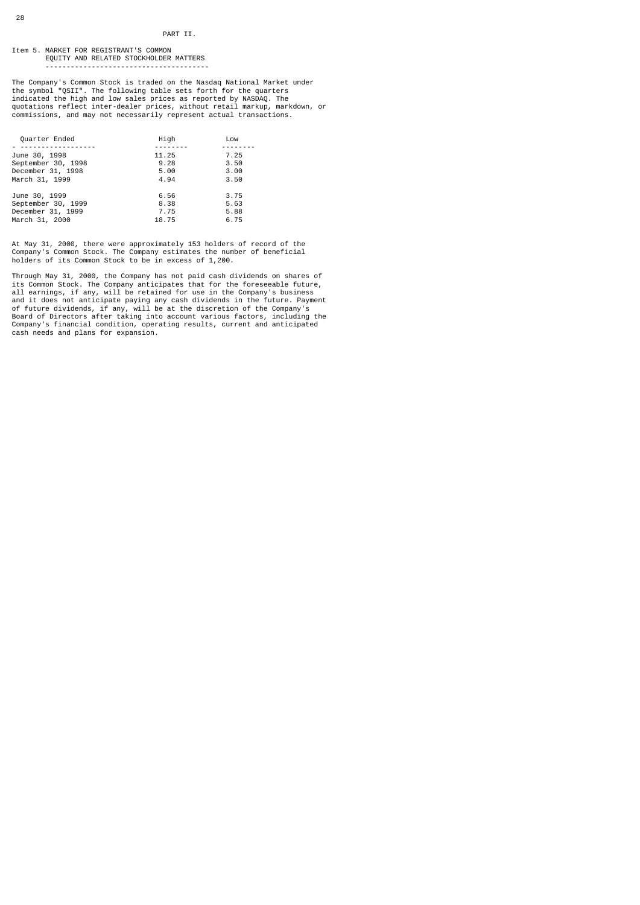PART II.

## Item 5. MARKET FOR REGISTRANT'S COMMON EQUITY AND RELATED STOCKHOLDER MATTERS

The Company's Common Stock is traded on the Nasdaq National Market under the symbol "QSII". The following table sets forth for the quarters indicated the high and low sales prices as reported by NASDAQ. The quotations reflect inter-dealer prices, without retail markup, markdown, or commissions, and may not necessarily represent actual transactions.

| Quarter Ended | High | Low |
|---|---|---|
| June 30, 1998 | 11.25 | 7.25 |
| September 30, 1998 | 9.28 | 3.50 |
| December 31, 1998 | 5.00 | 3.00 |
| March 31, 1999 | 4.94 | 3.50 |
| | | |
| June 30, 1999 | 6.56 | 3.75 |
| September 30, 1999 | 8.38 | 5.63 |
| December 31, 1999 | 7.75 | 5.88 |
| March 31, 2000 | 18.75 | 6.75 |

At May 31, 2000, there were approximately 153 holders of record of the Company's Common Stock. The Company estimates the number of beneficial holders of its Common Stock to be in excess of 1,200.

Through May 31, 2000, the Company has not paid cash dividends on shares of its Common Stock. The Company anticipates that for the foreseeable future, all earnings, if any, will be retained for use in the Company's business and it does not anticipate paying any cash dividends in the future. Payment of future dividends, if any, will be at the discretion of the Company's Board of Directors after taking into account various factors, including the Company's financial condition, operating results, current and anticipated cash needs and plans for expansion.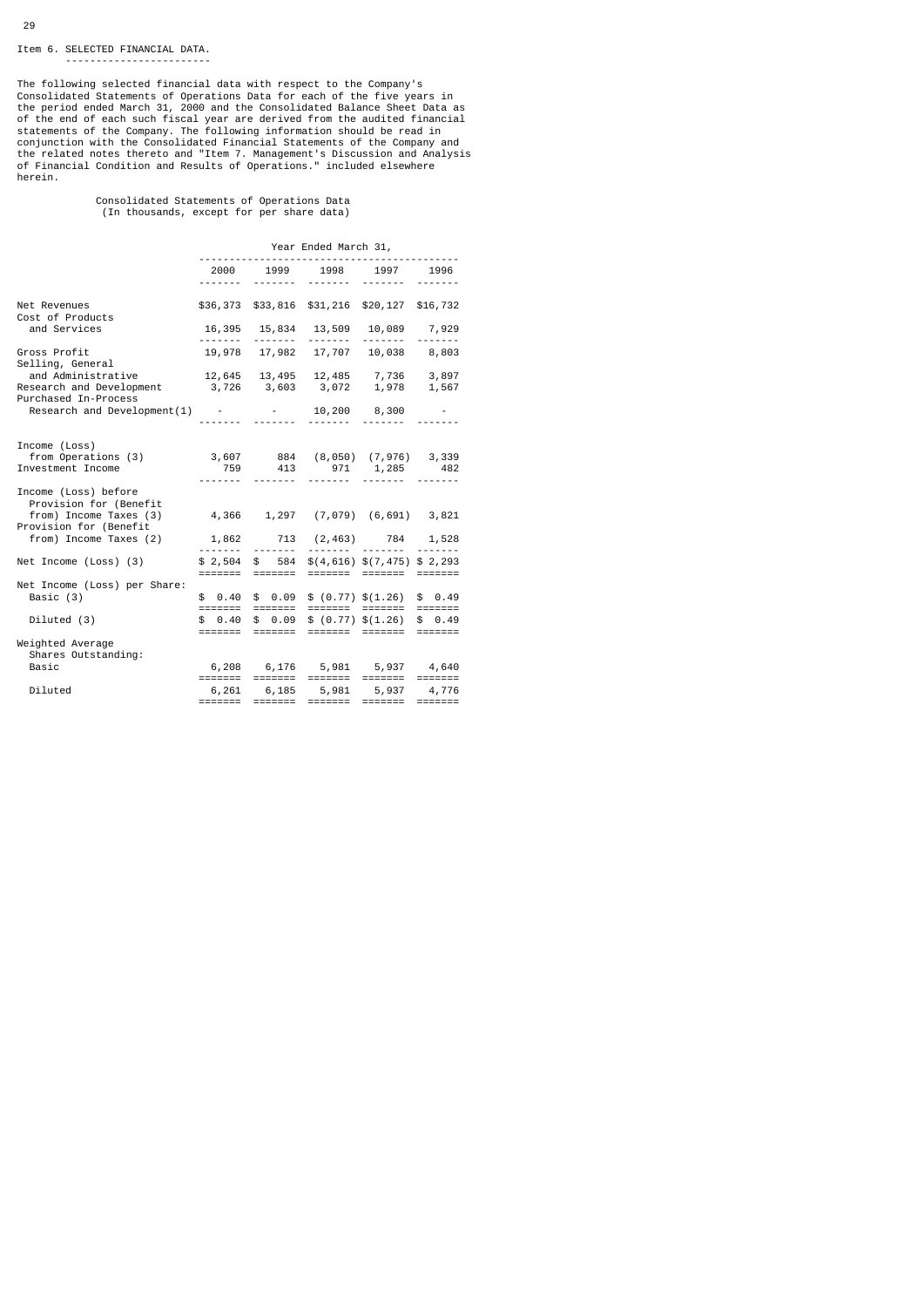## Item 6. SELECTED FINANCIAL DATA.

The following selected financial data with respect to the Company's Consolidated Statements of Operations Data for each of the five years in the period ended March 31, 2000 and the Consolidated Balance Sheet Data as of the end of each such fiscal year are derived from the audited financial statements of the Company. The following information should be read in conjunction with the Consolidated Financial Statements of the Company and the related notes thereto and "Item 7. Management's Discussion and Analysis of Financial Condition and Results of Operations." included elsewhere herein.

Consolidated Statements of Operations Data
(In thousands, except for per share data)

| | Year Ended March 31, | | | | |
|---|---|---|---|---|---|
| | 2000 | 1999 | 1998 | 1997 | 1996 |
| Net Revenues | $36,373 | $33,816 | $31,216 | $20,127 | $16,732 |
| Cost of Products and Services | 16,395 | 15,834 | 13,509 | 10,089 | 7,929 |
| Gross Profit | 19,978 | 17,982 | 17,707 | 10,038 | 8,803 |
| Selling, General and Administrative | 12,645 | 13,495 | 12,485 | 7,736 | 3,897 |
| Research and Development | 3,726 | 3,603 | 3,072 | 1,978 | 1,567 |
| Purchased In-Process Research and Development(1) | - | - | 10,200 | 8,300 | - |
| Income (Loss) from Operations (3) | 3,607 | 884 | (8,050) | (7,976) | 3,339 |
| Investment Income | 759 | 413 | 971 | 1,285 | 482 |
| Income (Loss) before Provision for (Benefit from) Income Taxes (3) | 4,366 | 1,297 | (7,079) | (6,691) | 3,821 |
| Provision for (Benefit from) Income Taxes (2) | 1,862 | 713 | (2,463) | 784 | 1,528 |
| Net Income (Loss) (3) | $ 2,504 | $ 584 | $(4,616) | $(7,475) | $ 2,293 |
| Net Income (Loss) per Share: | | | | | |
| Basic (3) | $ 0.40 | $ 0.09 | $ (0.77) | $(1.26) | $ 0.49 |
| Diluted (3) | $ 0.40 | $ 0.09 | $ (0.77) | $(1.26) | $ 0.49 |
| Weighted Average Shares Outstanding: | | | | | |
| Basic | 6,208 | 6,176 | 5,981 | 5,937 | 4,640 |
| Diluted | 6,261 | 6,185 | 5,981 | 5,937 | 4,776 |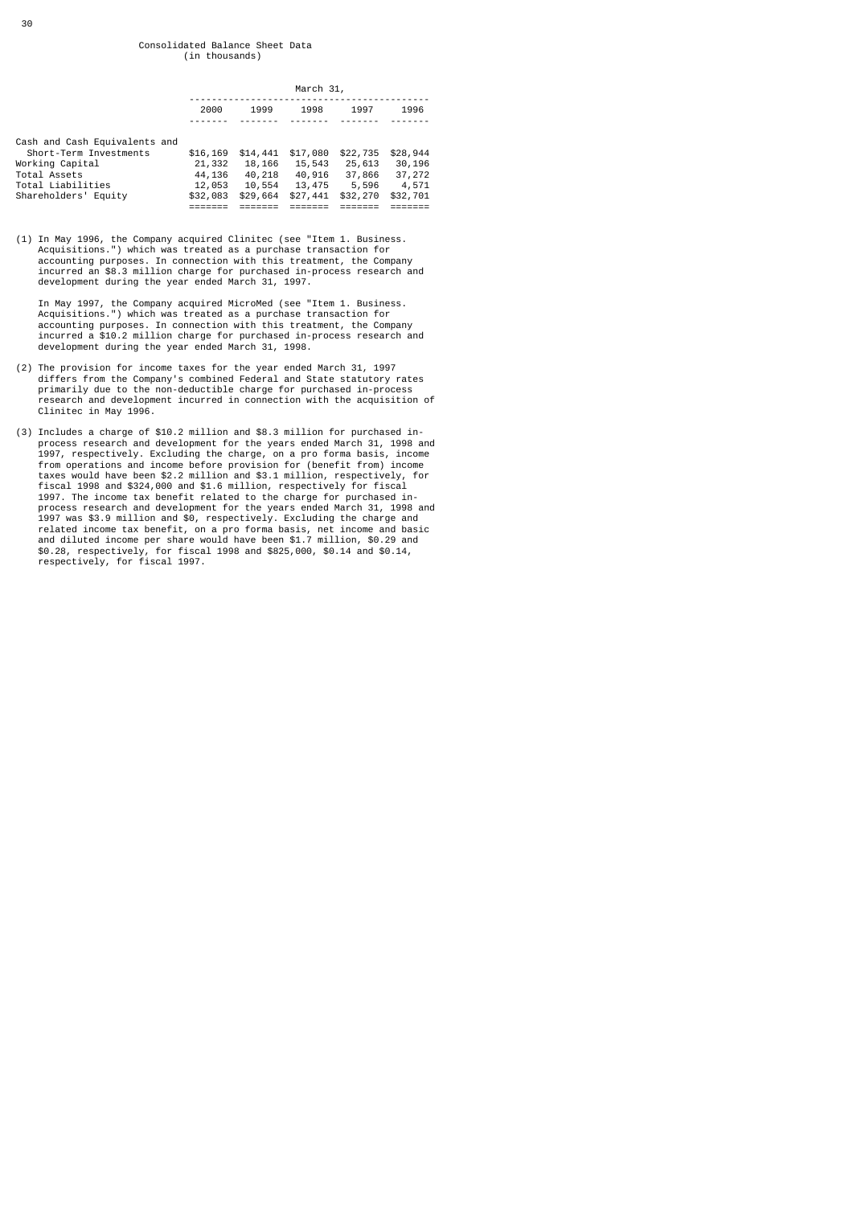## Consolidated Balance Sheet Data
(in thousands)

| | March 31, | | | | |
|---|---|---|---|---|---|
| | 2000 | 1999 | 1998 | 1997 | 1996 |
| Cash and Cash Equivalents and Short-Term Investments | $16,169 | $14,441 | $17,080 | $22,735 | $28,944 |
| Working Capital | 21,332 | 18,166 | 15,543 | 25,613 | 30,196 |
| Total Assets | 44,136 | 40,218 | 40,916 | 37,866 | 37,272 |
| Total Liabilities | 12,053 | 10,554 | 13,475 | 5,596 | 4,571 |
| Shareholders' Equity | $32,083 | $29,664 | $27,441 | $32,270 | $32,701 |

(1) In May 1996, the Company acquired Clinitec (see "Item 1. Business. Acquisitions.") which was treated as a purchase transaction for accounting purposes. In connection with this treatment, the Company incurred an $8.3 million charge for purchased in-process research and development during the year ended March 31, 1997.

In May 1997, the Company acquired MicroMed (see "Item 1. Business. Acquisitions.") which was treated as a purchase transaction for accounting purposes. In connection with this treatment, the Company incurred a $10.2 million charge for purchased in-process research and development during the year ended March 31, 1998.

(2) The provision for income taxes for the year ended March 31, 1997 differs from the Company's combined Federal and State statutory rates primarily due to the non-deductible charge for purchased in-process research and development incurred in connection with the acquisition of Clinitec in May 1996.

(3) Includes a charge of $10.2 million and $8.3 million for purchased in-process research and development for the years ended March 31, 1998 and 1997, respectively. Excluding the charge, on a pro forma basis, income from operations and income before provision for (benefit from) income taxes would have been $2.2 million and $3.1 million, respectively, for fiscal 1998 and $324,000 and $1.6 million, respectively for fiscal 1997. The income tax benefit related to the charge for purchased in-process research and development for the years ended March 31, 1998 and 1997 was $3.9 million and $0, respectively. Excluding the charge and related income tax benefit, on a pro forma basis, net income and basic and diluted income per share would have been $1.7 million, $0.29 and $0.28, respectively, for fiscal 1998 and $825,000, $0.14 and $0.14, respectively, for fiscal 1997.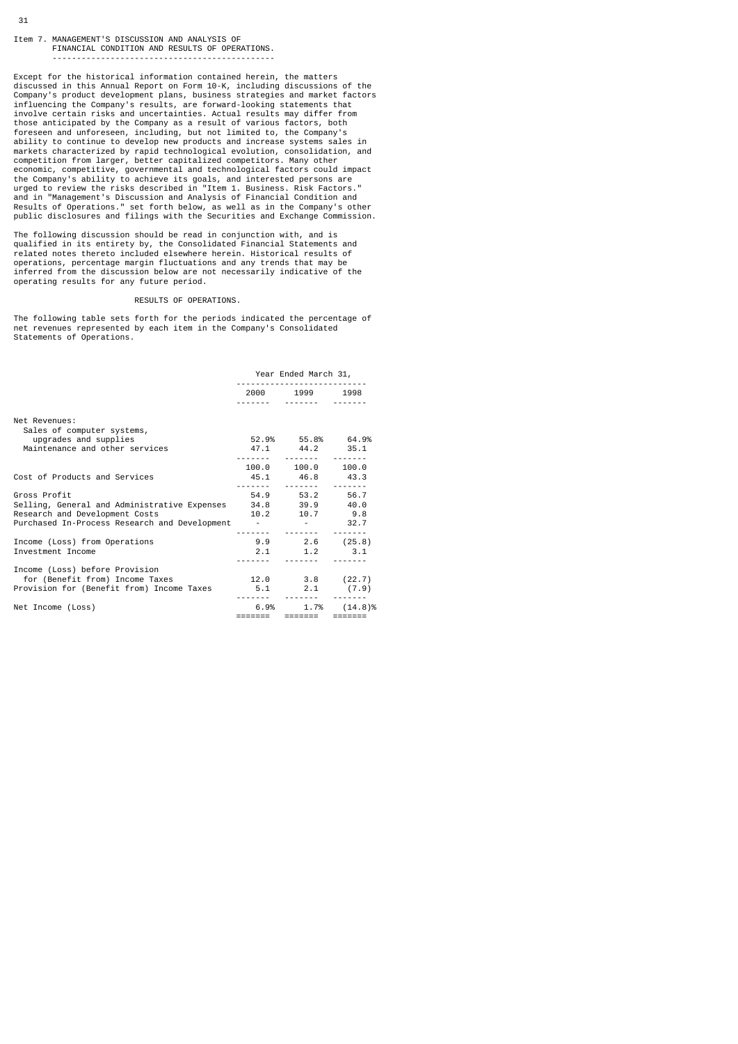## Item 7. MANAGEMENT'S DISCUSSION AND ANALYSIS OF FINANCIAL CONDITION AND RESULTS OF OPERATIONS.

Except for the historical information contained herein, the matters discussed in this Annual Report on Form 10-K, including discussions of the Company's product development plans, business strategies and market factors influencing the Company's results, are forward-looking statements that involve certain risks and uncertainties. Actual results may differ from those anticipated by the Company as a result of various factors, both foreseen and unforeseen, including, but not limited to, the Company's ability to continue to develop new products and increase systems sales in markets characterized by rapid technological evolution, consolidation, and competition from larger, better capitalized competitors. Many other economic, competitive, governmental and technological factors could impact the Company's ability to achieve its goals, and interested persons are urged to review the risks described in "Item 1. Business. Risk Factors." and in "Management's Discussion and Analysis of Financial Condition and Results of Operations." set forth below, as well as in the Company's other public disclosures and filings with the Securities and Exchange Commission.

The following discussion should be read in conjunction with, and is qualified in its entirety by, the Consolidated Financial Statements and related notes thereto included elsewhere herein. Historical results of operations, percentage margin fluctuations and any trends that may be inferred from the discussion below are not necessarily indicative of the operating results for any future period.

### RESULTS OF OPERATIONS.

The following table sets forth for the periods indicated the percentage of net revenues represented by each item in the Company's Consolidated Statements of Operations.

| | Year Ended March 31, | | |
|---|---|---|---|
| | 2000 | 1999 | 1998 |
| Net Revenues: | | | |
| Sales of computer systems, upgrades and supplies | 52.9% | 55.8% | 64.9% |
| Maintenance and other services | 47.1 | 44.2 | 35.1 |
| | 100.0 | 100.0 | 100.0 |
| Cost of Products and Services | 45.1 | 46.8 | 43.3 |
| Gross Profit | 54.9 | 53.2 | 56.7 |
| Selling, General and Administrative Expenses | 34.8 | 39.9 | 40.0 |
| Research and Development Costs | 10.2 | 10.7 | 9.8 |
| Purchased In-Process Research and Development | - | - | 32.7 |
| Income (Loss) from Operations | 9.9 | 2.6 | (25.8) |
| Investment Income | 2.1 | 1.2 | 3.1 |
| Income (Loss) before Provision for (Benefit from) Income Taxes | 12.0 | 3.8 | (22.7) |
| Provision for (Benefit from) Income Taxes | 5.1 | 2.1 | (7.9) |
| Net Income (Loss) | 6.9% | 1.7% | (14.8)% |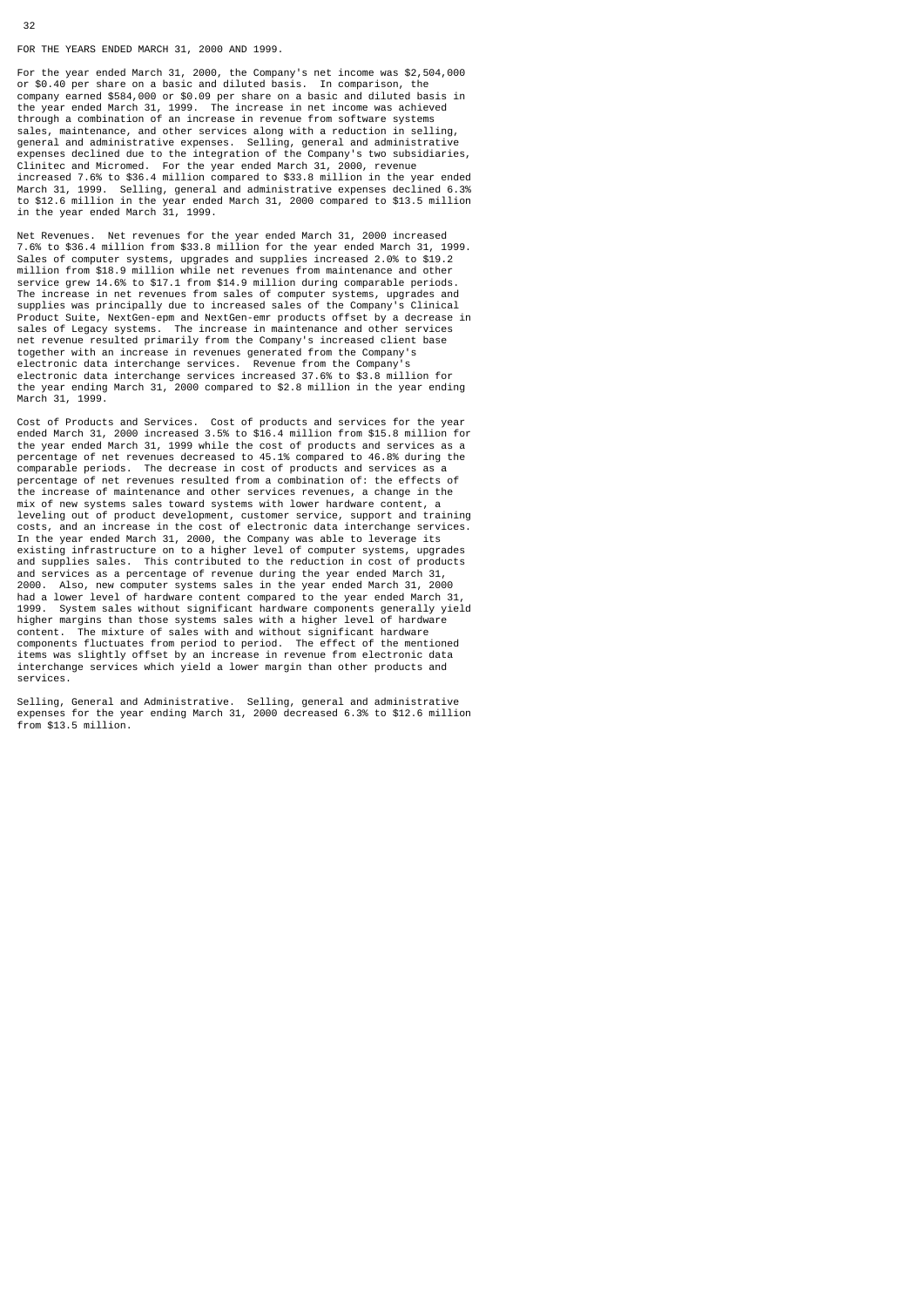FOR THE YEARS ENDED MARCH 31, 2000 AND 1999.

For the year ended March 31, 2000, the Company's net income was $2,504,000 or $0.40 per share on a basic and diluted basis. In comparison, the company earned $584,000 or $0.09 per share on a basic and diluted basis in the year ended March 31, 1999. The increase in net income was achieved through a combination of an increase in revenue from software systems sales, maintenance, and other services along with a reduction in selling, general and administrative expenses. Selling, general and administrative expenses declined due to the integration of the Company's two subsidiaries, Clinitec and Micromed. For the year ended March 31, 2000, revenue increased 7.6% to $36.4 million compared to $33.8 million in the year ended March 31, 1999. Selling, general and administrative expenses declined 6.3% to $12.6 million in the year ended March 31, 2000 compared to $13.5 million in the year ended March 31, 1999.

Net Revenues. Net revenues for the year ended March 31, 2000 increased 7.6% to $36.4 million from $33.8 million for the year ended March 31, 1999. Sales of computer systems, upgrades and supplies increased 2.0% to $19.2 million from $18.9 million while net revenues from maintenance and other service grew 14.6% to $17.1 from $14.9 million during comparable periods. The increase in net revenues from sales of computer systems, upgrades and supplies was principally due to increased sales of the Company's Clinical Product Suite, NextGen-epm and NextGen-emr products offset by a decrease in sales of Legacy systems. The increase in maintenance and other services net revenue resulted primarily from the Company's increased client base together with an increase in revenues generated from the Company's electronic data interchange services. Revenue from the Company's electronic data interchange services increased 37.6% to $3.8 million for the year ending March 31, 2000 compared to $2.8 million in the year ending March 31, 1999.

Cost of Products and Services. Cost of products and services for the year ended March 31, 2000 increased 3.5% to $16.4 million from $15.8 million for the year ended March 31, 1999 while the cost of products and services as a percentage of net revenues decreased to 45.1% compared to 46.8% during the comparable periods. The decrease in cost of products and services as a percentage of net revenues resulted from a combination of: the effects of the increase of maintenance and other services revenues, a change in the mix of new systems sales toward systems with lower hardware content, a leveling out of product development, customer service, support and training costs, and an increase in the cost of electronic data interchange services. In the year ended March 31, 2000, the Company was able to leverage its existing infrastructure on to a higher level of computer systems, upgrades and supplies sales. This contributed to the reduction in cost of products and services as a percentage of revenue during the year ended March 31, 2000. Also, new computer systems sales in the year ended March 31, 2000 had a lower level of hardware content compared to the year ended March 31, 1999. System sales without significant hardware components generally yield higher margins than those systems sales with a higher level of hardware content. The mixture of sales with and without significant hardware components fluctuates from period to period. The effect of the mentioned items was slightly offset by an increase in revenue from electronic data interchange services which yield a lower margin than other products and services.

Selling, General and Administrative. Selling, general and administrative expenses for the year ending March 31, 2000 decreased 6.3% to $12.6 million from $13.5 million.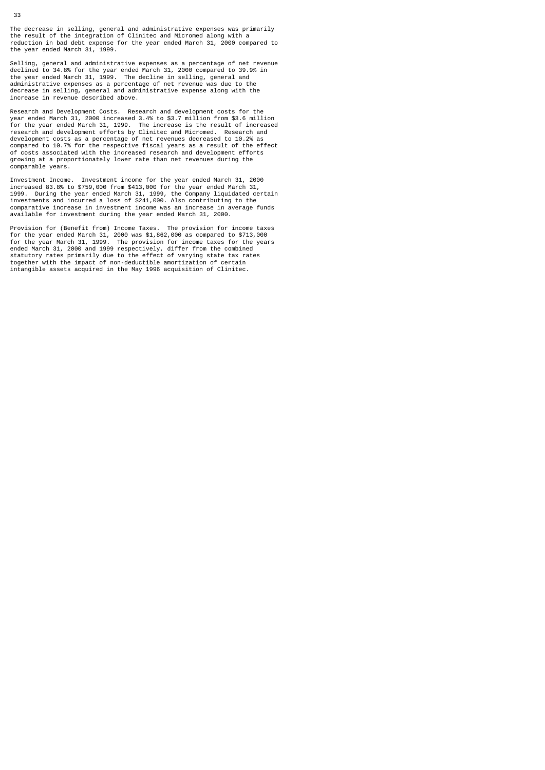The decrease in selling, general and administrative expenses was primarily the result of the integration of Clinitec and Micromed along with a reduction in bad debt expense for the year ended March 31, 2000 compared to the year ended March 31, 1999.

Selling, general and administrative expenses as a percentage of net revenue declined to 34.8% for the year ended March 31, 2000 compared to 39.9% in the year ended March 31, 1999. The decline in selling, general and administrative expenses as a percentage of net revenue was due to the decrease in selling, general and administrative expense along with the increase in revenue described above.

Research and Development Costs. Research and development costs for the year ended March 31, 2000 increased 3.4% to $3.7 million from $3.6 million for the year ended March 31, 1999. The increase is the result of increased research and development efforts by Clinitec and Micromed. Research and development costs as a percentage of net revenues decreased to 10.2% as compared to 10.7% for the respective fiscal years as a result of the effect of costs associated with the increased research and development efforts growing at a proportionately lower rate than net revenues during the comparable years.

Investment Income. Investment income for the year ended March 31, 2000 increased 83.8% to $759,000 from $413,000 for the year ended March 31, 1999. During the year ended March 31, 1999, the Company liquidated certain investments and incurred a loss of $241,000. Also contributing to the comparative increase in investment income was an increase in average funds available for investment during the year ended March 31, 2000.

Provision for (Benefit from) Income Taxes. The provision for income taxes for the year ended March 31, 2000 was $1,862,000 as compared to $713,000 for the year March 31, 1999. The provision for income taxes for the years ended March 31, 2000 and 1999 respectively, differ from the combined statutory rates primarily due to the effect of varying state tax rates together with the impact of non-deductible amortization of certain intangible assets acquired in the May 1996 acquisition of Clinitec.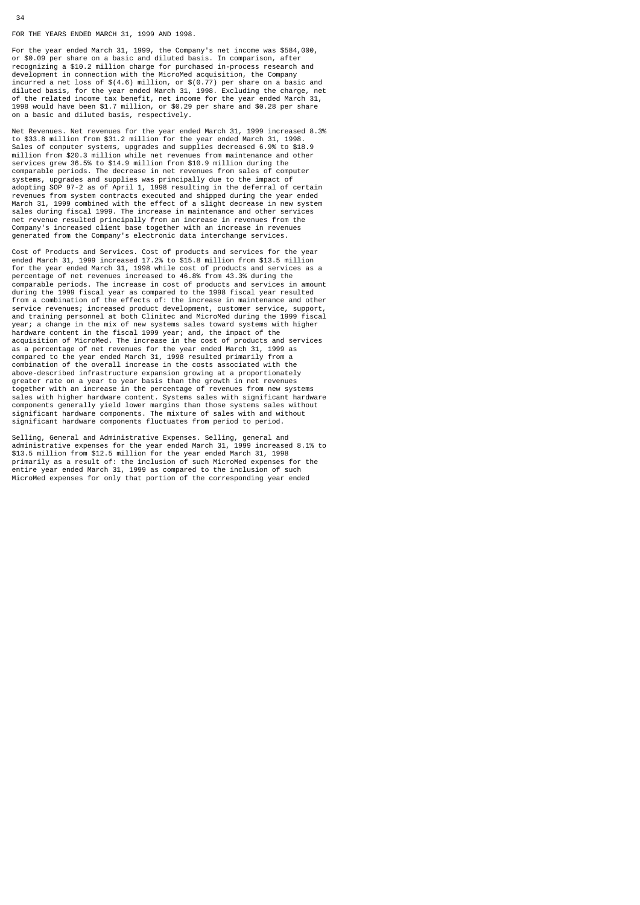FOR THE YEARS ENDED MARCH 31, 1999 AND 1998.

For the year ended March 31, 1999, the Company's net income was $584,000, or $0.09 per share on a basic and diluted basis. In comparison, after recognizing a $10.2 million charge for purchased in-process research and development in connection with the MicroMed acquisition, the Company incurred a net loss of $(4.6) million, or $(0.77) per share on a basic and diluted basis, for the year ended March 31, 1998. Excluding the charge, net of the related income tax benefit, net income for the year ended March 31, 1998 would have been $1.7 million, or $0.29 per share and $0.28 per share on a basic and diluted basis, respectively.

Net Revenues. Net revenues for the year ended March 31, 1999 increased 8.3% to $33.8 million from $31.2 million for the year ended March 31, 1998. Sales of computer systems, upgrades and supplies decreased 6.9% to $18.9 million from $20.3 million while net revenues from maintenance and other services grew 36.5% to $14.9 million from $10.9 million during the comparable periods. The decrease in net revenues from sales of computer systems, upgrades and supplies was principally due to the impact of adopting SOP 97-2 as of April 1, 1998 resulting in the deferral of certain revenues from system contracts executed and shipped during the year ended March 31, 1999 combined with the effect of a slight decrease in new system sales during fiscal 1999. The increase in maintenance and other services net revenue resulted principally from an increase in revenues from the Company's increased client base together with an increase in revenues generated from the Company's electronic data interchange services.

Cost of Products and Services. Cost of products and services for the year ended March 31, 1999 increased 17.2% to $15.8 million from $13.5 million for the year ended March 31, 1998 while cost of products and services as a percentage of net revenues increased to 46.8% from 43.3% during the comparable periods. The increase in cost of products and services in amount during the 1999 fiscal year as compared to the 1998 fiscal year resulted from a combination of the effects of: the increase in maintenance and other service revenues; increased product development, customer service, support, and training personnel at both Clinitec and MicroMed during the 1999 fiscal year; a change in the mix of new systems sales toward systems with higher hardware content in the fiscal 1999 year; and, the impact of the acquisition of MicroMed. The increase in the cost of products and services as a percentage of net revenues for the year ended March 31, 1999 as compared to the year ended March 31, 1998 resulted primarily from a combination of the overall increase in the costs associated with the above-described infrastructure expansion growing at a proportionately greater rate on a year to year basis than the growth in net revenues together with an increase in the percentage of revenues from new systems sales with higher hardware content. Systems sales with significant hardware components generally yield lower margins than those systems sales without significant hardware components. The mixture of sales with and without significant hardware components fluctuates from period to period.

Selling, General and Administrative Expenses. Selling, general and administrative expenses for the year ended March 31, 1999 increased 8.1% to $13.5 million from $12.5 million for the year ended March 31, 1998 primarily as a result of: the inclusion of such MicroMed expenses for the entire year ended March 31, 1999 as compared to the inclusion of such MicroMed expenses for only that portion of the corresponding year ended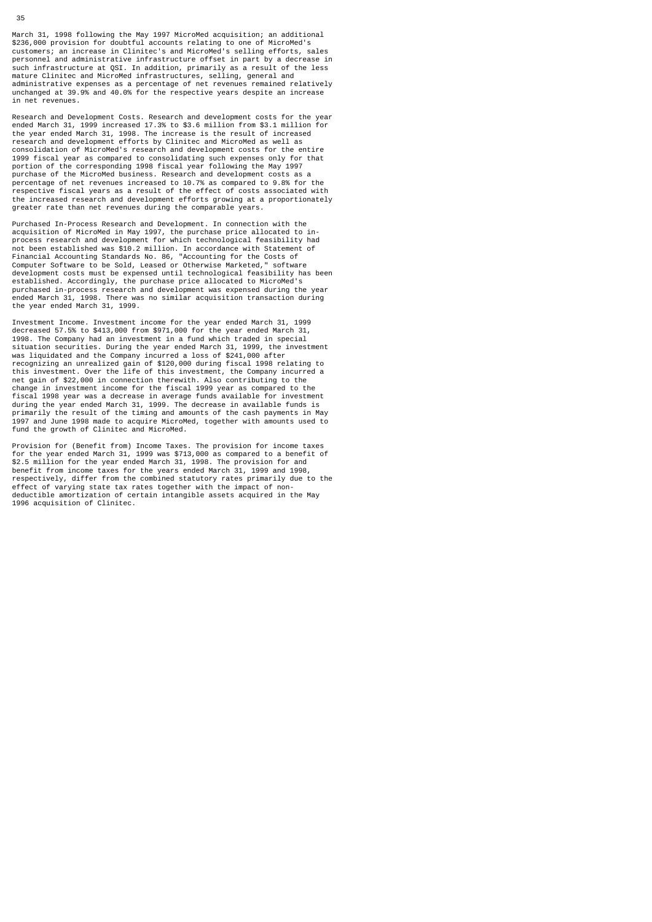March 31, 1998 following the May 1997 MicroMed acquisition; an additional $236,000 provision for doubtful accounts relating to one of MicroMed's customers; an increase in Clinitec's and MicroMed's selling efforts, sales personnel and administrative infrastructure offset in part by a decrease in such infrastructure at QSI. In addition, primarily as a result of the less mature Clinitec and MicroMed infrastructures, selling, general and administrative expenses as a percentage of net revenues remained relatively unchanged at 39.9% and 40.0% for the respective years despite an increase in net revenues.

Research and Development Costs. Research and development costs for the year ended March 31, 1999 increased 17.3% to $3.6 million from $3.1 million for the year ended March 31, 1998. The increase is the result of increased research and development efforts by Clinitec and MicroMed as well as consolidation of MicroMed's research and development costs for the entire 1999 fiscal year as compared to consolidating such expenses only for that portion of the corresponding 1998 fiscal year following the May 1997 purchase of the MicroMed business. Research and development costs as a percentage of net revenues increased to 10.7% as compared to 9.8% for the respective fiscal years as a result of the effect of costs associated with the increased research and development efforts growing at a proportionately greater rate than net revenues during the comparable years.

Purchased In-Process Research and Development. In connection with the acquisition of MicroMed in May 1997, the purchase price allocated to in-process research and development for which technological feasibility had not been established was $10.2 million. In accordance with Statement of Financial Accounting Standards No. 86, "Accounting for the Costs of Computer Software to be Sold, Leased or Otherwise Marketed," software development costs must be expensed until technological feasibility has been established. Accordingly, the purchase price allocated to MicroMed's purchased in-process research and development was expensed during the year ended March 31, 1998. There was no similar acquisition transaction during the year ended March 31, 1999.

Investment Income. Investment income for the year ended March 31, 1999 decreased 57.5% to $413,000 from $971,000 for the year ended March 31, 1998. The Company had an investment in a fund which traded in special situation securities. During the year ended March 31, 1999, the investment was liquidated and the Company incurred a loss of $241,000 after recognizing an unrealized gain of $120,000 during fiscal 1998 relating to this investment. Over the life of this investment, the Company incurred a net gain of $22,000 in connection therewith. Also contributing to the change in investment income for the fiscal 1999 year as compared to the fiscal 1998 year was a decrease in average funds available for investment during the year ended March 31, 1999. The decrease in available funds is primarily the result of the timing and amounts of the cash payments in May 1997 and June 1998 made to acquire MicroMed, together with amounts used to fund the growth of Clinitec and MicroMed.

Provision for (Benefit from) Income Taxes. The provision for income taxes for the year ended March 31, 1999 was $713,000 as compared to a benefit of $2.5 million for the year ended March 31, 1998. The provision for and benefit from income taxes for the years ended March 31, 1999 and 1998, respectively, differ from the combined statutory rates primarily due to the effect of varying state tax rates together with the impact of non-deductible amortization of certain intangible assets acquired in the May 1996 acquisition of Clinitec.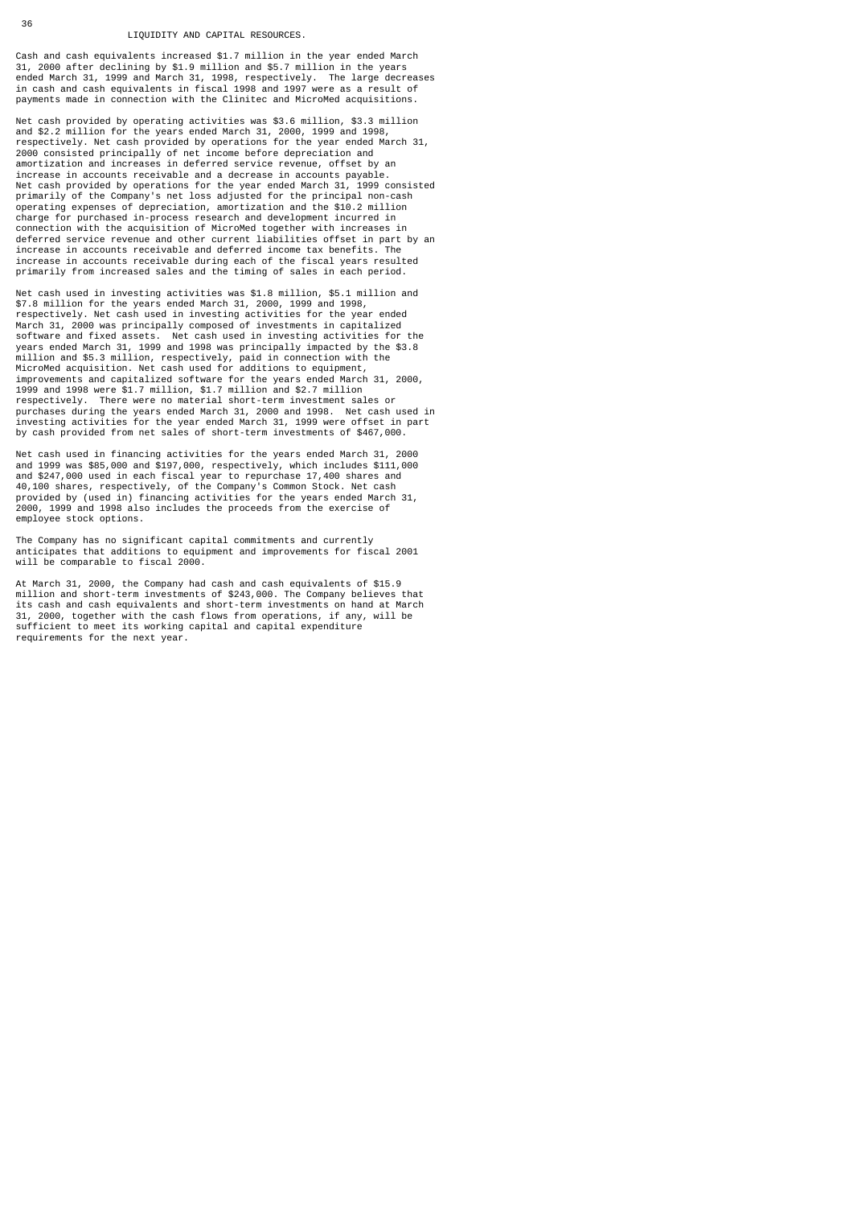## LIQUIDITY AND CAPITAL RESOURCES.

Cash and cash equivalents increased $1.7 million in the year ended March 31, 2000 after declining by $1.9 million and $5.7 million in the years ended March 31, 1999 and March 31, 1998, respectively. The large decreases in cash and cash equivalents in fiscal 1998 and 1997 were as a result of payments made in connection with the Clinitec and MicroMed acquisitions.

Net cash provided by operating activities was $3.6 million, $3.3 million and $2.2 million for the years ended March 31, 2000, 1999 and 1998, respectively. Net cash provided by operations for the year ended March 31, 2000 consisted principally of net income before depreciation and amortization and increases in deferred service revenue, offset by an increase in accounts receivable and a decrease in accounts payable. Net cash provided by operations for the year ended March 31, 1999 consisted primarily of the Company's net loss adjusted for the principal non-cash operating expenses of depreciation, amortization and the $10.2 million charge for purchased in-process research and development incurred in connection with the acquisition of MicroMed together with increases in deferred service revenue and other current liabilities offset in part by an increase in accounts receivable and deferred income tax benefits. The increase in accounts receivable during each of the fiscal years resulted primarily from increased sales and the timing of sales in each period.

Net cash used in investing activities was $1.8 million, $5.1 million and $7.8 million for the years ended March 31, 2000, 1999 and 1998, respectively. Net cash used in investing activities for the year ended March 31, 2000 was principally composed of investments in capitalized software and fixed assets. Net cash used in investing activities for the years ended March 31, 1999 and 1998 was principally impacted by the $3.8 million and $5.3 million, respectively, paid in connection with the MicroMed acquisition. Net cash used for additions to equipment, improvements and capitalized software for the years ended March 31, 2000, 1999 and 1998 were $1.7 million, $1.7 million and $2.7 million respectively. There were no material short-term investment sales or purchases during the years ended March 31, 2000 and 1998. Net cash used in investing activities for the year ended March 31, 1999 were offset in part by cash provided from net sales of short-term investments of $467,000.

Net cash used in financing activities for the years ended March 31, 2000 and 1999 was $85,000 and $197,000, respectively, which includes $111,000 and $247,000 used in each fiscal year to repurchase 17,400 shares and 40,100 shares, respectively, of the Company's Common Stock. Net cash provided by (used in) financing activities for the years ended March 31, 2000, 1999 and 1998 also includes the proceeds from the exercise of employee stock options.

The Company has no significant capital commitments and currently anticipates that additions to equipment and improvements for fiscal 2001 will be comparable to fiscal 2000.

At March 31, 2000, the Company had cash and cash equivalents of $15.9 million and short-term investments of $243,000. The Company believes that its cash and cash equivalents and short-term investments on hand at March 31, 2000, together with the cash flows from operations, if any, will be sufficient to meet its working capital and capital expenditure requirements for the next year.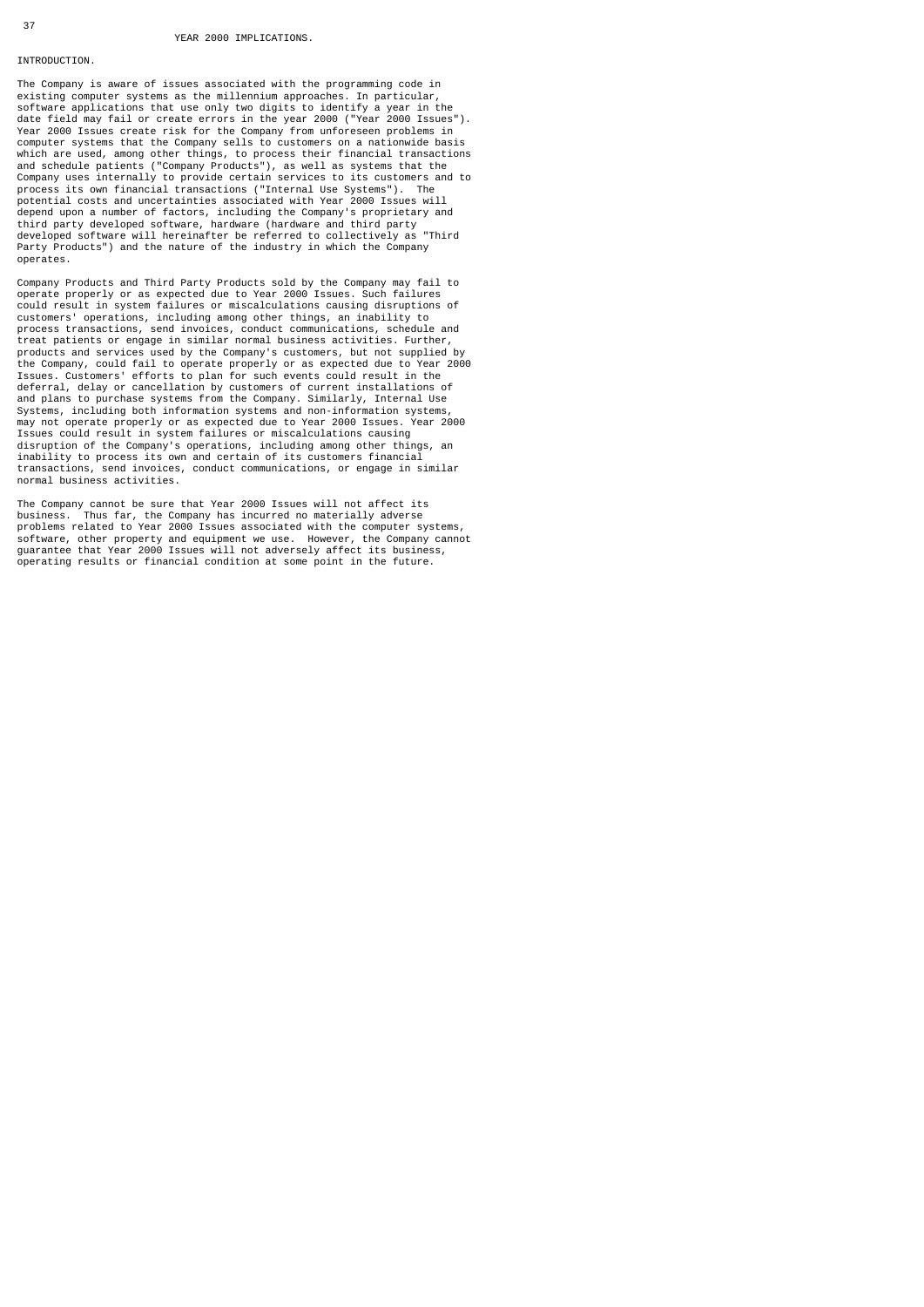## YEAR 2000 IMPLICATIONS.

### INTRODUCTION.

The Company is aware of issues associated with the programming code in existing computer systems as the millennium approaches. In particular, software applications that use only two digits to identify a year in the date field may fail or create errors in the year 2000 ("Year 2000 Issues"). Year 2000 Issues create risk for the Company from unforeseen problems in computer systems that the Company sells to customers on a nationwide basis which are used, among other things, to process their financial transactions and schedule patients ("Company Products"), as well as systems that the Company uses internally to provide certain services to its customers and to process its own financial transactions ("Internal Use Systems"). The potential costs and uncertainties associated with Year 2000 Issues will depend upon a number of factors, including the Company's proprietary and third party developed software, hardware (hardware and third party developed software will hereinafter be referred to collectively as "Third Party Products") and the nature of the industry in which the Company operates.

Company Products and Third Party Products sold by the Company may fail to operate properly or as expected due to Year 2000 Issues. Such failures could result in system failures or miscalculations causing disruptions of customers' operations, including among other things, an inability to process transactions, send invoices, conduct communications, schedule and treat patients or engage in similar normal business activities. Further, products and services used by the Company's customers, but not supplied by the Company, could fail to operate properly or as expected due to Year 2000 Issues. Customers' efforts to plan for such events could result in the deferral, delay or cancellation by customers of current installations of and plans to purchase systems from the Company. Similarly, Internal Use Systems, including both information systems and non-information systems, may not operate properly or as expected due to Year 2000 Issues. Year 2000 Issues could result in system failures or miscalculations causing disruption of the Company's operations, including among other things, an inability to process its own and certain of its customers financial transactions, send invoices, conduct communications, or engage in similar normal business activities.

The Company cannot be sure that Year 2000 Issues will not affect its business. Thus far, the Company has incurred no materially adverse problems related to Year 2000 Issues associated with the computer systems, software, other property and equipment we use. However, the Company cannot guarantee that Year 2000 Issues will not adversely affect its business, operating results or financial condition at some point in the future.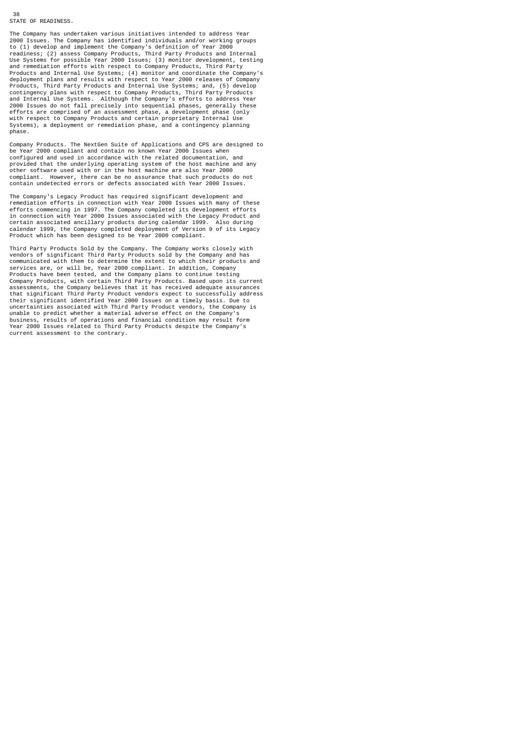STATE OF READINESS.

The Company has undertaken various initiatives intended to address Year 2000 Issues. The Company has identified individuals and/or working groups to (1) develop and implement the Company's definition of Year 2000 readiness; (2) assess Company Products, Third Party Products and Internal Use Systems for possible Year 2000 Issues; (3) monitor development, testing and remediation efforts with respect to Company Products, Third Party Products and Internal Use Systems; (4) monitor and coordinate the Company's deployment plans and results with respect to Year 2000 releases of Company Products, Third Party Products and Internal Use Systems; and, (5) develop contingency plans with respect to Company Products, Third Party Products and Internal Use Systems. Although the Company's efforts to address Year 2000 Issues do not fall precisely into sequential phases, generally these efforts are comprised of an assessment phase, a development phase (only with respect to Company Products and certain proprietary Internal Use Systems), a deployment or remediation phase, and a contingency planning phase.

Company Products. The NextGen Suite of Applications and CPS are designed to be Year 2000 compliant and contain no known Year 2000 Issues when configured and used in accordance with the related documentation, and provided that the underlying operating system of the host machine and any other software used with or in the host machine are also Year 2000 compliant. However, there can be no assurance that such products do not contain undetected errors or defects associated with Year 2000 Issues.

The Company's Legacy Product has required significant development and remediation efforts in connection with Year 2000 Issues with many of these efforts commencing in 1997. The Company completed its development efforts in connection with Year 2000 Issues associated with the Legacy Product and certain associated ancillary products during calendar 1999. Also during calendar 1999, the Company completed deployment of Version 9 of its Legacy Product which has been designed to be Year 2000 compliant.

Third Party Products Sold by the Company. The Company works closely with vendors of significant Third Party Products sold by the Company and has communicated with them to determine the extent to which their products and services are, or will be, Year 2000 compliant. In addition, Company Products have been tested, and the Company plans to continue testing Company Products, with certain Third Party Products. Based upon its current assessments, the Company believes that it has received adequate assurances that significant Third Party Product vendors expect to successfully address their significant identified Year 2000 Issues on a timely basis. Due to uncertainties associated with Third Party Product vendors, the Company is unable to predict whether a material adverse effect on the Company's business, results of operations and financial condition may result form Year 2000 Issues related to Third Party Products despite the Company's current assessment to the contrary.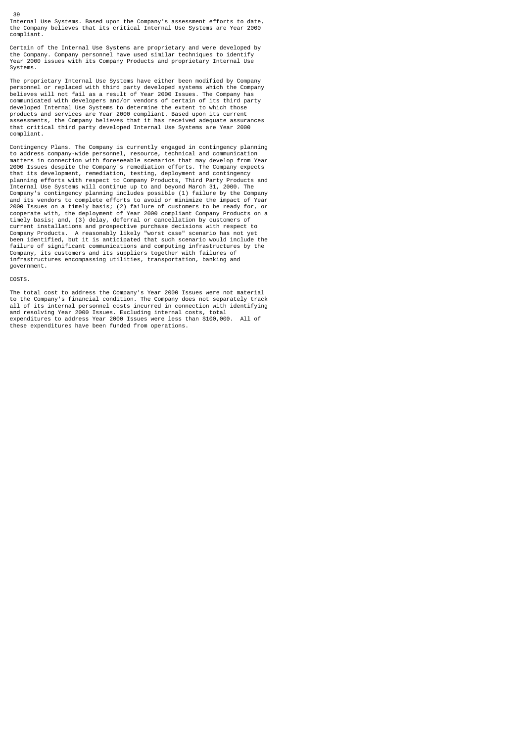Internal Use Systems. Based upon the Company's assessment efforts to date, the Company believes that its critical Internal Use Systems are Year 2000 compliant.

Certain of the Internal Use Systems are proprietary and were developed by the Company. Company personnel have used similar techniques to identify Year 2000 issues with its Company Products and proprietary Internal Use Systems.

The proprietary Internal Use Systems have either been modified by Company personnel or replaced with third party developed systems which the Company believes will not fail as a result of Year 2000 Issues. The Company has communicated with developers and/or vendors of certain of its third party developed Internal Use Systems to determine the extent to which those products and services are Year 2000 compliant. Based upon its current assessments, the Company believes that it has received adequate assurances that critical third party developed Internal Use Systems are Year 2000 compliant.

Contingency Plans. The Company is currently engaged in contingency planning to address company-wide personnel, resource, technical and communication matters in connection with foreseeable scenarios that may develop from Year 2000 Issues despite the Company's remediation efforts. The Company expects that its development, remediation, testing, deployment and contingency planning efforts with respect to Company Products, Third Party Products and Internal Use Systems will continue up to and beyond March 31, 2000. The Company's contingency planning includes possible (1) failure by the Company and its vendors to complete efforts to avoid or minimize the impact of Year 2000 Issues on a timely basis; (2) failure of customers to be ready for, or cooperate with, the deployment of Year 2000 compliant Company Products on a timely basis; and, (3) delay, deferral or cancellation by customers of current installations and prospective purchase decisions with respect to Company Products. A reasonably likely "worst case" scenario has not yet been identified, but it is anticipated that such scenario would include the failure of significant communications and computing infrastructures by the Company, its customers and its suppliers together with failures of infrastructures encompassing utilities, transportation, banking and government.

COSTS.

The total cost to address the Company's Year 2000 Issues were not material to the Company's financial condition. The Company does not separately track all of its internal personnel costs incurred in connection with identifying and resolving Year 2000 Issues. Excluding internal costs, total expenditures to address Year 2000 Issues were less than $100,000. All of these expenditures have been funded from operations.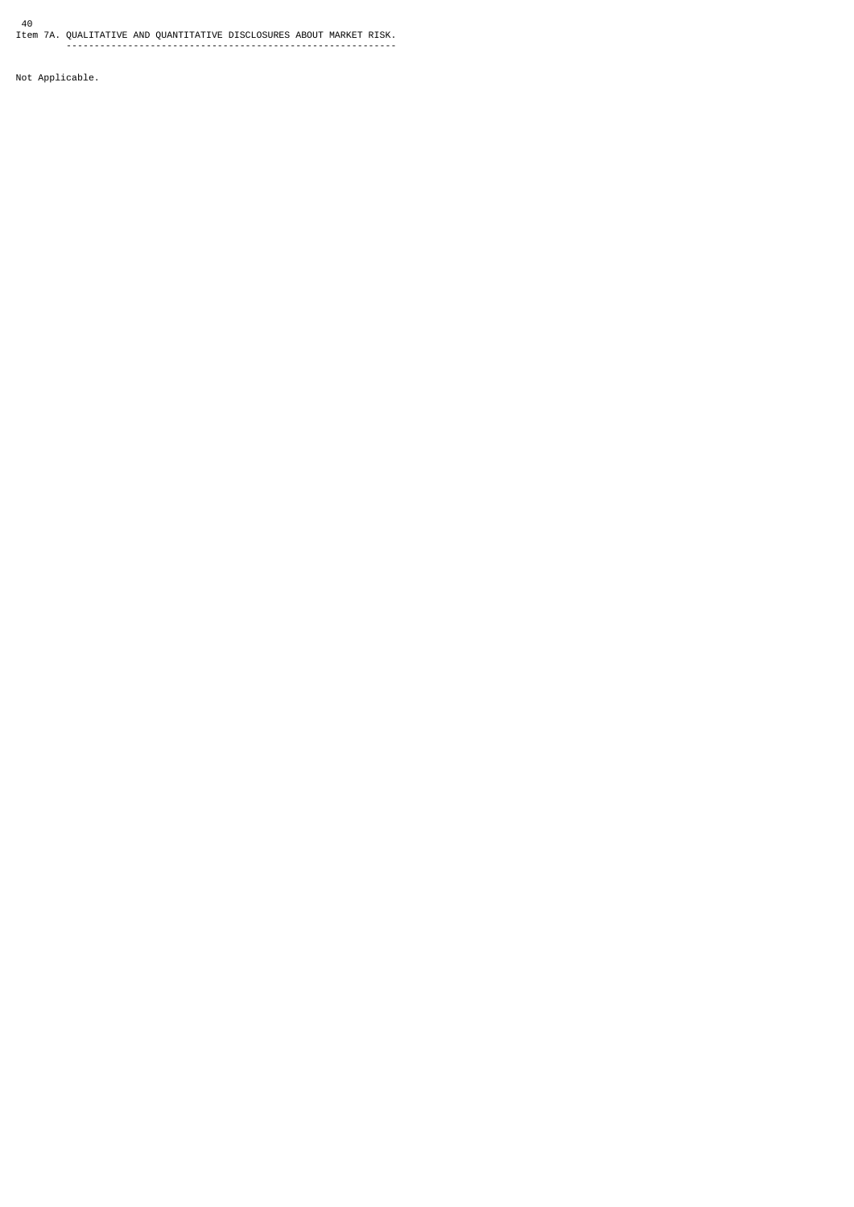## Item 7A. QUALITATIVE AND QUANTITATIVE DISCLOSURES ABOUT MARKET RISK.

Not Applicable.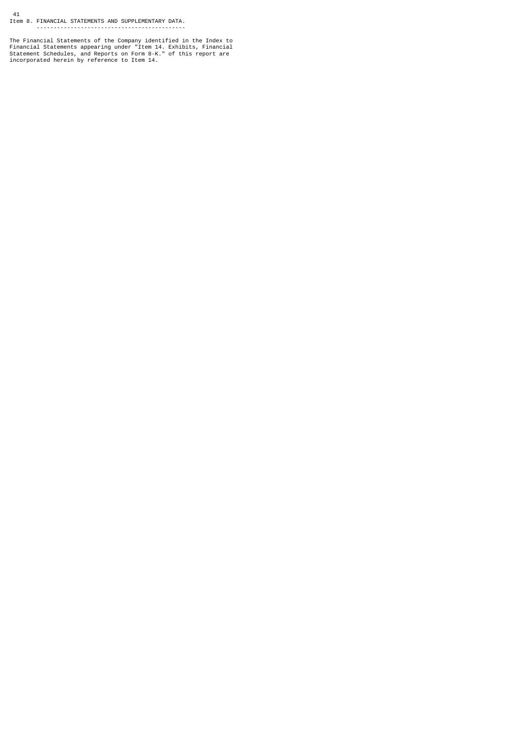## Item 8. FINANCIAL STATEMENTS AND SUPPLEMENTARY DATA.

The Financial Statements of the Company identified in the Index to Financial Statements appearing under "Item 14. Exhibits, Financial Statement Schedules, and Reports on Form 8-K." of this report are incorporated herein by reference to Item 14.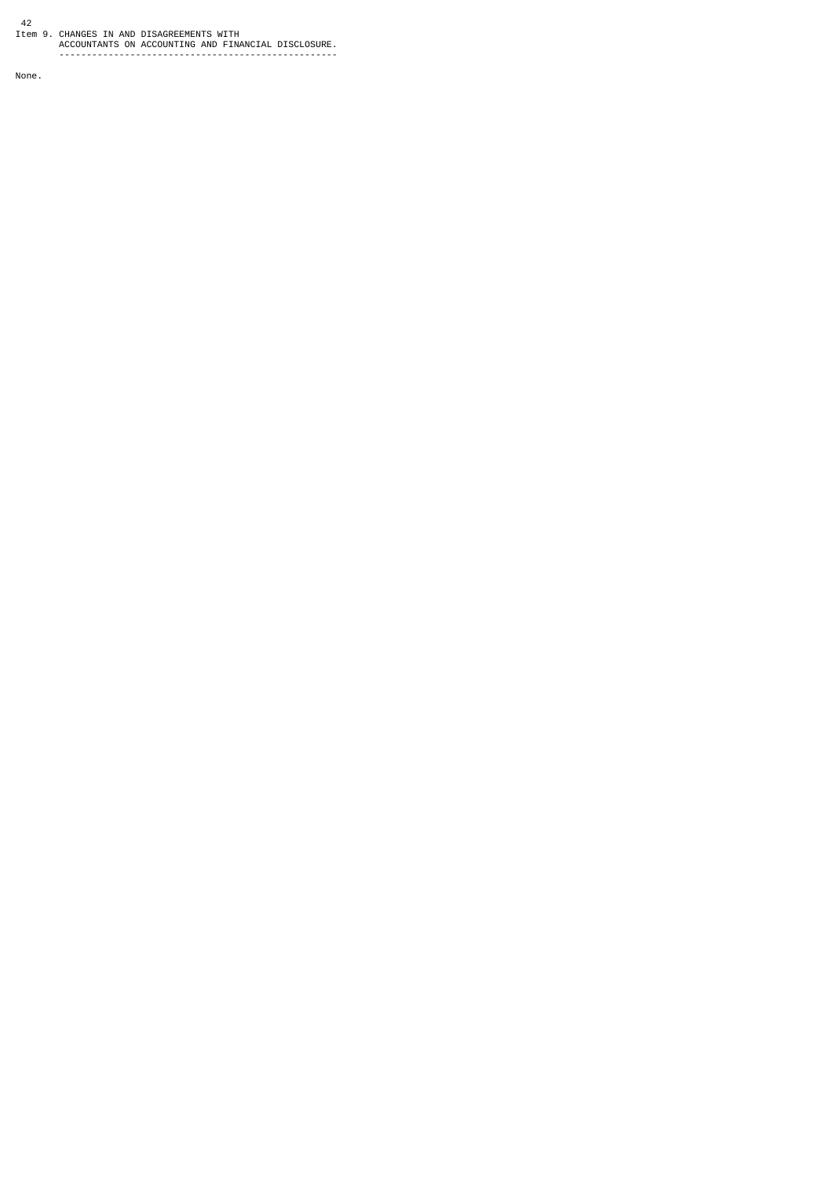## Item 9. CHANGES IN AND DISAGREEMENTS WITH ACCOUNTANTS ON ACCOUNTING AND FINANCIAL DISCLOSURE.

None.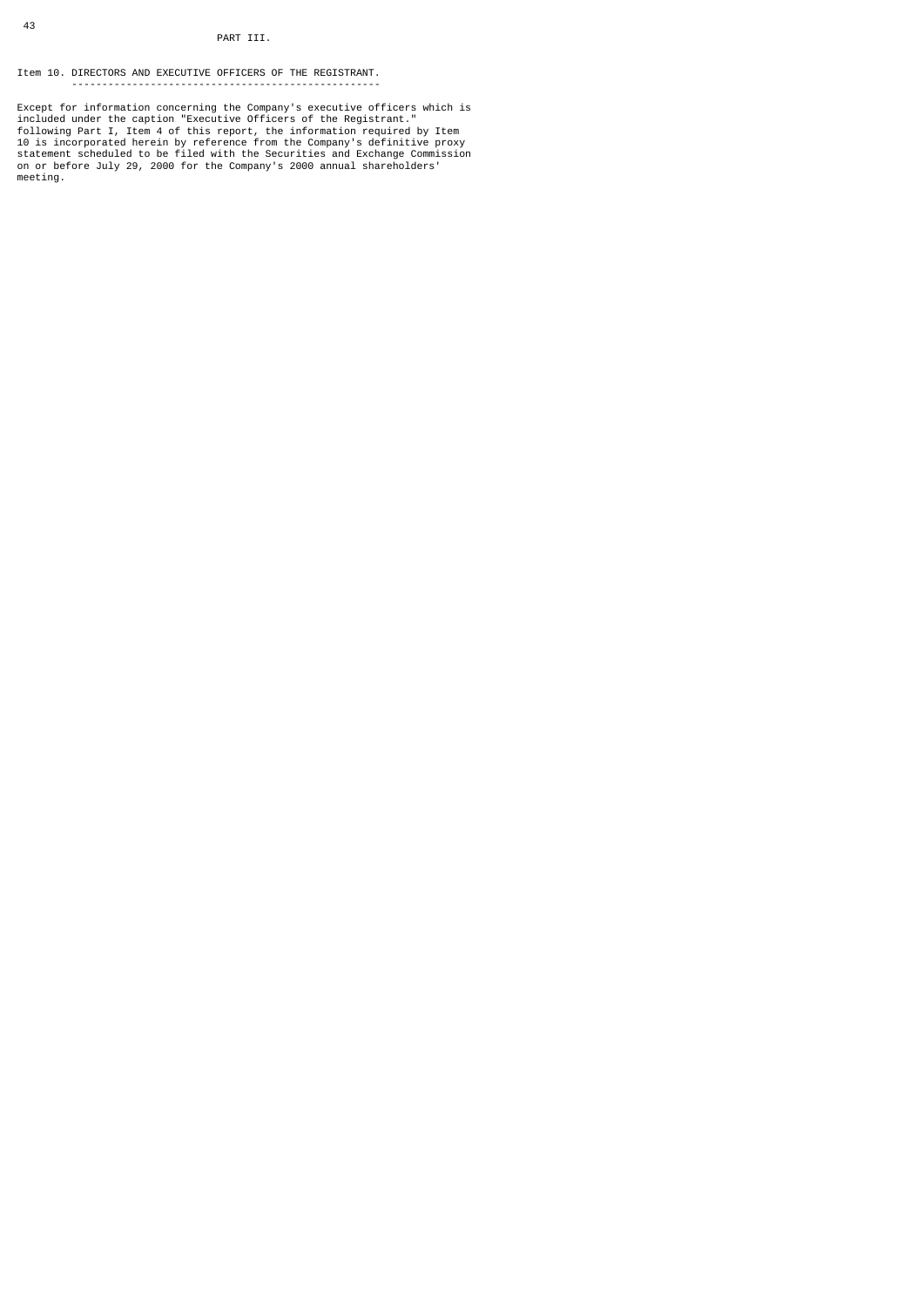PART III.

## Item 10. DIRECTORS AND EXECUTIVE OFFICERS OF THE REGISTRANT.

Except for information concerning the Company's executive officers which is included under the caption "Executive Officers of the Registrant." following Part I, Item 4 of this report, the information required by Item 10 is incorporated herein by reference from the Company's definitive proxy statement scheduled to be filed with the Securities and Exchange Commission on or before July 29, 2000 for the Company's 2000 annual shareholders' meeting.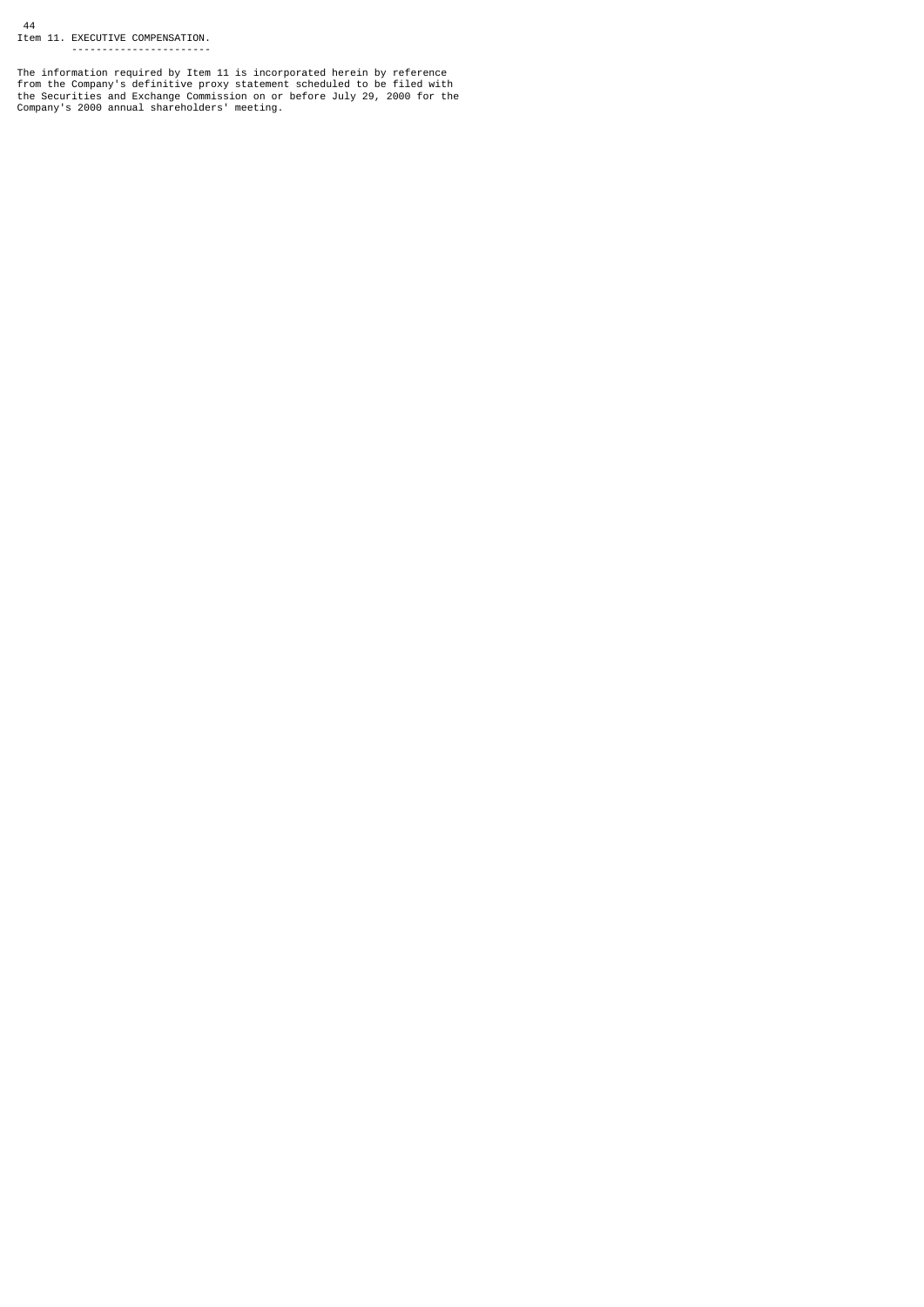## Item 11. EXECUTIVE COMPENSATION.

The information required by Item 11 is incorporated herein by reference from the Company's definitive proxy statement scheduled to be filed with the Securities and Exchange Commission on or before July 29, 2000 for the Company's 2000 annual shareholders' meeting.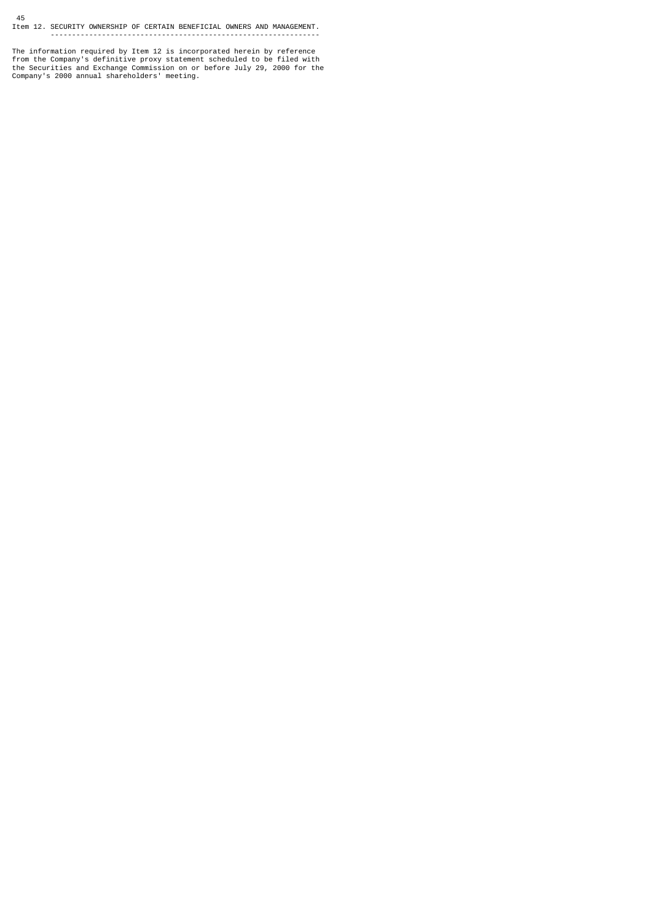## Item 12. SECURITY OWNERSHIP OF CERTAIN BENEFICIAL OWNERS AND MANAGEMENT.

The information required by Item 12 is incorporated herein by reference from the Company's definitive proxy statement scheduled to be filed with the Securities and Exchange Commission on or before July 29, 2000 for the Company's 2000 annual shareholders' meeting.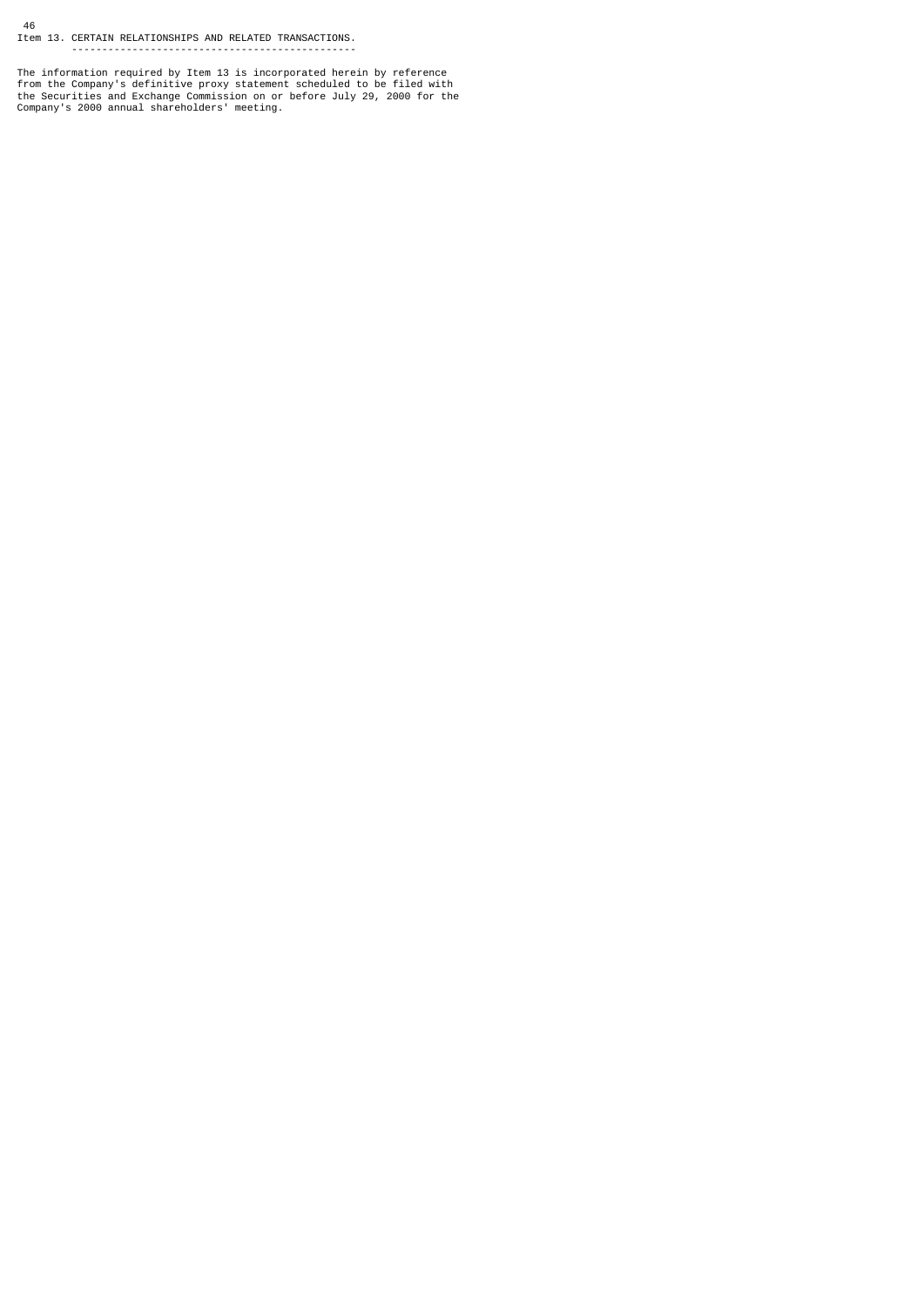## Item 13. CERTAIN RELATIONSHIPS AND RELATED TRANSACTIONS.

The information required by Item 13 is incorporated herein by reference from the Company's definitive proxy statement scheduled to be filed with the Securities and Exchange Commission on or before July 29, 2000 for the Company's 2000 annual shareholders' meeting.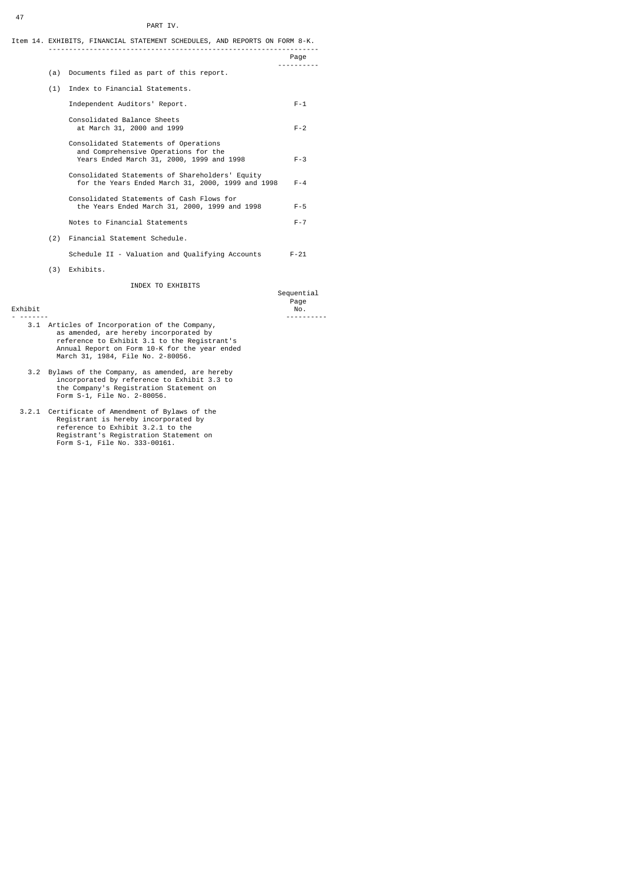PART IV.

## Item 14. EXHIBITS, FINANCIAL STATEMENT SCHEDULES, AND REPORTS ON FORM 8-K.

| | Page |
|---|---|
| (a) Documents filed as part of this report. | |
| (1) Index to Financial Statements. | |
| Independent Auditors' Report. | F-1 |
| Consolidated Balance Sheets at March 31, 2000 and 1999 | F-2 |
| Consolidated Statements of Operations and Comprehensive Operations for the Years Ended March 31, 2000, 1999 and 1998 | F-3 |
| Consolidated Statements of Shareholders' Equity for the Years Ended March 31, 2000, 1999 and 1998 | F-4 |
| Consolidated Statements of Cash Flows for the Years Ended March 31, 2000, 1999 and 1998 | F-5 |
| Notes to Financial Statements | F-7 |
| (2) Financial Statement Schedule. | |
| Schedule II - Valuation and Qualifying Accounts | F-21 |
| (3) Exhibits. | |

INDEX TO EXHIBITS

| Exhibit | | Sequential Page No. |
|---|---|---|
| 3.1 | Articles of Incorporation of the Company, as amended, are hereby incorporated by reference to Exhibit 3.1 to the Registrant's Annual Report on Form 10-K for the year ended March 31, 1984, File No. 2-80056. | |
| 3.2 | Bylaws of the Company, as amended, are hereby incorporated by reference to Exhibit 3.3 to the Company's Registration Statement on Form S-1, File No. 2-80056. | |
| 3.2.1 | Certificate of Amendment of Bylaws of the Registrant is hereby incorporated by reference to Exhibit 3.2.1 to the Registrant's Registration Statement on Form S-1, File No. 333-00161. | |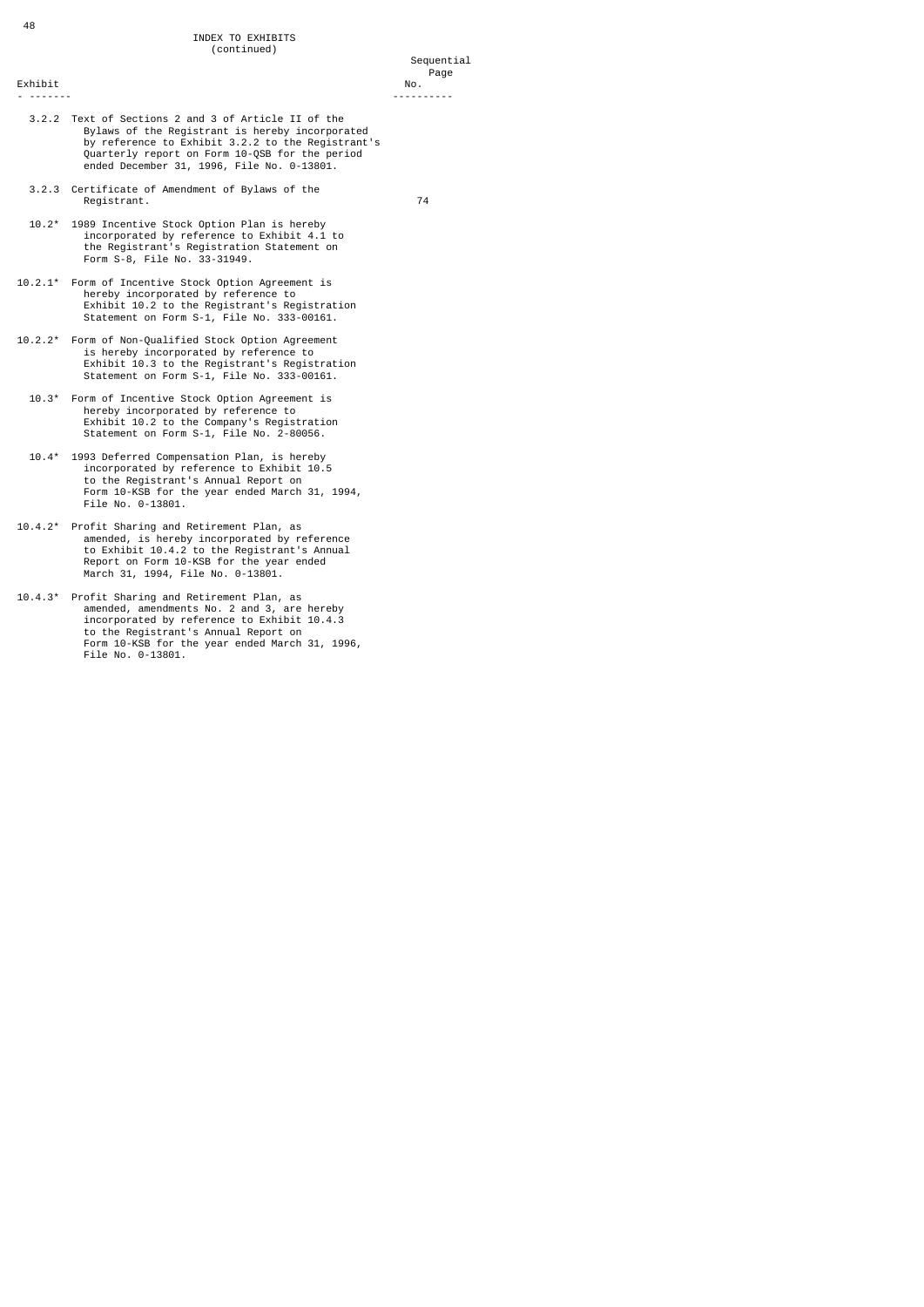# INDEX TO EXHIBITS
(continued)

| Exhibit | | Sequential Page No. |
|---|---|---|
| 3.2.2 | Text of Sections 2 and 3 of Article II of the Bylaws of the Registrant is hereby incorporated by reference to Exhibit 3.2.2 to the Registrant's Quarterly report on Form 10-QSB for the period ended December 31, 1996, File No. 0-13801. | |
| 3.2.3 | Certificate of Amendment of Bylaws of the Registrant. | 74 |
| 10.2* | 1989 Incentive Stock Option Plan is hereby incorporated by reference to Exhibit 4.1 to the Registrant's Registration Statement on Form S-8, File No. 33-31949. | |
| 10.2.1* | Form of Incentive Stock Option Agreement is hereby incorporated by reference to Exhibit 10.2 to the Registrant's Registration Statement on Form S-1, File No. 333-00161. | |
| 10.2.2* | Form of Non-Qualified Stock Option Agreement is hereby incorporated by reference to Exhibit 10.3 to the Registrant's Registration Statement on Form S-1, File No. 333-00161. | |
| 10.3* | Form of Incentive Stock Option Agreement is hereby incorporated by reference to Exhibit 10.2 to the Company's Registration Statement on Form S-1, File No. 2-80056. | |
| 10.4* | 1993 Deferred Compensation Plan, is hereby incorporated by reference to Exhibit 10.5 to the Registrant's Annual Report on Form 10-KSB for the year ended March 31, 1994, File No. 0-13801. | |
| 10.4.2* | Profit Sharing and Retirement Plan, as amended, is hereby incorporated by reference to Exhibit 10.4.2 to the Registrant's Annual Report on Form 10-KSB for the year ended March 31, 1994, File No. 0-13801. | |
| 10.4.3* | Profit Sharing and Retirement Plan, as amended, amendments No. 2 and 3, are hereby incorporated by reference to Exhibit 10.4.3 to the Registrant's Annual Report on Form 10-KSB for the year ended March 31, 1996, File No. 0-13801. | |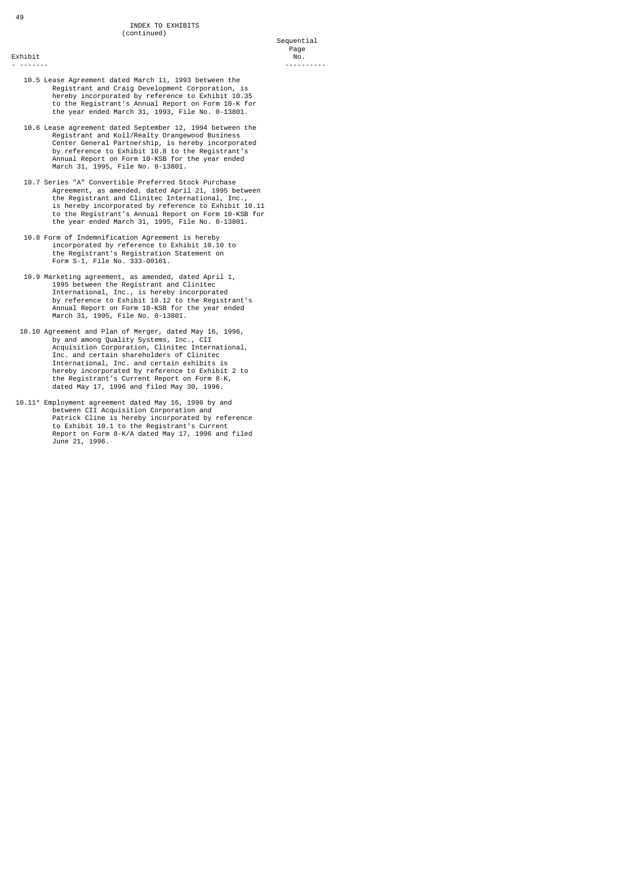INDEX TO EXHIBITS
(continued)

| Exhibit | Sequential Page No. |
|---|---|
| 10.5 Lease Agreement dated March 11, 1993 between the Registrant and Craig Development Corporation, is hereby incorporated by reference to Exhibit 10.35 to the Registrant's Annual Report on Form 10-K for the year ended March 31, 1993, File No. 0-13801. | |
| 10.6 Lease agreement dated September 12, 1994 between the Registrant and Koll/Realty Orangewood Business Center General Partnership, is hereby incorporated by reference to Exhibit 10.8 to the Registrant's Annual Report on Form 10-KSB for the year ended March 31, 1995, File No. 0-13801. | |
| 10.7 Series "A" Convertible Preferred Stock Purchase Agreement, as amended, dated April 21, 1995 between the Registrant and Clinitec International, Inc., is hereby incorporated by reference to Exhibit 10.11 to the Registrant's Annual Report on Form 10-KSB for the year ended March 31, 1995, File No. 0-13801. | |
| 10.8 Form of Indemnification Agreement is hereby incorporated by reference to Exhibit 10.10 to the Registrant's Registration Statement on Form S-1, File No. 333-00161. | |
| 10.9 Marketing agreement, as amended, dated April 1, 1995 between the Registrant and Clinitec International, Inc., is hereby incorporated by reference to Exhibit 10.12 to the Registrant's Annual Report on Form 10-KSB for the year ended March 31, 1995, File No. 0-13801. | |
| 10.10 Agreement and Plan of Merger, dated May 16, 1996, by and among Quality Systems, Inc., CII Acquisition Corporation, Clinitec International, Inc. and certain shareholders of Clinitec International, Inc. and certain exhibits is hereby incorporated by reference to Exhibit 2 to the Registrant's Current Report on Form 8-K, dated May 17, 1996 and filed May 30, 1996. | |
| 10.11* Employment agreement dated May 16, 1996 by and between CII Acquisition Corporation and Patrick Cline is hereby incorporated by reference to Exhibit 10.1 to the Registrant's Current Report on Form 8-K/A dated May 17, 1996 and filed June 21, 1996. | |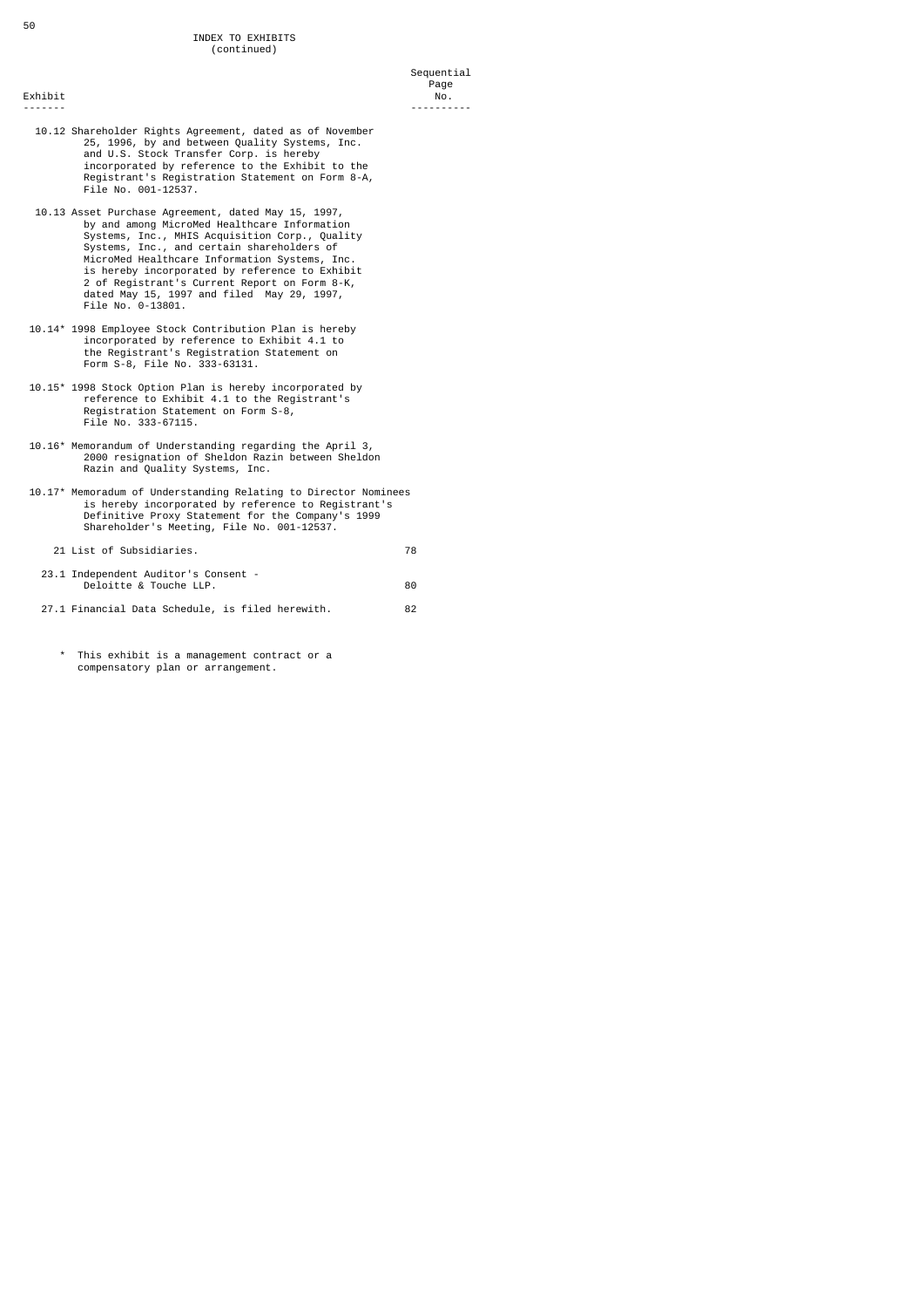INDEX TO EXHIBITS
(continued)

| Exhibit | | Sequential Page No. |
|---|---|---|
| 10.12 | Shareholder Rights Agreement, dated as of November 25, 1996, by and between Quality Systems, Inc. and U.S. Stock Transfer Corp. is hereby incorporated by reference to the Exhibit to the Registrant's Registration Statement on Form 8-A, File No. 001-12537. | |
| 10.13 | Asset Purchase Agreement, dated May 15, 1997, by and among MicroMed Healthcare Information Systems, Inc., MHIS Acquisition Corp., Quality Systems, Inc., and certain shareholders of MicroMed Healthcare Information Systems, Inc. is hereby incorporated by reference to Exhibit 2 of Registrant's Current Report on Form 8-K, dated May 15, 1997 and filed May 29, 1997, File No. 0-13801. | |
| 10.14* | 1998 Employee Stock Contribution Plan is hereby incorporated by reference to Exhibit 4.1 to the Registrant's Registration Statement on Form S-8, File No. 333-63131. | |
| 10.15* | 1998 Stock Option Plan is hereby incorporated by reference to Exhibit 4.1 to the Registrant's Registration Statement on Form S-8, File No. 333-67115. | |
| 10.16* | Memorandum of Understanding regarding the April 3, 2000 resignation of Sheldon Razin between Sheldon Razin and Quality Systems, Inc. | |
| 10.17* | Memoradum of Understanding Relating to Director Nominees is hereby incorporated by reference to Registrant's Definitive Proxy Statement for the Company's 1999 Shareholder's Meeting, File No. 001-12537. | |
| 21 | List of Subsidiaries. | 78 |
| 23.1 | Independent Auditor's Consent - Deloitte & Touche LLP. | 80 |
| 27.1 | Financial Data Schedule, is filed herewith. | 82 |

\* This exhibit is a management contract or a compensatory plan or arrangement.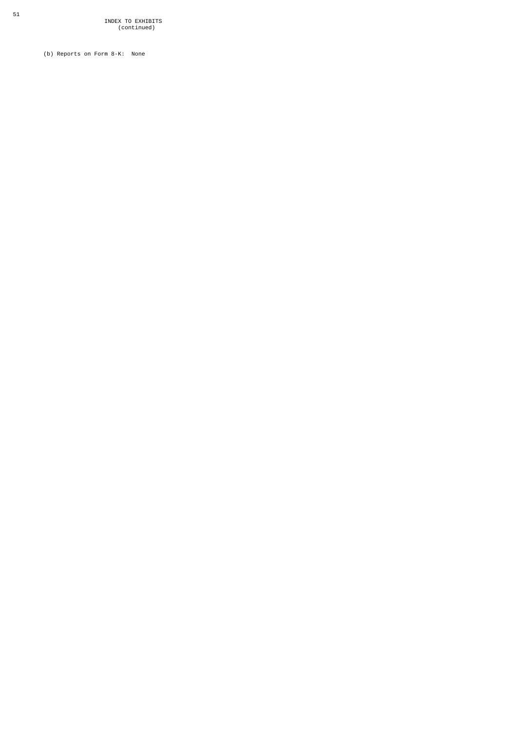INDEX TO EXHIBITS
(continued)

(b) Reports on Form 8-K: None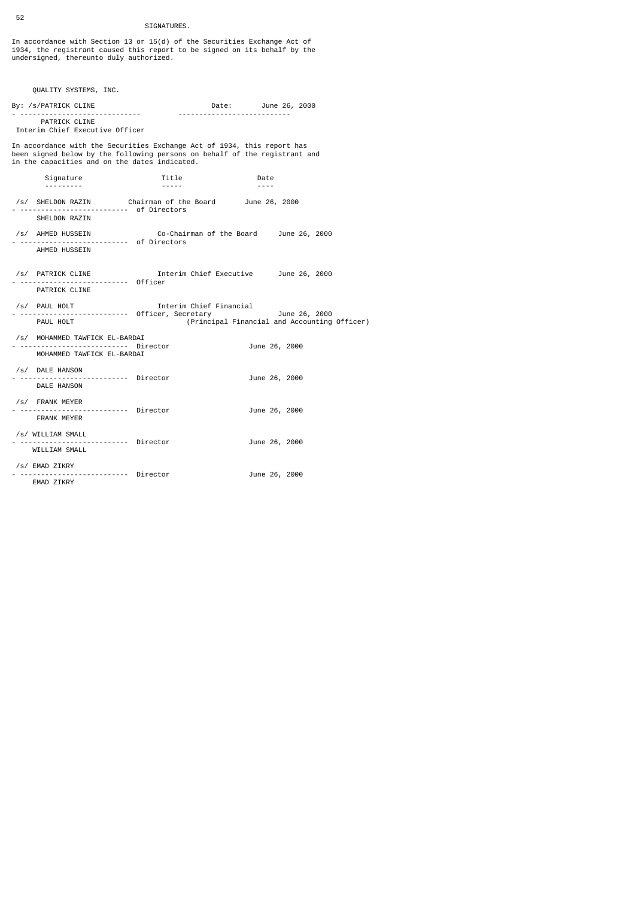## SIGNATURES.

In accordance with Section 13 or 15(d) of the Securities Exchange Act of 1934, the registrant caused this report to be signed on its behalf by the undersigned, thereunto duly authorized.

QUALITY SYSTEMS, INC.

By: /s/PATRICK CLINE    Date: June 26, 2000

PATRICK CLINE
Interim Chief Executive Officer

In accordance with the Securities Exchange Act of 1934, this report has been signed below by the following persons on behalf of the registrant and in the capacities and on the dates indicated.

| Signature | Title | Date |
|---|---|---|
| /s/ SHELDON RAZIN<br>SHELDON RAZIN | Chairman of the Board of Directors | June 26, 2000 |
| /s/ AHMED HUSSEIN<br>AHMED HUSSEIN | Co-Chairman of the Board of Directors | June 26, 2000 |
| /s/ PATRICK CLINE<br>PATRICK CLINE | Interim Chief Executive Officer | June 26, 2000 |
| /s/ PAUL HOLT<br>PAUL HOLT | Interim Chief Financial Officer, Secretary (Principal Financial and Accounting Officer) | June 26, 2000 |
| /s/ MOHAMMED TAWFICK EL-BARDAI<br>MOHAMMED TAWFICK EL-BARDAI | Director | June 26, 2000 |
| /s/ DALE HANSON<br>DALE HANSON | Director | June 26, 2000 |
| /s/ FRANK MEYER<br>FRANK MEYER | Director | June 26, 2000 |
| /s/ WILLIAM SMALL<br>WILLIAM SMALL | Director | June 26, 2000 |
| /s/ EMAD ZIKRY<br>EMAD ZIKRY | Director | June 26, 2000 |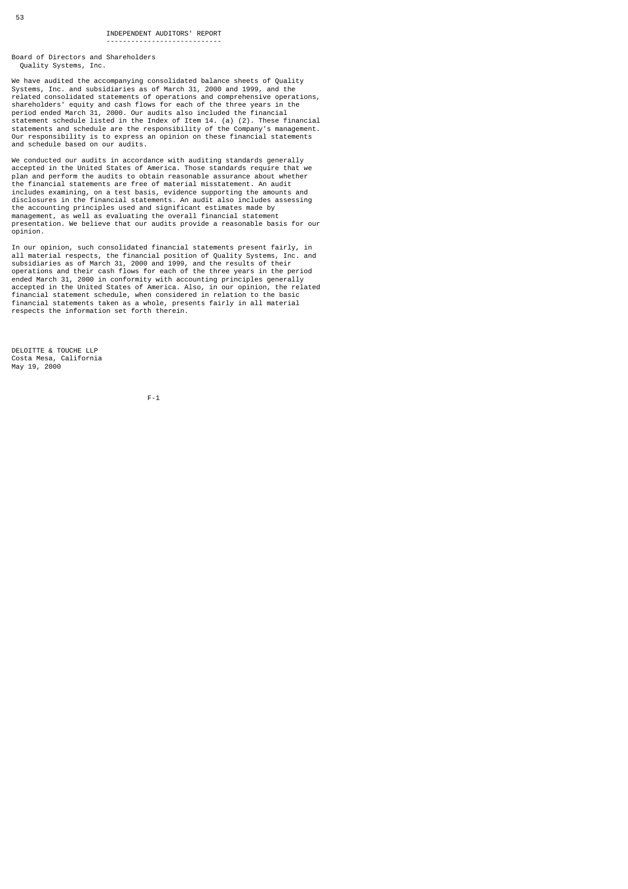# INDEPENDENT AUDITORS' REPORT

Board of Directors and Shareholders
Quality Systems, Inc.

We have audited the accompanying consolidated balance sheets of Quality Systems, Inc. and subsidiaries as of March 31, 2000 and 1999, and the related consolidated statements of operations and comprehensive operations, shareholders' equity and cash flows for each of the three years in the period ended March 31, 2000. Our audits also included the financial statement schedule listed in the Index of Item 14. (a) (2). These financial statements and schedule are the responsibility of the Company's management. Our responsibility is to express an opinion on these financial statements and schedule based on our audits.

We conducted our audits in accordance with auditing standards generally accepted in the United States of America. Those standards require that we plan and perform the audits to obtain reasonable assurance about whether the financial statements are free of material misstatement. An audit includes examining, on a test basis, evidence supporting the amounts and disclosures in the financial statements. An audit also includes assessing the accounting principles used and significant estimates made by management, as well as evaluating the overall financial statement presentation. We believe that our audits provide a reasonable basis for our opinion.

In our opinion, such consolidated financial statements present fairly, in all material respects, the financial position of Quality Systems, Inc. and subsidiaries as of March 31, 2000 and 1999, and the results of their operations and their cash flows for each of the three years in the period ended March 31, 2000 in conformity with accounting principles generally accepted in the United States of America. Also, in our opinion, the related financial statement schedule, when considered in relation to the basic financial statements taken as a whole, presents fairly in all material respects the information set forth therein.

DELOITTE & TOUCHE LLP
Costa Mesa, California
May 19, 2000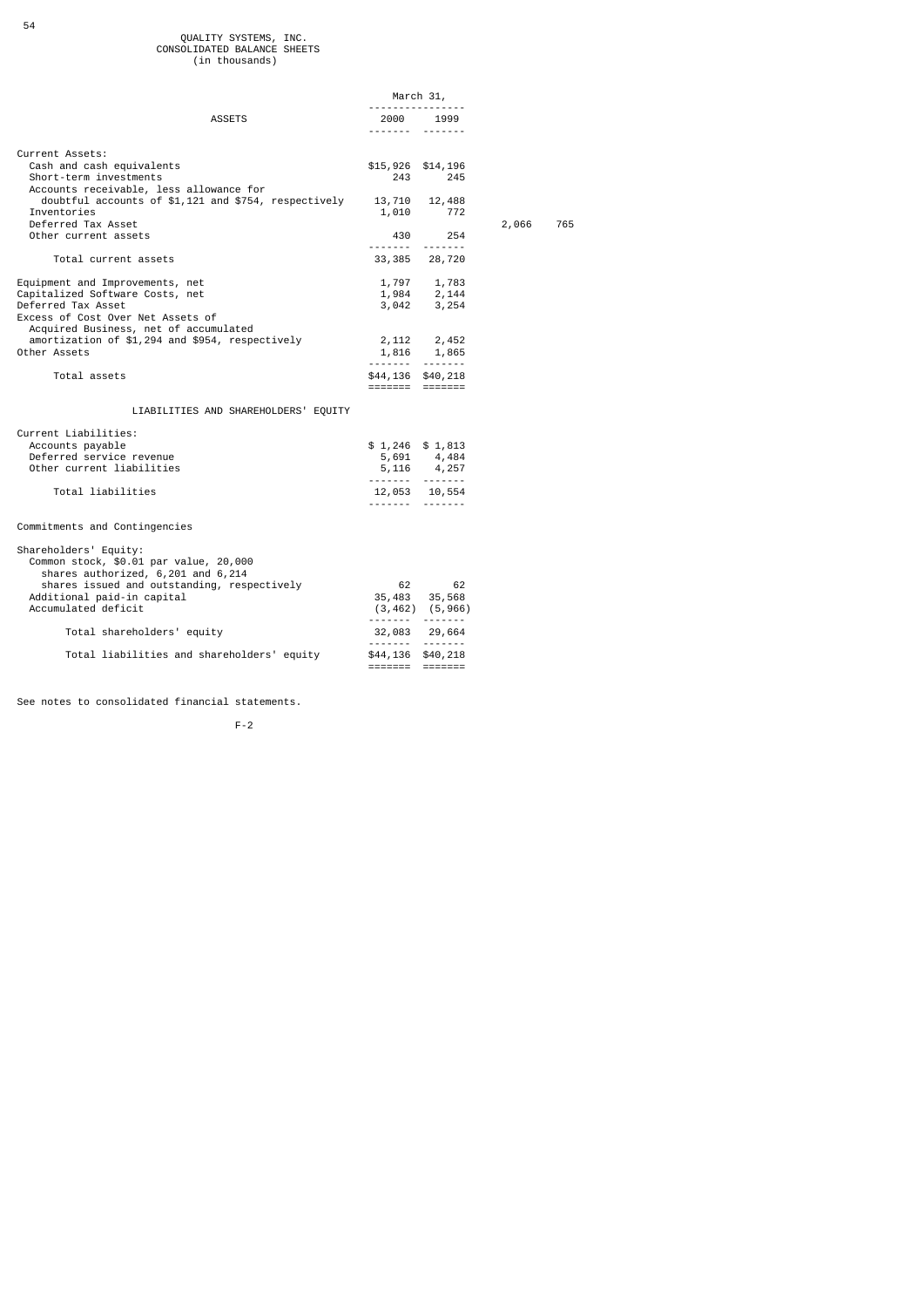QUALITY SYSTEMS, INC.
CONSOLIDATED BALANCE SHEETS
(in thousands)

| ASSETS | March 31, 2000 | March 31, 1999 |
|---|---|---|
| Current Assets: | | |
| Cash and cash equivalents | $15,926 | $14,196 |
| Short-term investments | 243 | 245 |
| Accounts receivable, less allowance for doubtful accounts of $1,121 and $754, respectively | 13,710 | 12,488 |
| Inventories | 1,010 | 772 |
| Deferred Tax Asset | 2,066 | 765 |
| Other current assets | 430 | 254 |
| Total current assets | 33,385 | 28,720 |
| Equipment and Improvements, net | 1,797 | 1,783 |
| Capitalized Software Costs, net | 1,984 | 2,144 |
| Deferred Tax Asset | 3,042 | 3,254 |
| Excess of Cost Over Net Assets of Acquired Business, net of accumulated amortization of $1,294 and $954, respectively | 2,112 | 2,452 |
| Other Assets | 1,816 | 1,865 |
| Total assets | $44,136 | $40,218 |

| LIABILITIES AND SHAREHOLDERS' EQUITY | 2000 | 1999 |
|---|---|---|
| Current Liabilities: | | |
| Accounts payable | $ 1,246 | $ 1,813 |
| Deferred service revenue | 5,691 | 4,484 |
| Other current liabilities | 5,116 | 4,257 |
| Total liabilities | 12,053 | 10,554 |
| Commitments and Contingencies | | |
| Shareholders' Equity: | | |
| Common stock, $0.01 par value, 20,000 shares authorized, 6,201 and 6,214 shares issued and outstanding, respectively | 62 | 62 |
| Additional paid-in capital | 35,483 | 35,568 |
| Accumulated deficit | (3,462) | (5,966) |
| Total shareholders' equity | 32,083 | 29,664 |
| Total liabilities and shareholders' equity | $44,136 | $40,218 |

See notes to consolidated financial statements.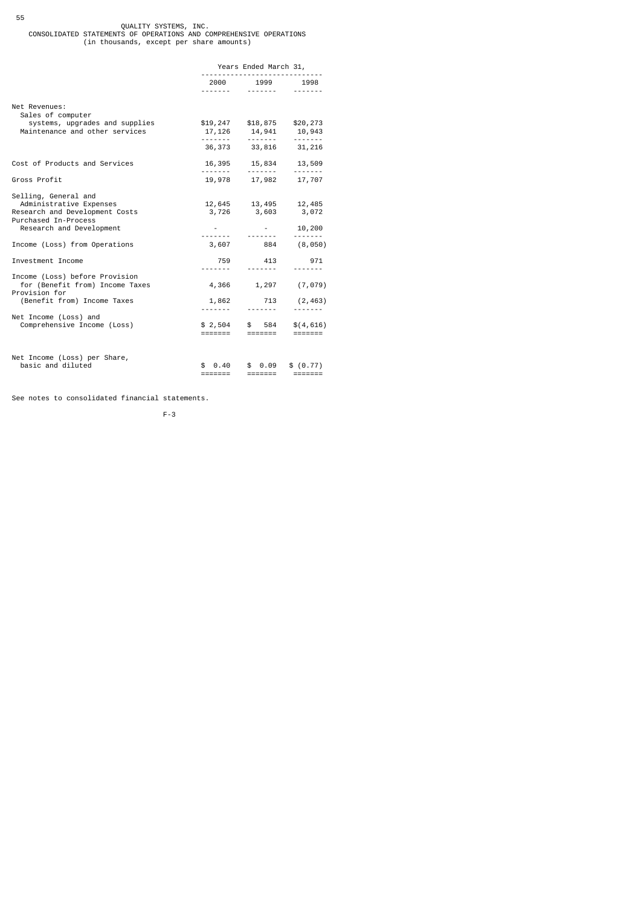QUALITY SYSTEMS, INC.
CONSOLIDATED STATEMENTS OF OPERATIONS AND COMPREHENSIVE OPERATIONS
(in thousands, except per share amounts)

| | Years Ended March 31, | | |
|---|---|---|---|
| | 2000 | 1999 | 1998 |
| Net Revenues: | | | |
| Sales of computer systems, upgrades and supplies | $19,247 | $18,875 | $20,273 |
| Maintenance and other services | 17,126 | 14,941 | 10,943 |
| | 36,373 | 33,816 | 31,216 |
| Cost of Products and Services | 16,395 | 15,834 | 13,509 |
| Gross Profit | 19,978 | 17,982 | 17,707 |
| Selling, General and Administrative Expenses | 12,645 | 13,495 | 12,485 |
| Research and Development Costs | 3,726 | 3,603 | 3,072 |
| Purchased In-Process Research and Development | - | - | 10,200 |
| Income (Loss) from Operations | 3,607 | 884 | (8,050) |
| Investment Income | 759 | 413 | 971 |
| Income (Loss) before Provision for (Benefit from) Income Taxes | 4,366 | 1,297 | (7,079) |
| Provision for (Benefit from) Income Taxes | 1,862 | 713 | (2,463) |
| Net Income (Loss) and Comprehensive Income (Loss) | $ 2,504 | $ 584 | $(4,616) |
| Net Income (Loss) per Share, basic and diluted | $ 0.40 | $ 0.09 | $ (0.77) |

See notes to consolidated financial statements.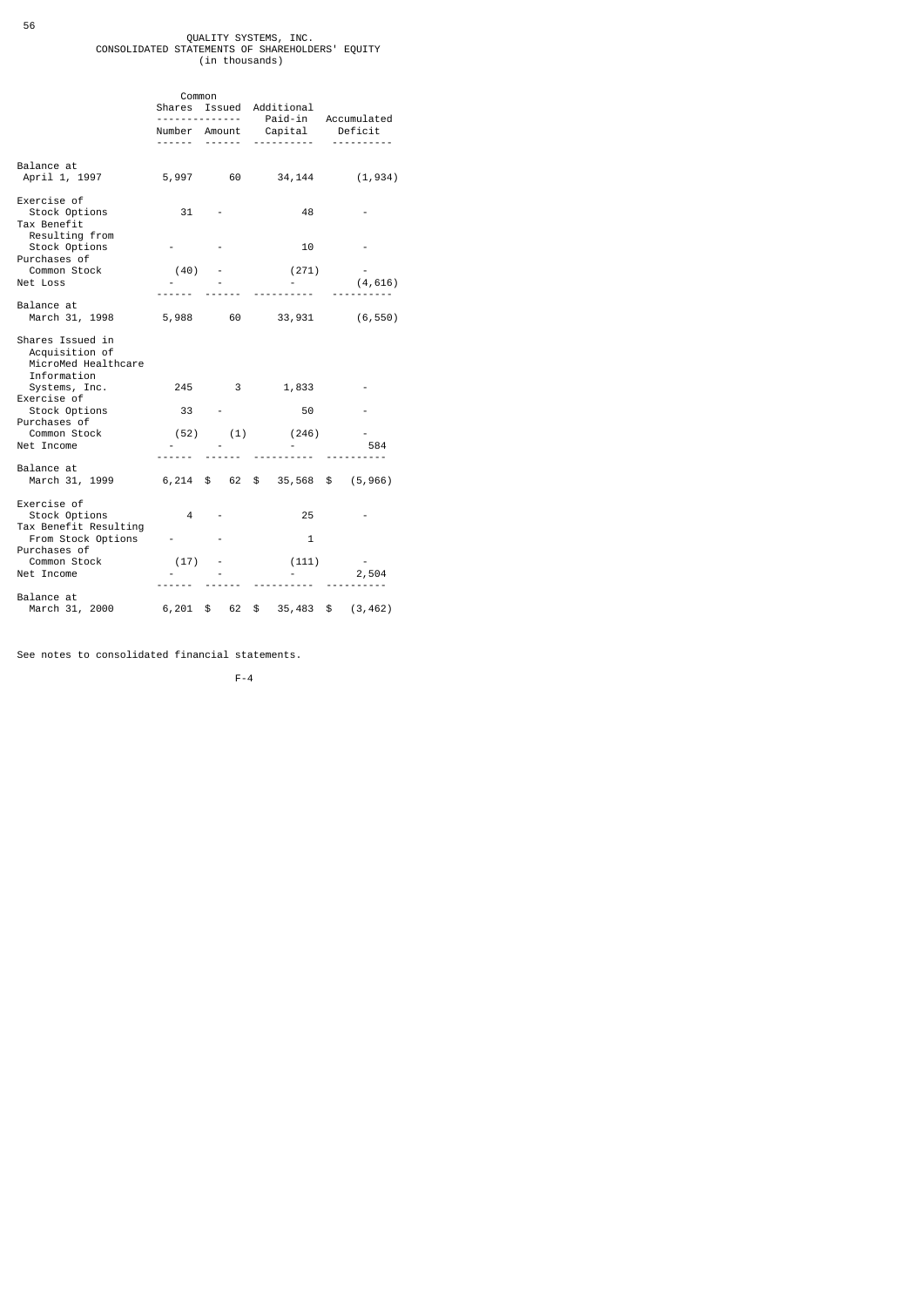QUALITY SYSTEMS, INC.
CONSOLIDATED STATEMENTS OF SHAREHOLDERS' EQUITY
(in thousands)

| | Common Shares Issued | | Additional Paid-in | Accumulated |
|---|---|---|---|---|
| | Number | Amount | Capital | Deficit |
| Balance at April 1, 1997 | 5,997 | 60 | 34,144 | (1,934) |
| Exercise of Stock Options | 31 | - | 48 | - |
| Tax Benefit Resulting from Stock Options | - | - | 10 | - |
| Purchases of Common Stock | (40) | - | (271) | - |
| Net Loss | - | - | - | (4,616) |
| Balance at March 31, 1998 | 5,988 | 60 | 33,931 | (6,550) |
| Shares Issued in Acquisition of MicroMed Healthcare Information Systems, Inc. | 245 | 3 | 1,833 | - |
| Exercise of Stock Options | 33 | - | 50 | - |
| Purchases of Common Stock | (52) | (1) | (246) | - |
| Net Income | - | - | - | 584 |
| Balance at March 31, 1999 | 6,214 | $ 62 | $ 35,568 | $ (5,966) |
| Exercise of Stock Options | 4 | - | 25 | - |
| Tax Benefit Resulting From Stock Options | - | - | 1 | |
| Purchases of Common Stock | (17) | - | (111) | - |
| Net Income | - | - | - | 2,504 |
| Balance at March 31, 2000 | 6,201 | $ 62 | $ 35,483 | $ (3,462) |

See notes to consolidated financial statements.

F-4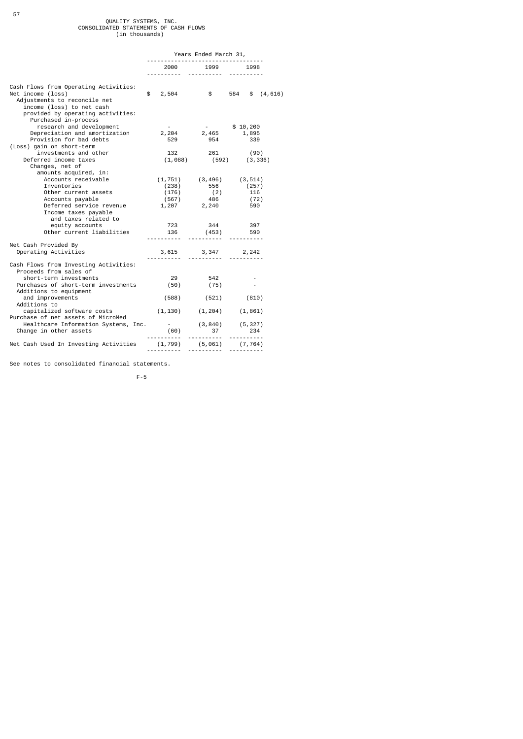QUALITY SYSTEMS, INC.
CONSOLIDATED STATEMENTS OF CASH FLOWS
(in thousands)

| | Years Ended March 31, | | |
|---|---|---|---|
| | 2000 | 1999 | 1998 |
| Cash Flows from Operating Activities: | | | |
| Net income (loss) | $ 2,504 | $ 584 | $ (4,616) |
| Adjustments to reconcile net income (loss) to net cash provided by operating activities: | | | |
| Purchased in-process research and development | - | - | $ 10,200 |
| Depreciation and amortization | 2,204 | 2,465 | 1,895 |
| Provision for bad debts | 529 | 954 | 339 |
| (Loss) gain on short-term investments and other | 132 | 261 | (90) |
| Deferred income taxes | (1,088) | (592) | (3,336) |
| Changes, net of amounts acquired, in: | | | |
| Accounts receivable | (1,751) | (3,496) | (3,514) |
| Inventories | (238) | 556 | (257) |
| Other current assets | (176) | (2) | 116 |
| Accounts payable | (567) | 486 | (72) |
| Deferred service revenue | 1,207 | 2,240 | 590 |
| Income taxes payable and taxes related to equity accounts | 723 | 344 | 397 |
| Other current liabilities | 136 | (453) | 590 |
| Net Cash Provided By Operating Activities | 3,615 | 3,347 | 2,242 |
| Cash Flows from Investing Activities: | | | |
| Proceeds from sales of short-term investments | 29 | 542 | - |
| Purchases of short-term investments | (50) | (75) | - |
| Additions to equipment and improvements | (588) | (521) | (810) |
| Additions to capitalized software costs | (1,130) | (1,204) | (1,861) |
| Purchase of net assets of MicroMed Healthcare Information Systems, Inc. | - | (3,840) | (5,327) |
| Change in other assets | (60) | 37 | 234 |
| Net Cash Used In Investing Activities | (1,799) | (5,061) | (7,764) |

See notes to consolidated financial statements.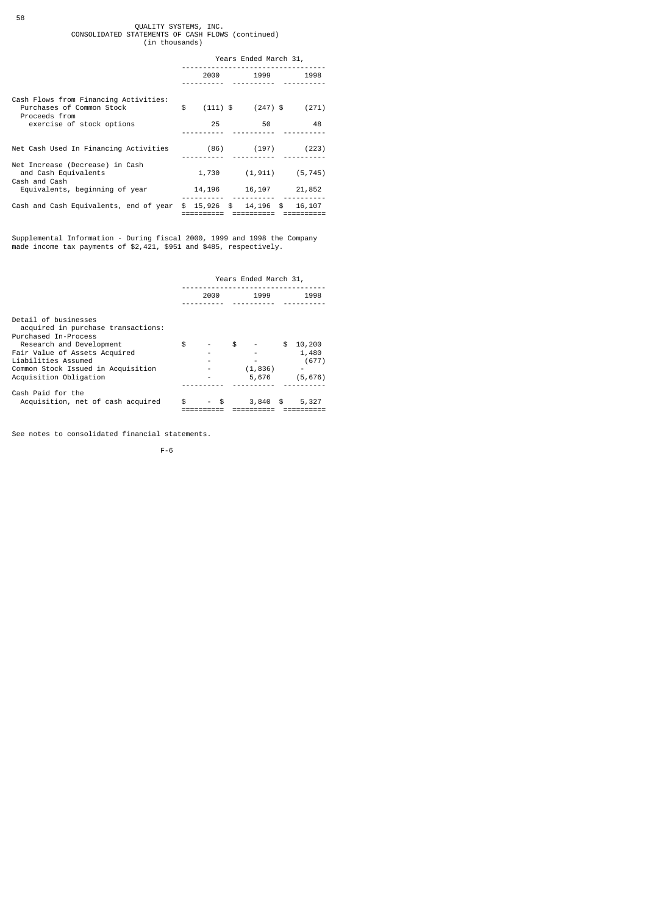QUALITY SYSTEMS, INC.
CONSOLIDATED STATEMENTS OF CASH FLOWS (continued)
(in thousands)

| | Years Ended March 31, | | |
|---|---|---|---|
| | 2000 | 1999 | 1998 |
| Cash Flows from Financing Activities: | | | |
| Purchases of Common Stock | $ (111) | $ (247) | $ (271) |
| Proceeds from exercise of stock options | 25 | 50 | 48 |
| Net Cash Used In Financing Activities | (86) | (197) | (223) |
| Net Increase (Decrease) in Cash and Cash Equivalents | 1,730 | (1,911) | (5,745) |
| Cash and Cash Equivalents, beginning of year | 14,196 | 16,107 | 21,852 |
| Cash and Cash Equivalents, end of year | $ 15,926 | $ 14,196 | $ 16,107 |

Supplemental Information - During fiscal 2000, 1999 and 1998 the Company made income tax payments of $2,421, $951 and $485, respectively.

| | Years Ended March 31, | | |
|---|---|---|---|
| | 2000 | 1999 | 1998 |
| Detail of businesses acquired in purchase transactions: | | | |
| Purchased In-Process Research and Development | $ - | $ - | $ 10,200 |
| Fair Value of Assets Acquired | - | - | 1,480 |
| Liabilities Assumed | - | - | (677) |
| Common Stock Issued in Acquisition | - | (1,836) | - |
| Acquisition Obligation | - | 5,676 | (5,676) |
| Cash Paid for the Acquisition, net of cash acquired | $ - | $ 3,840 | $ 5,327 |

See notes to consolidated financial statements.

F-6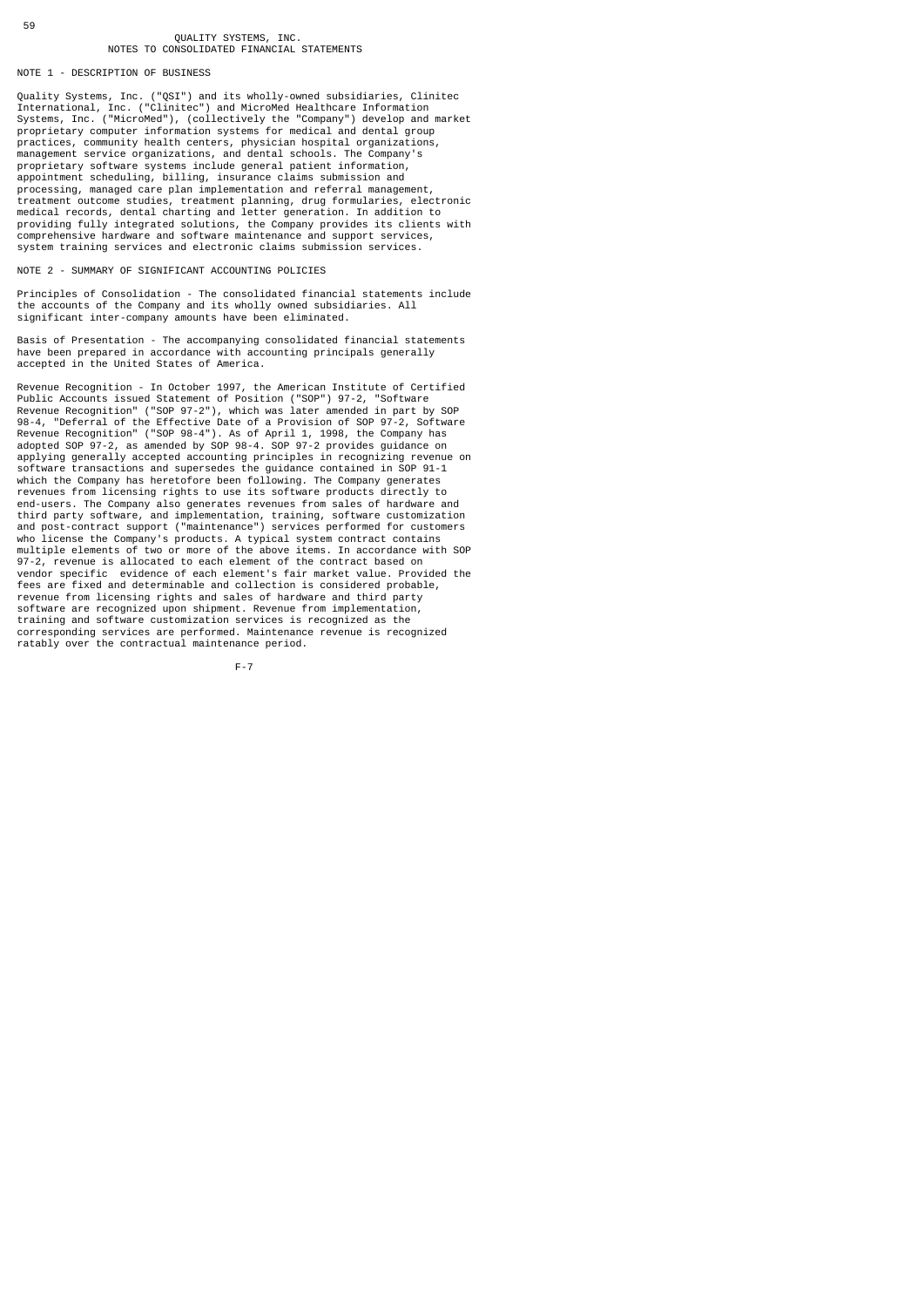QUALITY SYSTEMS, INC.
NOTES TO CONSOLIDATED FINANCIAL STATEMENTS

## NOTE 1 - DESCRIPTION OF BUSINESS

Quality Systems, Inc. ("QSI") and its wholly-owned subsidiaries, Clinitec International, Inc. ("Clinitec") and MicroMed Healthcare Information Systems, Inc. ("MicroMed"), (collectively the "Company") develop and market proprietary computer information systems for medical and dental group practices, community health centers, physician hospital organizations, management service organizations, and dental schools. The Company's proprietary software systems include general patient information, appointment scheduling, billing, insurance claims submission and processing, managed care plan implementation and referral management, treatment outcome studies, treatment planning, drug formularies, electronic medical records, dental charting and letter generation. In addition to providing fully integrated solutions, the Company provides its clients with comprehensive hardware and software maintenance and support services, system training services and electronic claims submission services.

## NOTE 2 - SUMMARY OF SIGNIFICANT ACCOUNTING POLICIES

Principles of Consolidation - The consolidated financial statements include the accounts of the Company and its wholly owned subsidiaries. All significant inter-company amounts have been eliminated.

Basis of Presentation - The accompanying consolidated financial statements have been prepared in accordance with accounting principals generally accepted in the United States of America.

Revenue Recognition - In October 1997, the American Institute of Certified Public Accounts issued Statement of Position ("SOP") 97-2, "Software Revenue Recognition" ("SOP 97-2"), which was later amended in part by SOP 98-4, "Deferral of the Effective Date of a Provision of SOP 97-2, Software Revenue Recognition" ("SOP 98-4"). As of April 1, 1998, the Company has adopted SOP 97-2, as amended by SOP 98-4. SOP 97-2 provides guidance on applying generally accepted accounting principles in recognizing revenue on software transactions and supersedes the guidance contained in SOP 91-1 which the Company has heretofore been following. The Company generates revenues from licensing rights to use its software products directly to end-users. The Company also generates revenues from sales of hardware and third party software, and implementation, training, software customization and post-contract support ("maintenance") services performed for customers who license the Company's products. A typical system contract contains multiple elements of two or more of the above items. In accordance with SOP 97-2, revenue is allocated to each element of the contract based on vendor specific evidence of each element's fair market value. Provided the fees are fixed and determinable and collection is considered probable, revenue from licensing rights and sales of hardware and third party software are recognized upon shipment. Revenue from implementation, training and software customization services is recognized as the corresponding services are performed. Maintenance revenue is recognized ratably over the contractual maintenance period.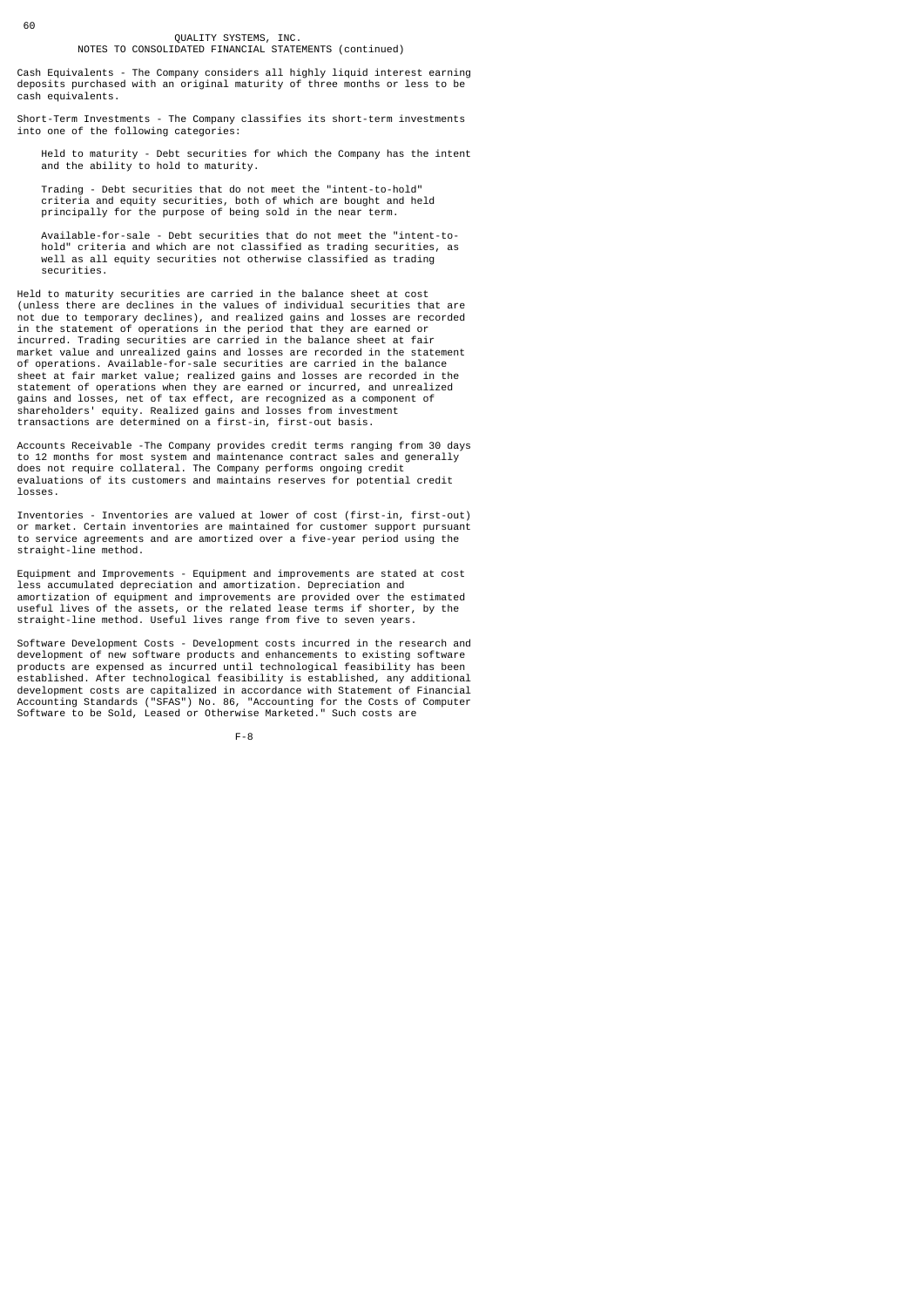QUALITY SYSTEMS, INC.
NOTES TO CONSOLIDATED FINANCIAL STATEMENTS (continued)

Cash Equivalents - The Company considers all highly liquid interest earning deposits purchased with an original maturity of three months or less to be cash equivalents.

Short-Term Investments - The Company classifies its short-term investments into one of the following categories:

Held to maturity - Debt securities for which the Company has the intent and the ability to hold to maturity.

Trading - Debt securities that do not meet the "intent-to-hold" criteria and equity securities, both of which are bought and held principally for the purpose of being sold in the near term.

Available-for-sale - Debt securities that do not meet the "intent-to-hold" criteria and which are not classified as trading securities, as well as all equity securities not otherwise classified as trading securities.

Held to maturity securities are carried in the balance sheet at cost (unless there are declines in the values of individual securities that are not due to temporary declines), and realized gains and losses are recorded in the statement of operations in the period that they are earned or incurred. Trading securities are carried in the balance sheet at fair market value and unrealized gains and losses are recorded in the statement of operations. Available-for-sale securities are carried in the balance sheet at fair market value; realized gains and losses are recorded in the statement of operations when they are earned or incurred, and unrealized gains and losses, net of tax effect, are recognized as a component of shareholders' equity. Realized gains and losses from investment transactions are determined on a first-in, first-out basis.

Accounts Receivable -The Company provides credit terms ranging from 30 days to 12 months for most system and maintenance contract sales and generally does not require collateral. The Company performs ongoing credit evaluations of its customers and maintains reserves for potential credit losses.

Inventories - Inventories are valued at lower of cost (first-in, first-out) or market. Certain inventories are maintained for customer support pursuant to service agreements and are amortized over a five-year period using the straight-line method.

Equipment and Improvements - Equipment and improvements are stated at cost less accumulated depreciation and amortization. Depreciation and amortization of equipment and improvements are provided over the estimated useful lives of the assets, or the related lease terms if shorter, by the straight-line method. Useful lives range from five to seven years.

Software Development Costs - Development costs incurred in the research and development of new software products and enhancements to existing software products are expensed as incurred until technological feasibility has been established. After technological feasibility is established, any additional development costs are capitalized in accordance with Statement of Financial Accounting Standards ("SFAS") No. 86, "Accounting for the Costs of Computer Software to be Sold, Leased or Otherwise Marketed." Such costs are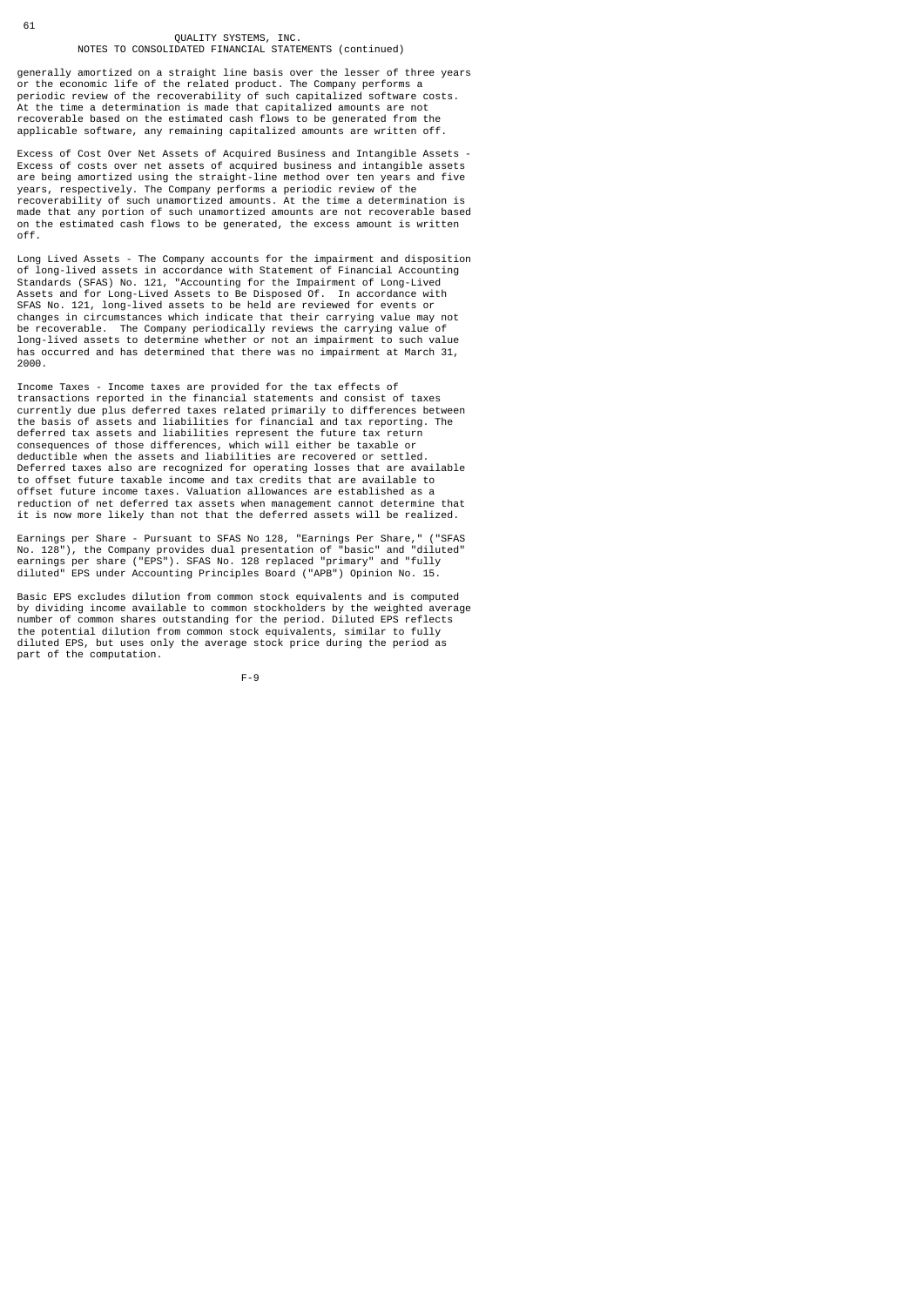generally amortized on a straight line basis over the lesser of three years or the economic life of the related product. The Company performs a periodic review of the recoverability of such capitalized software costs. At the time a determination is made that capitalized amounts are not recoverable based on the estimated cash flows to be generated from the applicable software, any remaining capitalized amounts are written off.

Excess of Cost Over Net Assets of Acquired Business and Intangible Assets - Excess of costs over net assets of acquired business and intangible assets are being amortized using the straight-line method over ten years and five years, respectively. The Company performs a periodic review of the recoverability of such unamortized amounts. At the time a determination is made that any portion of such unamortized amounts are not recoverable based on the estimated cash flows to be generated, the excess amount is written off.

Long Lived Assets - The Company accounts for the impairment and disposition of long-lived assets in accordance with Statement of Financial Accounting Standards (SFAS) No. 121, "Accounting for the Impairment of Long-Lived Assets and for Long-Lived Assets to Be Disposed Of. In accordance with SFAS No. 121, long-lived assets to be held are reviewed for events or changes in circumstances which indicate that their carrying value may not be recoverable. The Company periodically reviews the carrying value of long-lived assets to determine whether or not an impairment to such value has occurred and has determined that there was no impairment at March 31, 2000.

Income Taxes - Income taxes are provided for the tax effects of transactions reported in the financial statements and consist of taxes currently due plus deferred taxes related primarily to differences between the basis of assets and liabilities for financial and tax reporting. The deferred tax assets and liabilities represent the future tax return consequences of those differences, which will either be taxable or deductible when the assets and liabilities are recovered or settled. Deferred taxes also are recognized for operating losses that are available to offset future taxable income and tax credits that are available to offset future income taxes. Valuation allowances are established as a reduction of net deferred tax assets when management cannot determine that it is now more likely than not that the deferred assets will be realized.

Earnings per Share - Pursuant to SFAS No 128, "Earnings Per Share," ("SFAS No. 128"), the Company provides dual presentation of "basic" and "diluted" earnings per share ("EPS"). SFAS No. 128 replaced "primary" and "fully diluted" EPS under Accounting Principles Board ("APB") Opinion No. 15.

Basic EPS excludes dilution from common stock equivalents and is computed by dividing income available to common stockholders by the weighted average number of common shares outstanding for the period. Diluted EPS reflects the potential dilution from common stock equivalents, similar to fully diluted EPS, but uses only the average stock price during the period as part of the computation.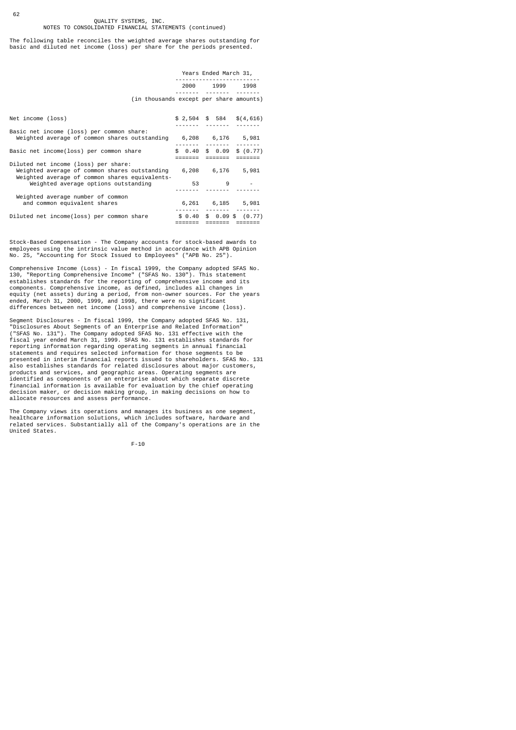QUALITY SYSTEMS, INC.
NOTES TO CONSOLIDATED FINANCIAL STATEMENTS (continued)

The following table reconciles the weighted average shares outstanding for basic and diluted net income (loss) per share for the periods presented.

| | Years Ended March 31, | | |
|---|---|---|---|
| | 2000 | 1999 | 1998 |
| | (in thousands except per share amounts) | | |
| Net income (loss) | $ 2,504 | $ 584 | $(4,616) |
| Basic net income (loss) per common share: | | | |
| Weighted average of common shares outstanding | 6,208 | 6,176 | 5,981 |
| Basic net income(loss) per common share | $ 0.40 | $ 0.09 | $ (0.77) |
| Diluted net income (loss) per share: | | | |
| Weighted average of common shares outstanding | 6,208 | 6,176 | 5,981 |
| Weighted average of common shares equivalents- | | | |
| Weighted average options outstanding | 53 | 9 | - |
| Weighted average number of common and common equivalent shares | 6,261 | 6,185 | 5,981 |
| Diluted net income(loss) per common share | $ 0.40 | $ 0.09 | $ (0.77) |

Stock-Based Compensation - The Company accounts for stock-based awards to employees using the intrinsic value method in accordance with APB Opinion No. 25, "Accounting for Stock Issued to Employees" ("APB No. 25").

Comprehensive Income (Loss) - In fiscal 1999, the Company adopted SFAS No. 130, "Reporting Comprehensive Income" ("SFAS No. 130"). This statement establishes standards for the reporting of comprehensive income and its components. Comprehensive income, as defined, includes all changes in equity (net assets) during a period, from non-owner sources. For the years ended, March 31, 2000, 1999, and 1998, there were no significant differences between net income (loss) and comprehensive income (loss).

Segment Disclosures - In fiscal 1999, the Company adopted SFAS No. 131, "Disclosures About Segments of an Enterprise and Related Information" ("SFAS No. 131"). The Company adopted SFAS No. 131 effective with the fiscal year ended March 31, 1999. SFAS No. 131 establishes standards for reporting information regarding operating segments in annual financial statements and requires selected information for those segments to be presented in interim financial reports issued to shareholders. SFAS No. 131 also establishes standards for related disclosures about major customers, products and services, and geographic areas. Operating segments are identified as components of an enterprise about which separate discrete financial information is available for evaluation by the chief operating decision maker, or decision making group, in making decisions on how to allocate resources and assess performance.

The Company views its operations and manages its business as one segment, healthcare information solutions, which includes software, hardware and related services. Substantially all of the Company's operations are in the United States.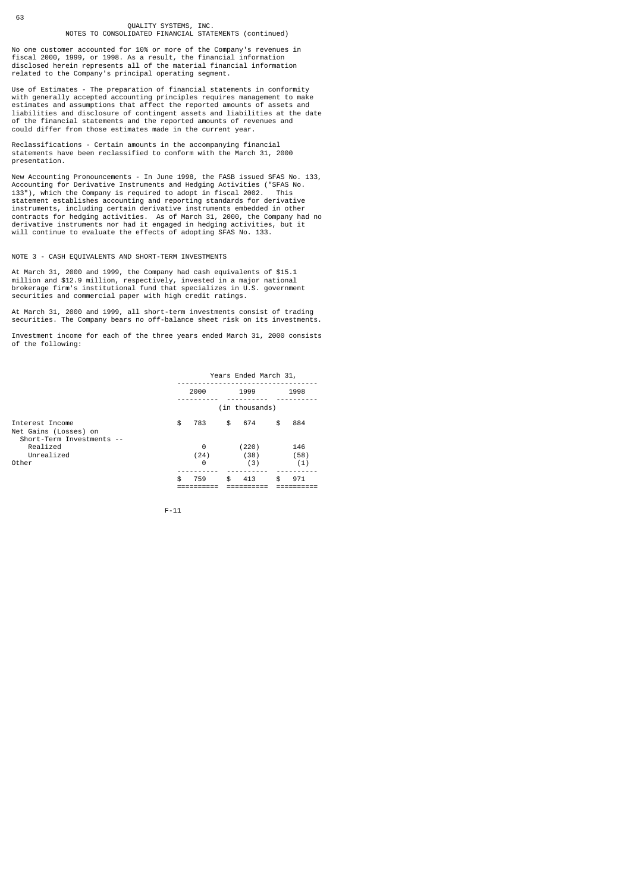QUALITY SYSTEMS, INC.
NOTES TO CONSOLIDATED FINANCIAL STATEMENTS (continued)

No one customer accounted for 10% or more of the Company's revenues in fiscal 2000, 1999, or 1998. As a result, the financial information disclosed herein represents all of the material financial information related to the Company's principal operating segment.

Use of Estimates - The preparation of financial statements in conformity with generally accepted accounting principles requires management to make estimates and assumptions that affect the reported amounts of assets and liabilities and disclosure of contingent assets and liabilities at the date of the financial statements and the reported amounts of revenues and could differ from those estimates made in the current year.

Reclassifications - Certain amounts in the accompanying financial statements have been reclassified to conform with the March 31, 2000 presentation.

New Accounting Pronouncements - In June 1998, the FASB issued SFAS No. 133, Accounting for Derivative Instruments and Hedging Activities ("SFAS No. 133"), which the Company is required to adopt in fiscal 2002. This statement establishes accounting and reporting standards for derivative instruments, including certain derivative instruments embedded in other contracts for hedging activities. As of March 31, 2000, the Company had no derivative instruments nor had it engaged in hedging activities, but it will continue to evaluate the effects of adopting SFAS No. 133.

## NOTE 3 - CASH EQUIVALENTS AND SHORT-TERM INVESTMENTS

At March 31, 2000 and 1999, the Company had cash equivalents of $15.1 million and $12.9 million, respectively, invested in a major national brokerage firm's institutional fund that specializes in U.S. government securities and commercial paper with high credit ratings.

At March 31, 2000 and 1999, all short-term investments consist of trading securities. The Company bears no off-balance sheet risk on its investments.

Investment income for each of the three years ended March 31, 2000 consists of the following:

| | Years Ended March 31, | | |
|---|---|---|---|
| | 2000 | 1999 | 1998 |
| | (in thousands) | | |
| Interest Income | $ 783 | $ 674 | $ 884 |
| Net Gains (Losses) on Short-Term Investments -- | | | |
| Realized | 0 | (220) | 146 |
| Unrealized | (24) | (38) | (58) |
| Other | 0 | (3) | (1) |
| | $ 759 | $ 413 | $ 971 |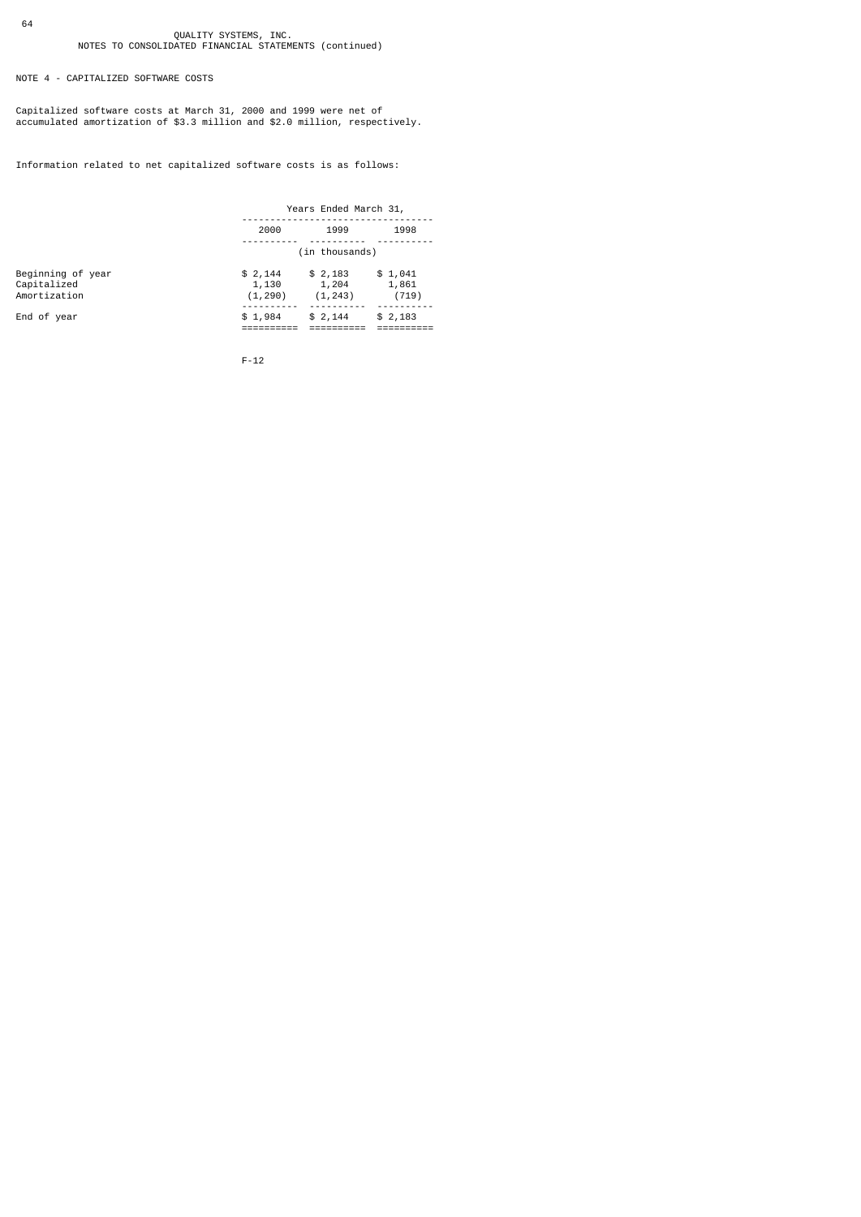QUALITY SYSTEMS, INC.
NOTES TO CONSOLIDATED FINANCIAL STATEMENTS (continued)

## NOTE 4 - CAPITALIZED SOFTWARE COSTS

Capitalized software costs at March 31, 2000 and 1999 were net of accumulated amortization of $3.3 million and $2.0 million, respectively.

Information related to net capitalized software costs is as follows:

| | Years Ended March 31, | | |
|---|---|---|---|
| | 2000 | 1999 | 1998 |
| | (in thousands) | | |
| Beginning of year | $ 2,144 | $ 2,183 | $ 1,041 |
| Capitalized | 1,130 | 1,204 | 1,861 |
| Amortization | (1,290) | (1,243) | (719) |
| End of year | $ 1,984 | $ 2,144 | $ 2,183 |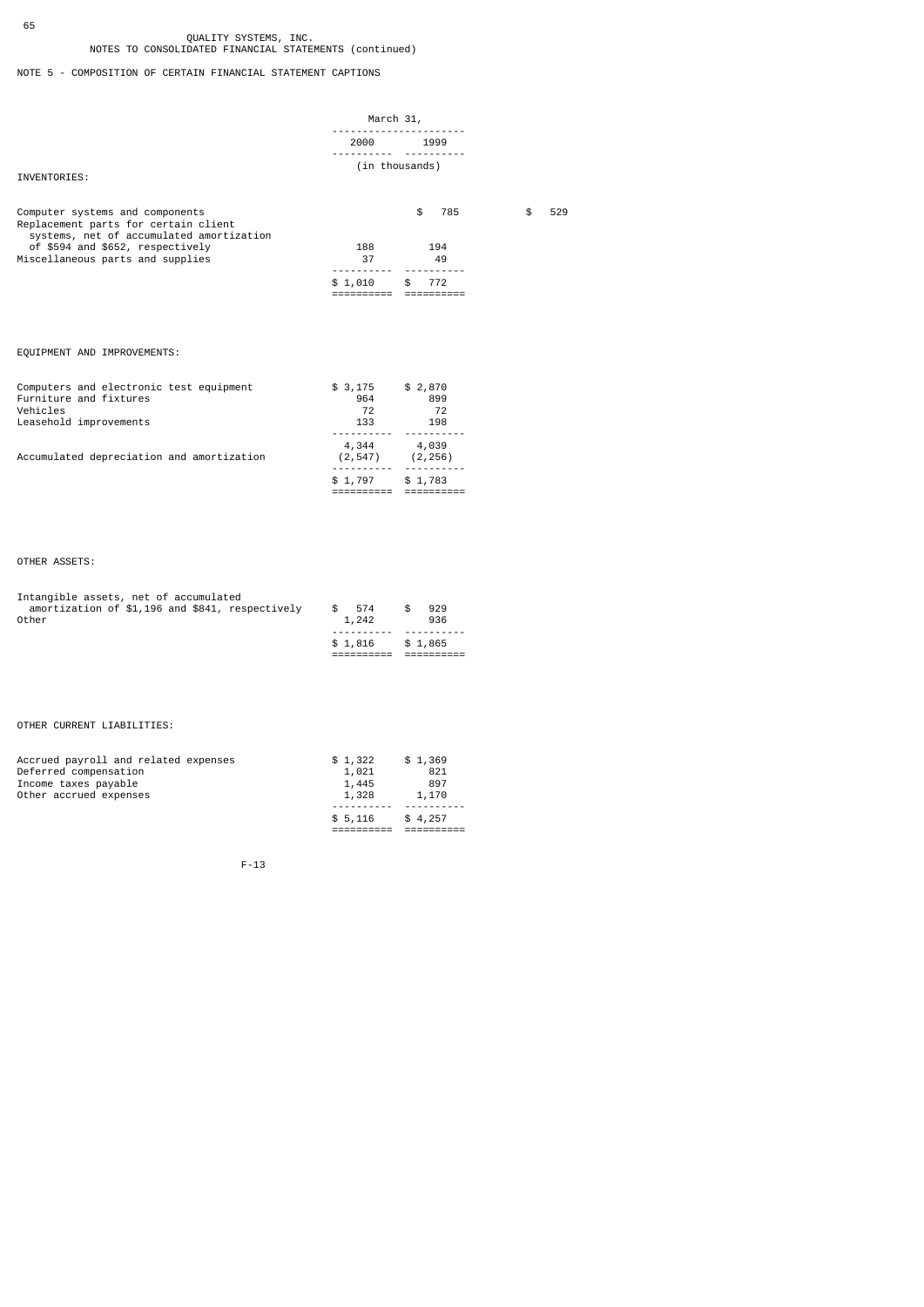QUALITY SYSTEMS, INC.
NOTES TO CONSOLIDATED FINANCIAL STATEMENTS (continued)

NOTE 5 - COMPOSITION OF CERTAIN FINANCIAL STATEMENT CAPTIONS

| | March 31, | |
|---|---|---|
| | 2000 | 1999 |
| | (in thousands) | |
| **INVENTORIES:** | | |
| Computer systems and components | $ 785 | $ 529 |
| Replacement parts for certain client systems, net of accumulated amortization of $594 and $652, respectively | 188 | 194 |
| Miscellaneous parts and supplies | 37 | 49 |
| | $ 1,010 | $ 772 |
| **EQUIPMENT AND IMPROVEMENTS:** | | |
| Computers and electronic test equipment | $ 3,175 | $ 2,870 |
| Furniture and fixtures | 964 | 899 |
| Vehicles | 72 | 72 |
| Leasehold improvements | 133 | 198 |
| | 4,344 | 4,039 |
| Accumulated depreciation and amortization | (2,547) | (2,256) |
| | $ 1,797 | $ 1,783 |
| **OTHER ASSETS:** | | |
| Intangible assets, net of accumulated amortization of $1,196 and $841, respectively | $ 574 | $ 929 |
| Other | 1,242 | 936 |
| | $ 1,816 | $ 1,865 |
| **OTHER CURRENT LIABILITIES:** | | |
| Accrued payroll and related expenses | $ 1,322 | $ 1,369 |
| Deferred compensation | 1,021 | 821 |
| Income taxes payable | 1,445 | 897 |
| Other accrued expenses | 1,328 | 1,170 |
| | $ 5,116 | $ 4,257 |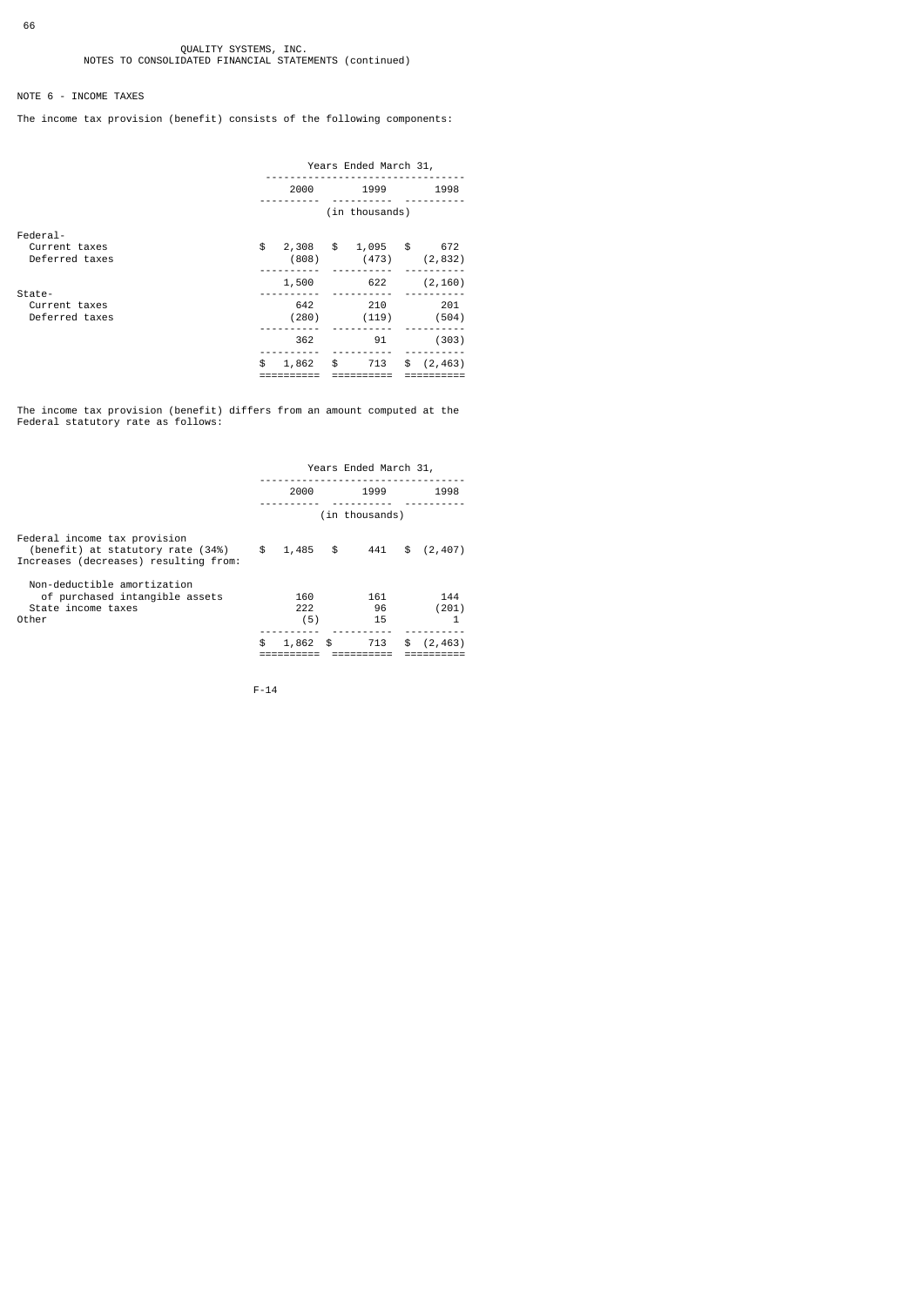QUALITY SYSTEMS, INC.
NOTES TO CONSOLIDATED FINANCIAL STATEMENTS (continued)

NOTE 6 - INCOME TAXES

The income tax provision (benefit) consists of the following components:

| | Years Ended March 31, | | |
|---|---|---|---|
| | 2000 | 1999 | 1998 |
| | (in thousands) | | |
| Federal- | | | |
| Current taxes | $ 2,308 | $ 1,095 | $ 672 |
| Deferred taxes | (808) | (473) | (2,832) |
| | 1,500 | 622 | (2,160) |
| State- | | | |
| Current taxes | 642 | 210 | 201 |
| Deferred taxes | (280) | (119) | (504) |
| | 362 | 91 | (303) |
| | $ 1,862 | $ 713 | $ (2,463) |

The income tax provision (benefit) differs from an amount computed at the Federal statutory rate as follows:

| | Years Ended March 31, | | |
|---|---|---|---|
| | 2000 | 1999 | 1998 |
| | (in thousands) | | |
| Federal income tax provision (benefit) at statutory rate (34%) | $ 1,485 | $ 441 | $ (2,407) |
| Increases (decreases) resulting from: | | | |
| Non-deductible amortization of purchased intangible assets | 160 | 161 | 144 |
| State income taxes | 222 | 96 | (201) |
| Other | (5) | 15 | 1 |
| | $ 1,862 | $ 713 | $ (2,463) |

F-14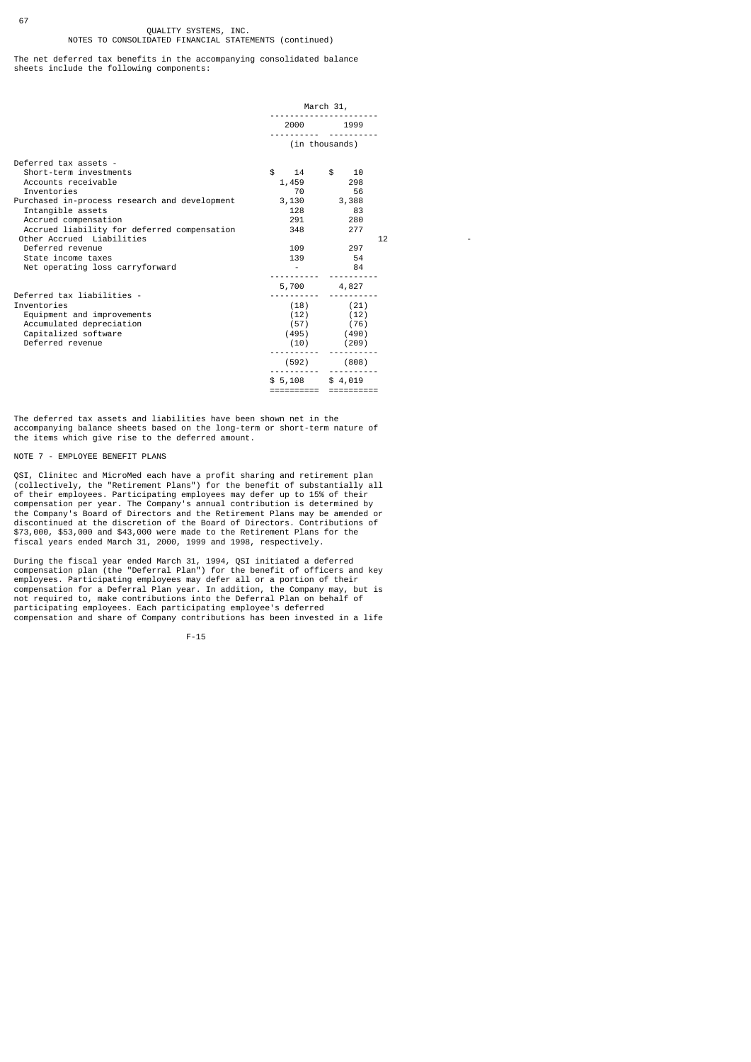The net deferred tax benefits in the accompanying consolidated balance sheets include the following components:

| | March 31, | |
|---|---|---|
| | 2000 | 1999 |
| | (in thousands) | |
| Deferred tax assets - | | |
| Short-term investments | $ 14 | $ 10 |
| Accounts receivable | 1,459 | 298 |
| Inventories | 70 | 56 |
| Purchased in-process research and development | 3,130 | 3,388 |
| Intangible assets | 128 | 83 |
| Accrued compensation | 291 | 280 |
| Accrued liability for deferred compensation | 348 | 277 |
| Other Accrued Liabilities | 12 | - |
| Deferred revenue | 109 | 297 |
| State income taxes | 139 | 54 |
| Net operating loss carryforward | - | 84 |
| | 5,700 | 4,827 |
| Deferred tax liabilities - | | |
| Inventories | (18) | (21) |
| Equipment and improvements | (12) | (12) |
| Accumulated depreciation | (57) | (76) |
| Capitalized software | (495) | (490) |
| Deferred revenue | (10) | (209) |
| | (592) | (808) |
| | $ 5,108 | $ 4,019 |

The deferred tax assets and liabilities have been shown net in the accompanying balance sheets based on the long-term or short-term nature of the items which give rise to the deferred amount.

## NOTE 7 - EMPLOYEE BENEFIT PLANS

QSI, Clinitec and MicroMed each have a profit sharing and retirement plan (collectively, the "Retirement Plans") for the benefit of substantially all of their employees. Participating employees may defer up to 15% of their compensation per year. The Company's annual contribution is determined by the Company's Board of Directors and the Retirement Plans may be amended or discontinued at the discretion of the Board of Directors. Contributions of $73,000, $53,000 and $43,000 were made to the Retirement Plans for the fiscal years ended March 31, 2000, 1999 and 1998, respectively.

During the fiscal year ended March 31, 1994, QSI initiated a deferred compensation plan (the "Deferral Plan") for the benefit of officers and key employees. Participating employees may defer all or a portion of their compensation for a Deferral Plan year. In addition, the Company may, but is not required to, make contributions into the Deferral Plan on behalf of participating employees. Each participating employee's deferred compensation and share of Company contributions has been invested in a life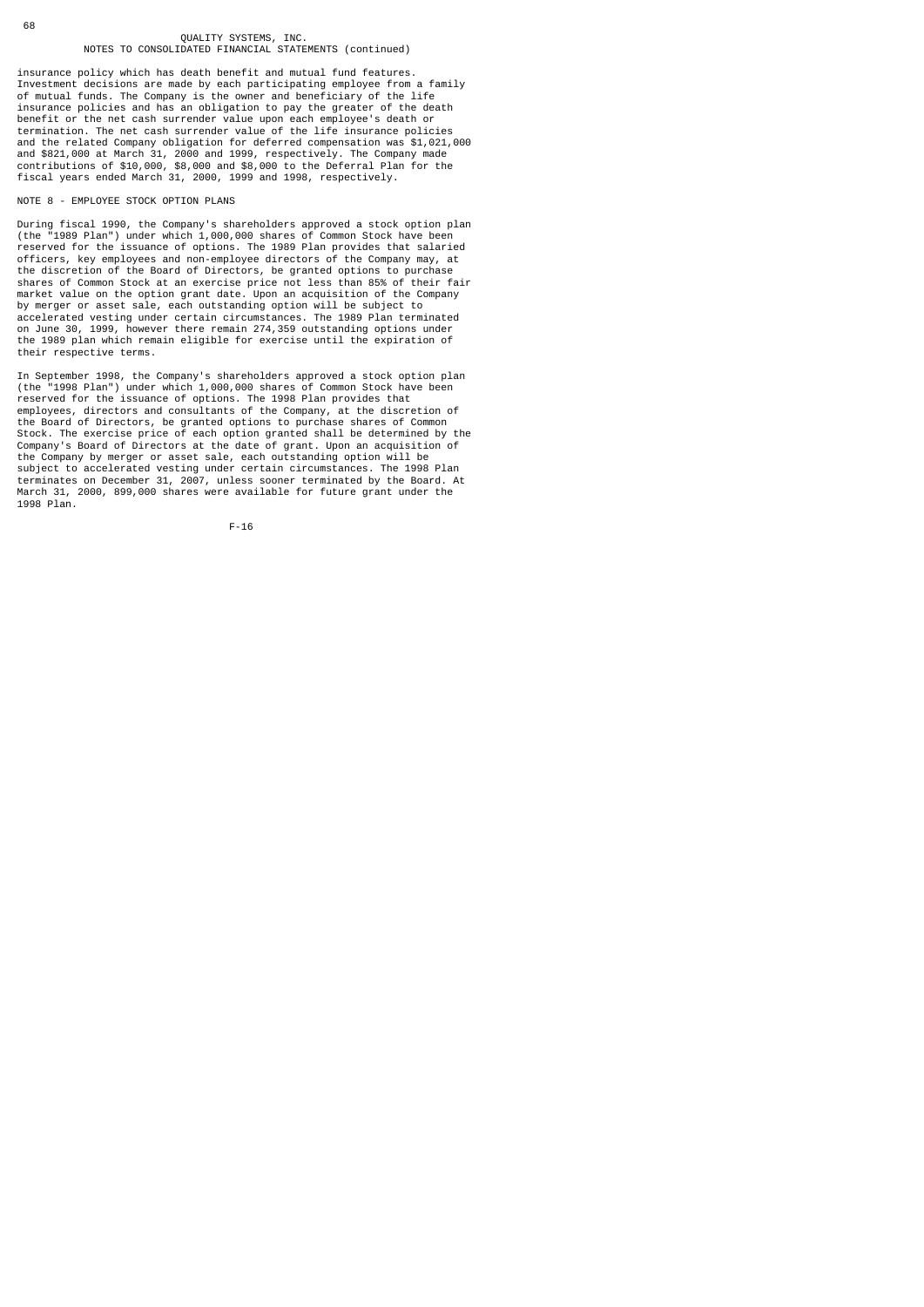insurance policy which has death benefit and mutual fund features. Investment decisions are made by each participating employee from a family of mutual funds. The Company is the owner and beneficiary of the life insurance policies and has an obligation to pay the greater of the death benefit or the net cash surrender value upon each employee's death or termination. The net cash surrender value of the life insurance policies and the related Company obligation for deferred compensation was $1,021,000 and $821,000 at March 31, 2000 and 1999, respectively. The Company made contributions of $10,000, $8,000 and $8,000 to the Deferral Plan for the fiscal years ended March 31, 2000, 1999 and 1998, respectively.

## NOTE 8 - EMPLOYEE STOCK OPTION PLANS

During fiscal 1990, the Company's shareholders approved a stock option plan (the "1989 Plan") under which 1,000,000 shares of Common Stock have been reserved for the issuance of options. The 1989 Plan provides that salaried officers, key employees and non-employee directors of the Company may, at the discretion of the Board of Directors, be granted options to purchase shares of Common Stock at an exercise price not less than 85% of their fair market value on the option grant date. Upon an acquisition of the Company by merger or asset sale, each outstanding option will be subject to accelerated vesting under certain circumstances. The 1989 Plan terminated on June 30, 1999, however there remain 274,359 outstanding options under the 1989 plan which remain eligible for exercise until the expiration of their respective terms.

In September 1998, the Company's shareholders approved a stock option plan (the "1998 Plan") under which 1,000,000 shares of Common Stock have been reserved for the issuance of options. The 1998 Plan provides that employees, directors and consultants of the Company, at the discretion of the Board of Directors, be granted options to purchase shares of Common Stock. The exercise price of each option granted shall be determined by the Company's Board of Directors at the date of grant. Upon an acquisition of the Company by merger or asset sale, each outstanding option will be subject to accelerated vesting under certain circumstances. The 1998 Plan terminates on December 31, 2007, unless sooner terminated by the Board. At March 31, 2000, 899,000 shares were available for future grant under the 1998 Plan.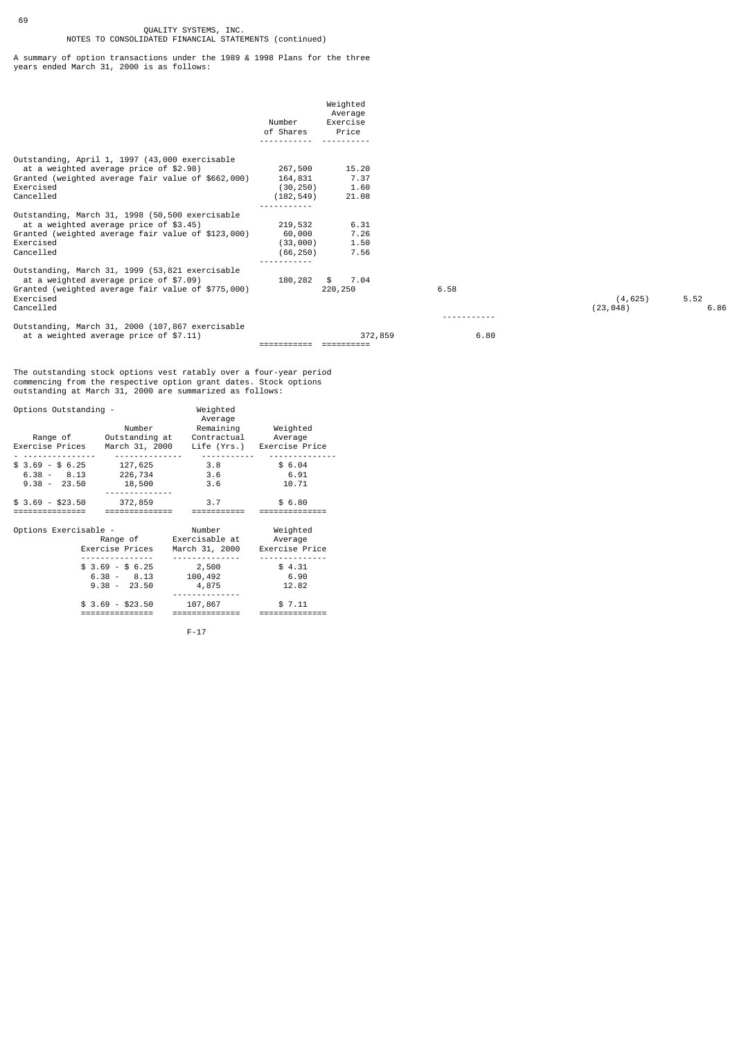QUALITY SYSTEMS, INC.
NOTES TO CONSOLIDATED FINANCIAL STATEMENTS (continued)

A summary of option transactions under the 1989 & 1998 Plans for the three years ended March 31, 2000 is as follows:

| | Number of Shares | Weighted Average Exercise Price |
|---|---|---|
| Outstanding, April 1, 1997 (43,000 exercisable at a weighted average price of $2.98) | 267,500 | 15.20 |
| Granted (weighted average fair value of $662,000) | 164,831 | 7.37 |
| Exercised | (30,250) | 1.60 |
| Cancelled | (182,549) | 21.08 |
| Outstanding, March 31, 1998 (50,500 exercisable at a weighted average price of $3.45) | 219,532 | 6.31 |
| Granted (weighted average fair value of $123,000) | 60,000 | 7.26 |
| Exercised | (33,000) | 1.50 |
| Cancelled | (66,250) | 7.56 |
| Outstanding, March 31, 1999 (53,821 exercisable at a weighted average price of $7.09) | 180,282 | $ 7.04 |
| Granted (weighted average fair value of $775,000) | 220,250 | 6.58 |
| Exercised | (4,625) | 5.52 |
| Cancelled | (23,048) | 6.86 |
| Outstanding, March 31, 2000 (107,867 exercisable at a weighted average price of $7.11) | 372,859 | 6.80 |

The outstanding stock options vest ratably over a four-year period commencing from the respective option grant dates. Stock options outstanding at March 31, 2000 are summarized as follows:

Options Outstanding -

| Range of Exercise Prices | Number Outstanding at March 31, 2000 | Weighted Average Remaining Contractual Life (Yrs.) | Weighted Average Exercise Price |
|---|---|---|---|
| $ 3.69 - $ 6.25 | 127,625 | 3.8 | $ 6.04 |
| 6.38 - 8.13 | 226,734 | 3.6 | 6.91 |
| 9.38 - 23.50 | 18,500 | 3.6 | 10.71 |
| $ 3.69 - $23.50 | 372,859 | 3.7 | $ 6.80 |

Options Exercisable -

| Range of Exercise Prices | Number Exercisable at March 31, 2000 | Weighted Average Exercise Price |
|---|---|---|
| $ 3.69 - $ 6.25 | 2,500 | $ 4.31 |
| 6.38 - 8.13 | 100,492 | 6.90 |
| 9.38 - 23.50 | 4,875 | 12.82 |
| $ 3.69 - $23.50 | 107,867 | $ 7.11 |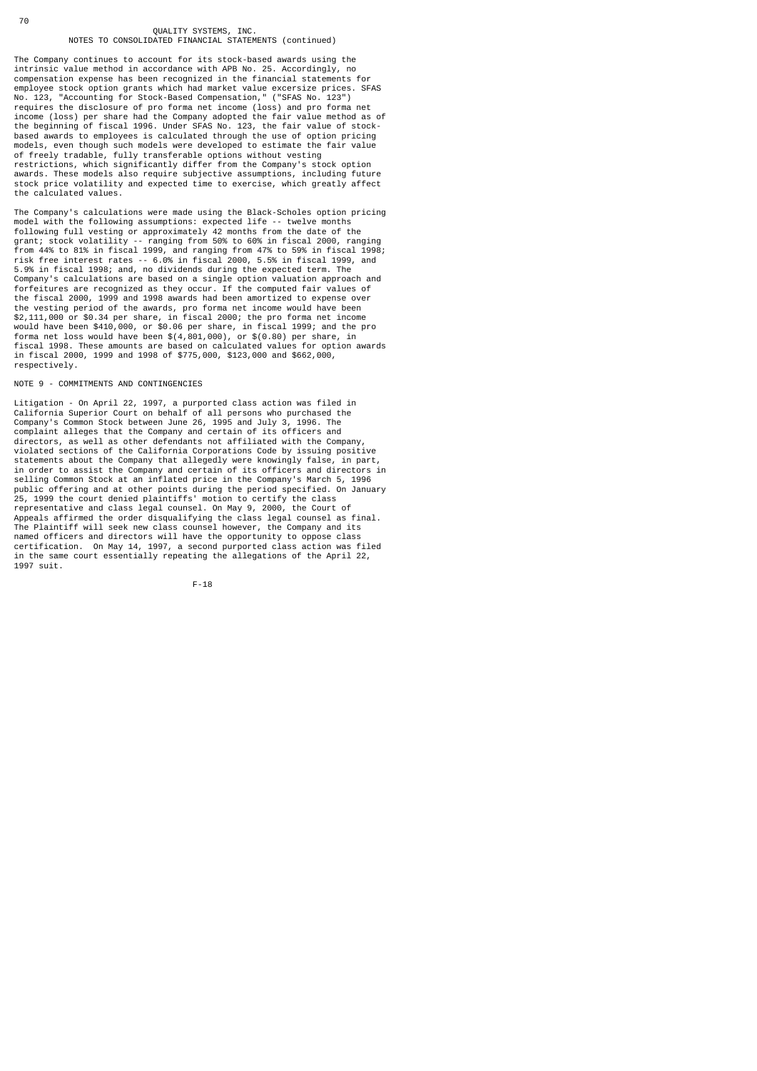QUALITY SYSTEMS, INC.
NOTES TO CONSOLIDATED FINANCIAL STATEMENTS (continued)

The Company continues to account for its stock-based awards using the intrinsic value method in accordance with APB No. 25. Accordingly, no compensation expense has been recognized in the financial statements for employee stock option grants which had market value excersize prices. SFAS No. 123, "Accounting for Stock-Based Compensation," ("SFAS No. 123") requires the disclosure of pro forma net income (loss) and pro forma net income (loss) per share had the Company adopted the fair value method as of the beginning of fiscal 1996. Under SFAS No. 123, the fair value of stock-based awards to employees is calculated through the use of option pricing models, even though such models were developed to estimate the fair value of freely tradable, fully transferable options without vesting restrictions, which significantly differ from the Company's stock option awards. These models also require subjective assumptions, including future stock price volatility and expected time to exercise, which greatly affect the calculated values.

The Company's calculations were made using the Black-Scholes option pricing model with the following assumptions: expected life -- twelve months following full vesting or approximately 42 months from the date of the grant; stock volatility -- ranging from 50% to 60% in fiscal 2000, ranging from 44% to 81% in fiscal 1999, and ranging from 47% to 59% in fiscal 1998; risk free interest rates -- 6.0% in fiscal 2000, 5.5% in fiscal 1999, and 5.9% in fiscal 1998; and, no dividends during the expected term. The Company's calculations are based on a single option valuation approach and forfeitures are recognized as they occur. If the computed fair values of the fiscal 2000, 1999 and 1998 awards had been amortized to expense over the vesting period of the awards, pro forma net income would have been $2,111,000 or $0.34 per share, in fiscal 2000; the pro forma net income would have been $410,000, or $0.06 per share, in fiscal 1999; and the pro forma net loss would have been $(4,801,000), or $(0.80) per share, in fiscal 1998. These amounts are based on calculated values for option awards in fiscal 2000, 1999 and 1998 of $775,000, $123,000 and $662,000, respectively.

## NOTE 9 - COMMITMENTS AND CONTINGENCIES

Litigation - On April 22, 1997, a purported class action was filed in California Superior Court on behalf of all persons who purchased the Company's Common Stock between June 26, 1995 and July 3, 1996. The complaint alleges that the Company and certain of its officers and directors, as well as other defendants not affiliated with the Company, violated sections of the California Corporations Code by issuing positive statements about the Company that allegedly were knowingly false, in part, in order to assist the Company and certain of its officers and directors in selling Common Stock at an inflated price in the Company's March 5, 1996 public offering and at other points during the period specified. On January 25, 1999 the court denied plaintiffs' motion to certify the class representative and class legal counsel. On May 9, 2000, the Court of Appeals affirmed the order disqualifying the class legal counsel as final. The Plaintiff will seek new class counsel however, the Company and its named officers and directors will have the opportunity to oppose class certification. On May 14, 1997, a second purported class action was filed in the same court essentially repeating the allegations of the April 22, 1997 suit.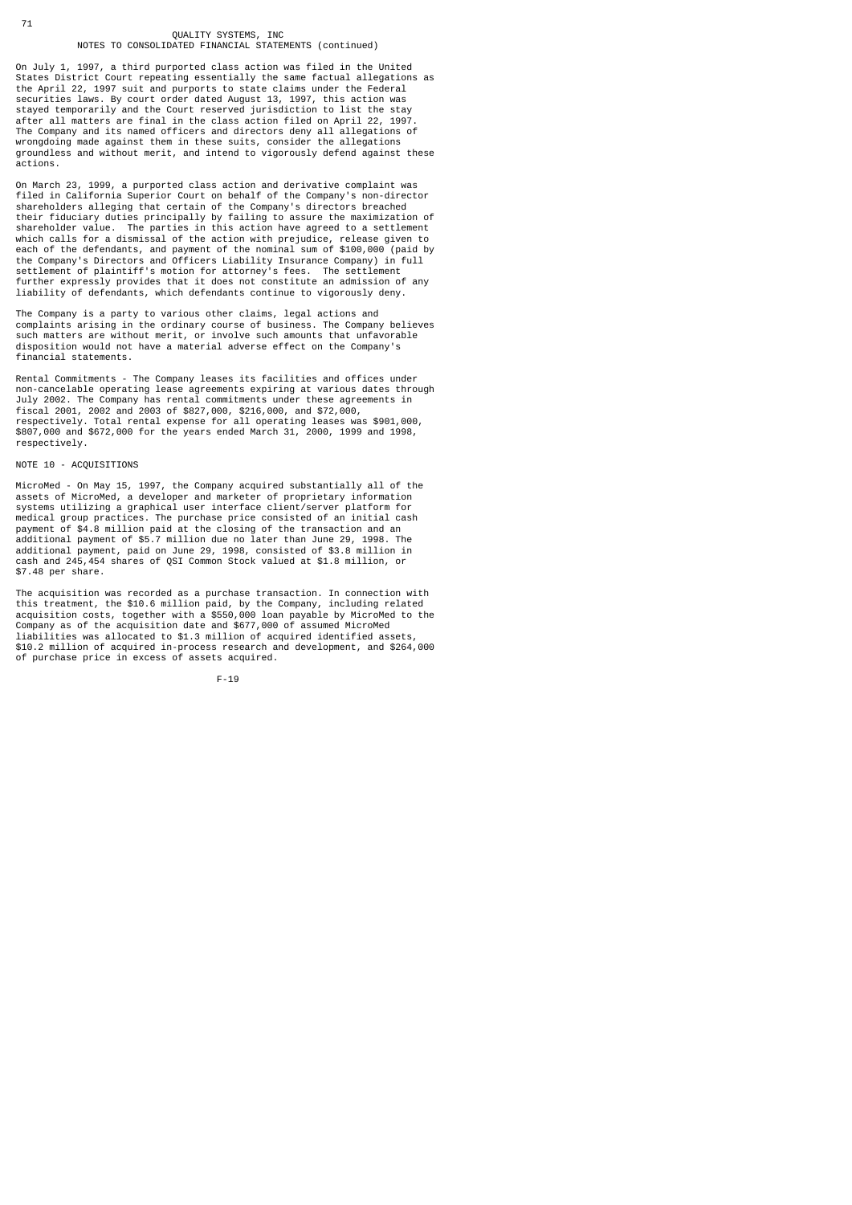On July 1, 1997, a third purported class action was filed in the United States District Court repeating essentially the same factual allegations as the April 22, 1997 suit and purports to state claims under the Federal securities laws. By court order dated August 13, 1997, this action was stayed temporarily and the Court reserved jurisdiction to list the stay after all matters are final in the class action filed on April 22, 1997. The Company and its named officers and directors deny all allegations of wrongdoing made against them in these suits, consider the allegations groundless and without merit, and intend to vigorously defend against these actions.

On March 23, 1999, a purported class action and derivative complaint was filed in California Superior Court on behalf of the Company's non-director shareholders alleging that certain of the Company's directors breached their fiduciary duties principally by failing to assure the maximization of shareholder value. The parties in this action have agreed to a settlement which calls for a dismissal of the action with prejudice, release given to each of the defendants, and payment of the nominal sum of $100,000 (paid by the Company's Directors and Officers Liability Insurance Company) in full settlement of plaintiff's motion for attorney's fees. The settlement further expressly provides that it does not constitute an admission of any liability of defendants, which defendants continue to vigorously deny.

The Company is a party to various other claims, legal actions and complaints arising in the ordinary course of business. The Company believes such matters are without merit, or involve such amounts that unfavorable disposition would not have a material adverse effect on the Company's financial statements.

Rental Commitments - The Company leases its facilities and offices under non-cancelable operating lease agreements expiring at various dates through July 2002. The Company has rental commitments under these agreements in fiscal 2001, 2002 and 2003 of $827,000, $216,000, and $72,000, respectively. Total rental expense for all operating leases was $901,000, $807,000 and $672,000 for the years ended March 31, 2000, 1999 and 1998, respectively.

## NOTE 10 - ACQUISITIONS

MicroMed - On May 15, 1997, the Company acquired substantially all of the assets of MicroMed, a developer and marketer of proprietary information systems utilizing a graphical user interface client/server platform for medical group practices. The purchase price consisted of an initial cash payment of $4.8 million paid at the closing of the transaction and an additional payment of $5.7 million due no later than June 29, 1998. The additional payment, paid on June 29, 1998, consisted of $3.8 million in cash and 245,454 shares of QSI Common Stock valued at $1.8 million, or $7.48 per share.

The acquisition was recorded as a purchase transaction. In connection with this treatment, the $10.6 million paid, by the Company, including related acquisition costs, together with a $550,000 loan payable by MicroMed to the Company as of the acquisition date and $677,000 of assumed MicroMed liabilities was allocated to $1.3 million of acquired identified assets, $10.2 million of acquired in-process research and development, and $264,000 of purchase price in excess of assets acquired.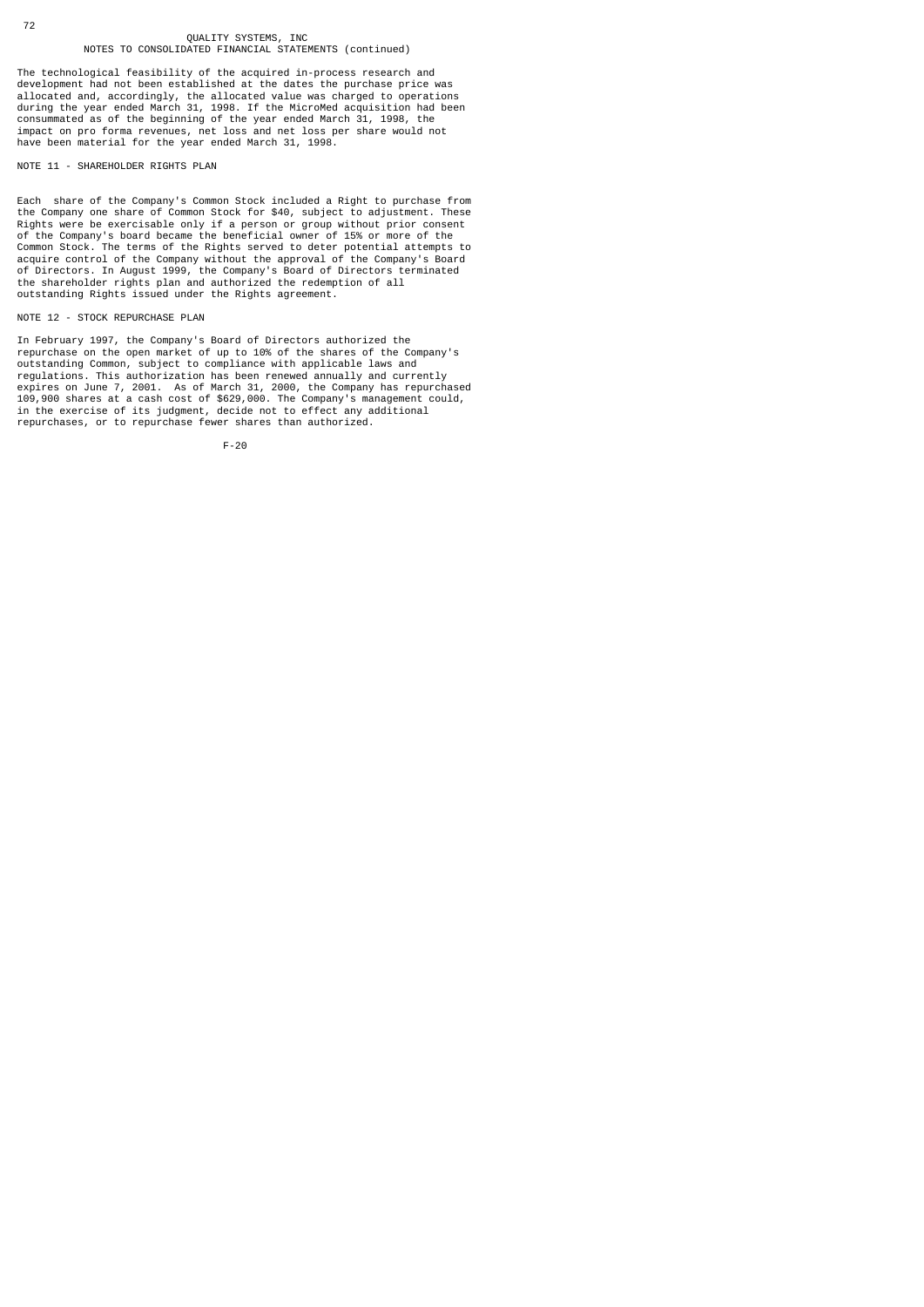QUALITY SYSTEMS, INC
NOTES TO CONSOLIDATED FINANCIAL STATEMENTS (continued)

The technological feasibility of the acquired in-process research and development had not been established at the dates the purchase price was allocated and, accordingly, the allocated value was charged to operations during the year ended March 31, 1998. If the MicroMed acquisition had been consummated as of the beginning of the year ended March 31, 1998, the impact on pro forma revenues, net loss and net loss per share would not have been material for the year ended March 31, 1998.

## NOTE 11 - SHAREHOLDER RIGHTS PLAN

Each share of the Company's Common Stock included a Right to purchase from the Company one share of Common Stock for $40, subject to adjustment. These Rights were be exercisable only if a person or group without prior consent of the Company's board became the beneficial owner of 15% or more of the Common Stock. The terms of the Rights served to deter potential attempts to acquire control of the Company without the approval of the Company's Board of Directors. In August 1999, the Company's Board of Directors terminated the shareholder rights plan and authorized the redemption of all outstanding Rights issued under the Rights agreement.

## NOTE 12 - STOCK REPURCHASE PLAN

In February 1997, the Company's Board of Directors authorized the repurchase on the open market of up to 10% of the shares of the Company's outstanding Common, subject to compliance with applicable laws and regulations. This authorization has been renewed annually and currently expires on June 7, 2001. As of March 31, 2000, the Company has repurchased 109,900 shares at a cash cost of $629,000. The Company's management could, in the exercise of its judgment, decide not to effect any additional repurchases, or to repurchase fewer shares than authorized.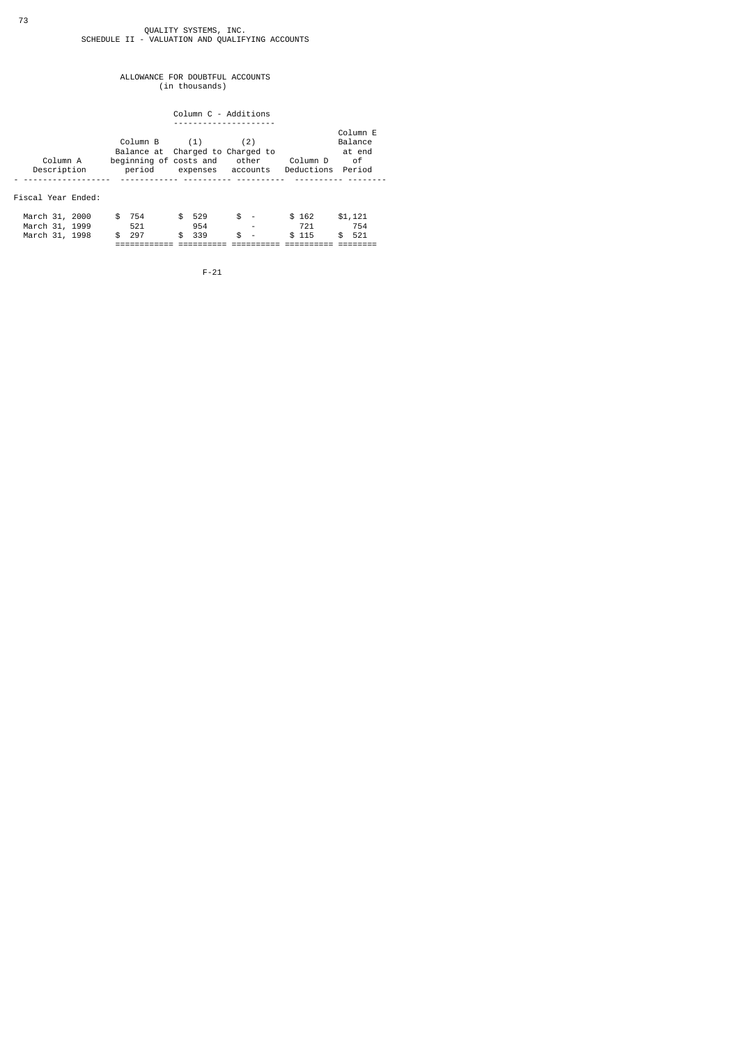# QUALITY SYSTEMS, INC.

## SCHEDULE II - VALUATION AND QUALIFYING ACCOUNTS

### ALLOWANCE FOR DOUBTFUL ACCOUNTS (in thousands)

| Column A Description | Column B Balance at beginning of period | Column C - Additions (1) Charged to costs and expenses | Column C - Additions (2) Charged to other accounts | Column D Deductions | Column E Balance at end of Period |
|---|---|---|---|---|---|
| Fiscal Year Ended: | | | | | |
| March 31, 2000 | $ 754 | $ 529 | $ - | $ 162 | $1,121 |
| March 31, 1999 | 521 | 954 | - | 721 | 754 |
| March 31, 1998 | $ 297 | $ 339 | $ - | $ 115 | $ 521 |

F-21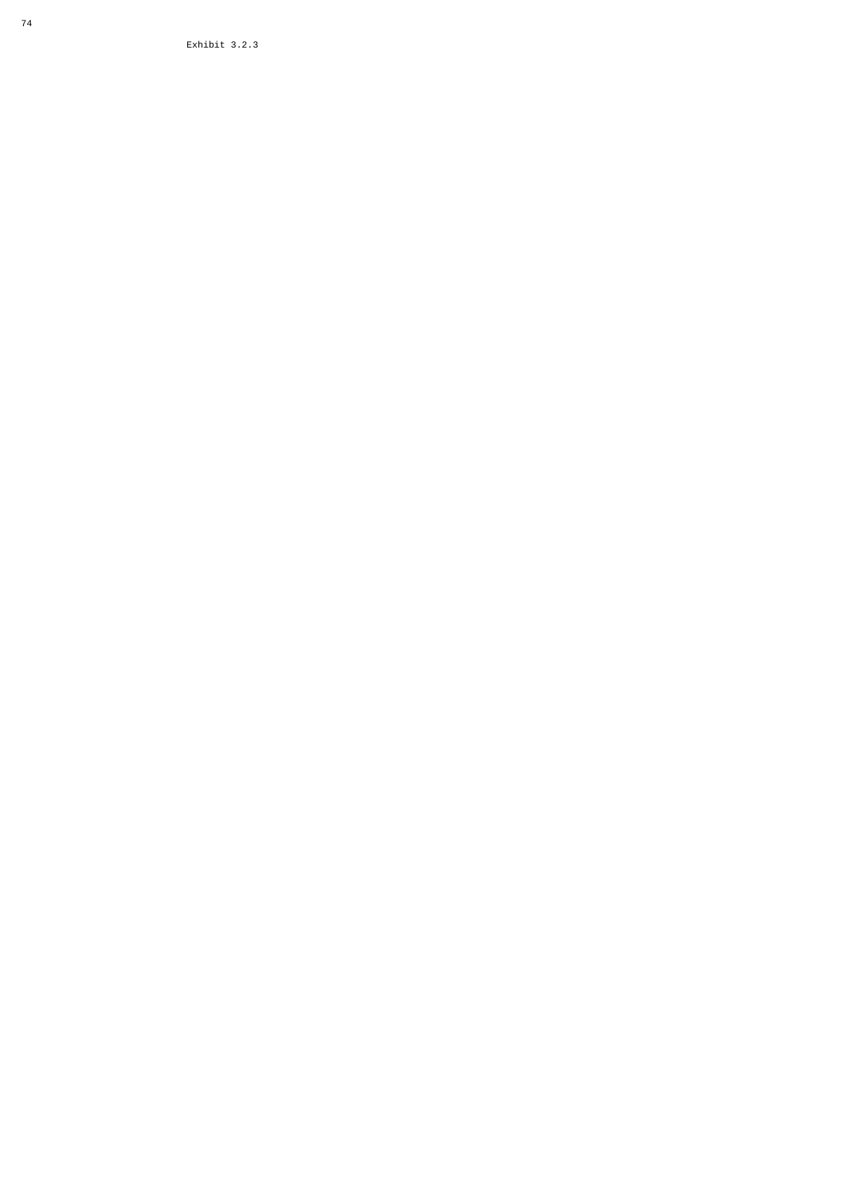Exhibit 3.2.3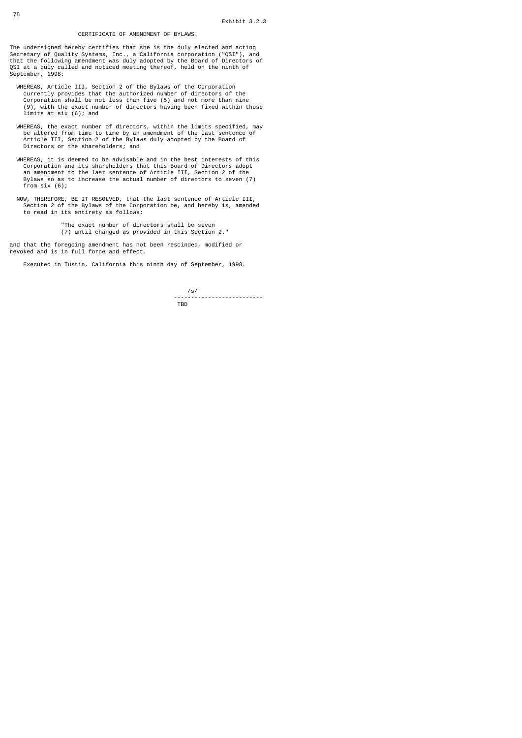Exhibit 3.2.3

# CERTIFICATE OF AMENDMENT OF BYLAWS.

The undersigned hereby certifies that she is the duly elected and acting Secretary of Quality Systems, Inc., a California corporation ("QSI"), and that the following amendment was duly adopted by the Board of Directors of QSI at a duly called and noticed meeting thereof, held on the ninth of September, 1998:

> WHEREAS, Article III, Section 2 of the Bylaws of the Corporation currently provides that the authorized number of directors of the Corporation shall be not less than five (5) and not more than nine (9), with the exact number of directors having been fixed within those limits at six (6); and
>
> WHEREAS, the exact number of directors, within the limits specified, may be altered from time to time by an amendment of the last sentence of Article III, Section 2 of the Bylaws duly adopted by the Board of Directors or the shareholders; and
>
> WHEREAS, it is deemed to be advisable and in the best interests of this Corporation and its shareholders that this Board of Directors adopt an amendment to the last sentence of Article III, Section 2 of the Bylaws so as to increase the actual number of directors to seven (7) from six (6);
>
> NOW, THEREFORE, BE IT RESOLVED, that the last sentence of Article III, Section 2 of the Bylaws of the Corporation be, and hereby is, amended to read in its entirety as follows:
>
> > "The exact number of directors shall be seven (7) until changed as provided in this Section 2."

and that the foregoing amendment has not been rescinded, modified or revoked and is in full force and effect.

Executed in Tustin, California this ninth day of September, 1998.

/s/

--------------------------

TBD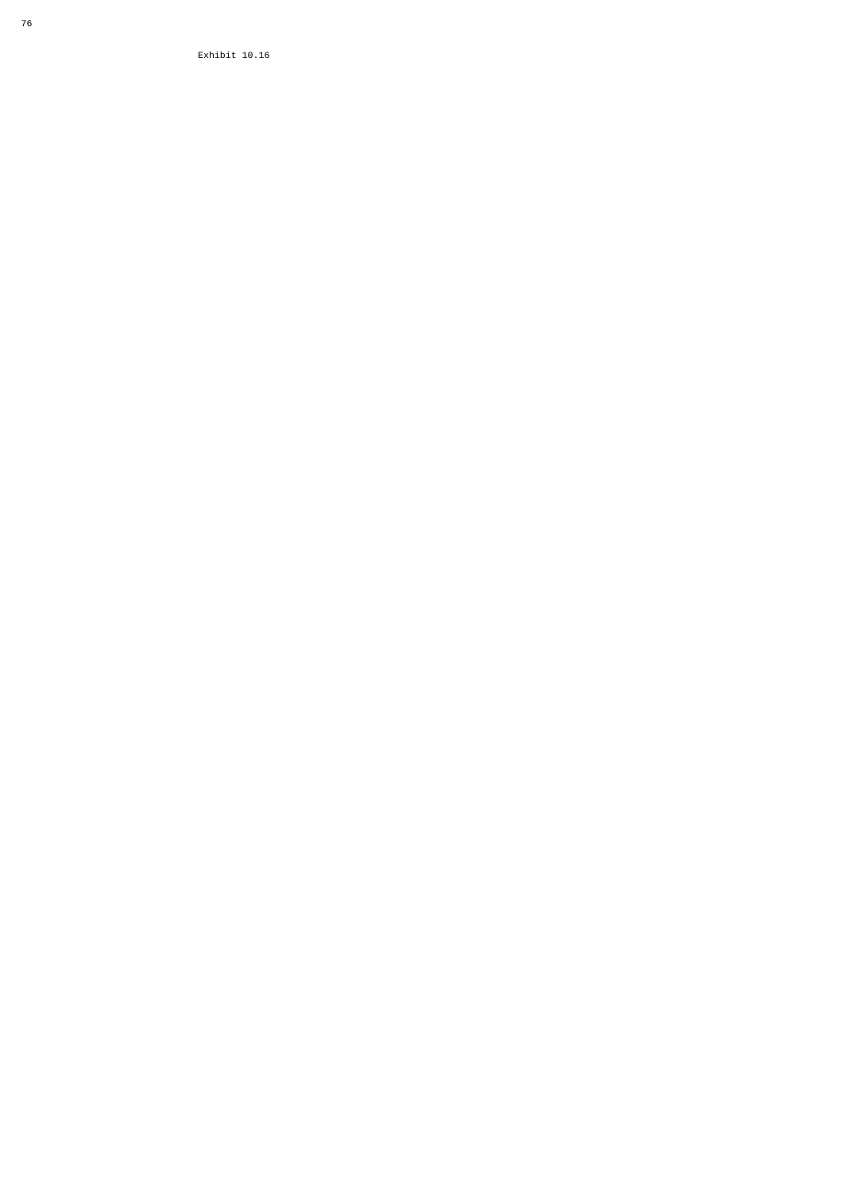Exhibit 10.16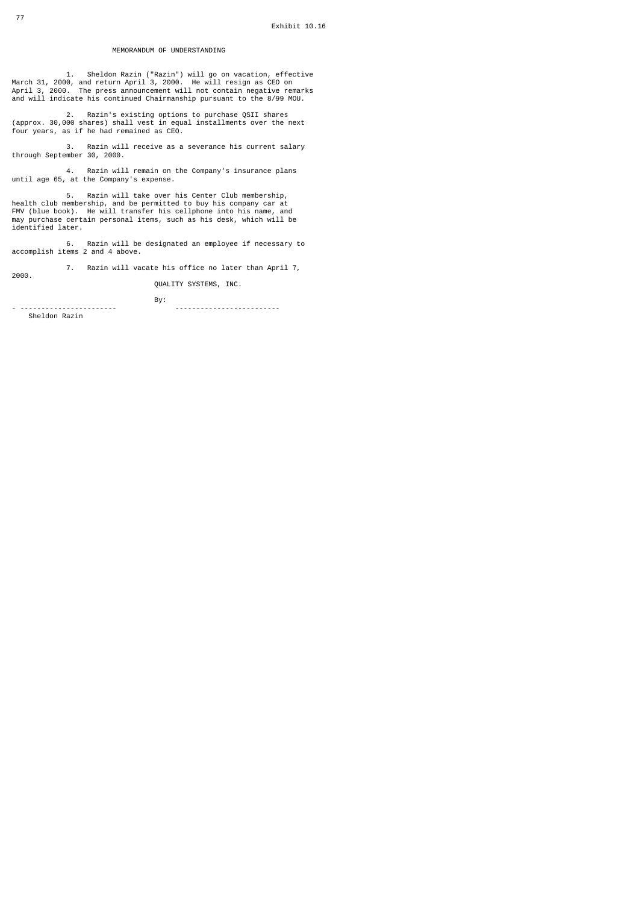Exhibit 10.16

# MEMORANDUM OF UNDERSTANDING

1. Sheldon Razin ("Razin") will go on vacation, effective March 31, 2000, and return April 3, 2000. He will resign as CEO on April 3, 2000. The press announcement will not contain negative remarks and will indicate his continued Chairmanship pursuant to the 8/99 MOU.

2. Razin's existing options to purchase QSII shares (approx. 30,000 shares) shall vest in equal installments over the next four years, as if he had remained as CEO.

3. Razin will receive as a severance his current salary through September 30, 2000.

4. Razin will remain on the Company's insurance plans until age 65, at the Company's expense.

5. Razin will take over his Center Club membership, health club membership, and be permitted to buy his company car at FMV (blue book). He will transfer his cellphone into his name, and may purchase certain personal items, such as his desk, which will be identified later.

6. Razin will be designated an employee if necessary to accomplish items 2 and 4 above.

7. Razin will vacate his office no later than April 7, 2000.

QUALITY SYSTEMS, INC.

By: 
- -----------------------                -------------------------

Sheldon Razin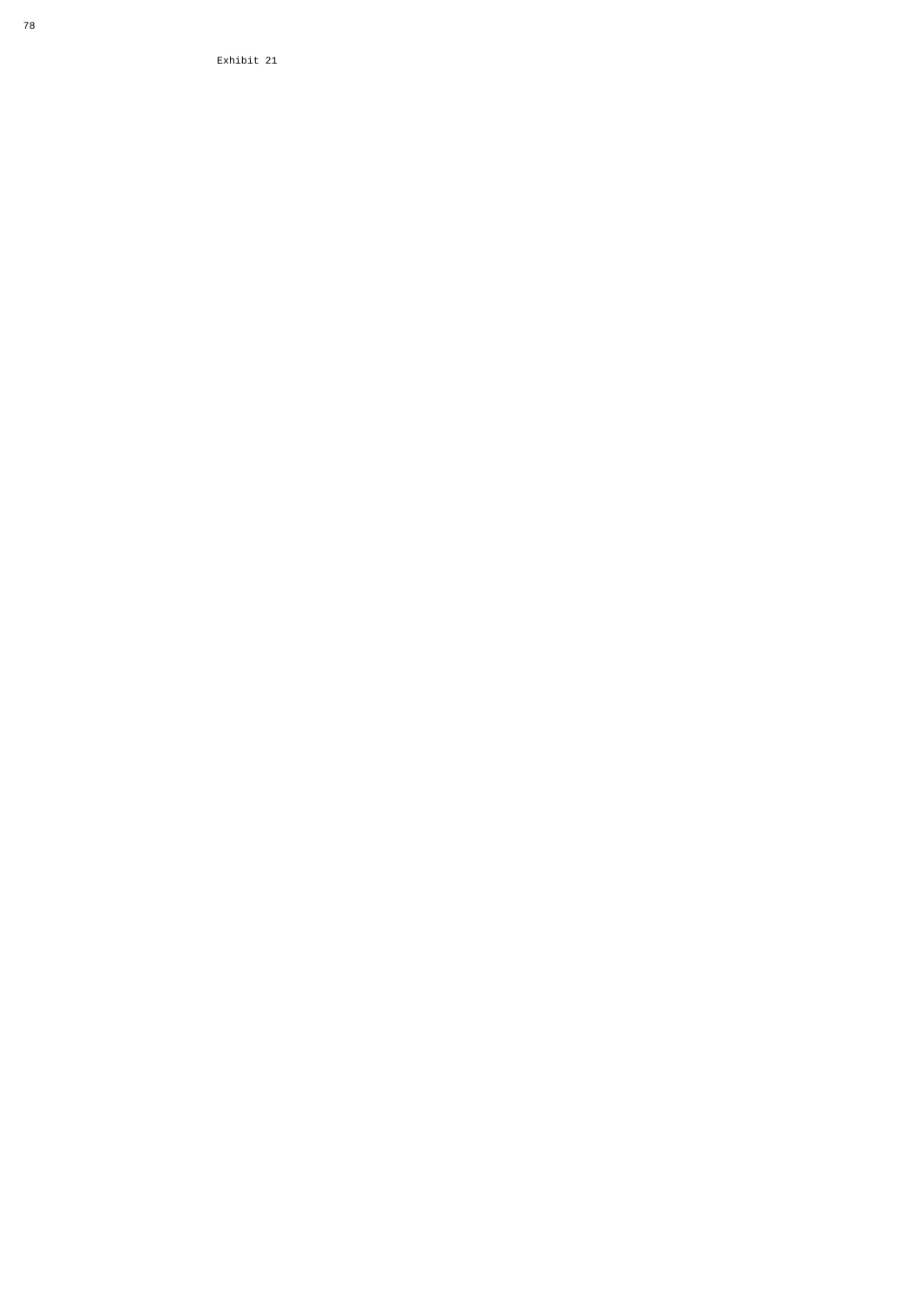Exhibit 21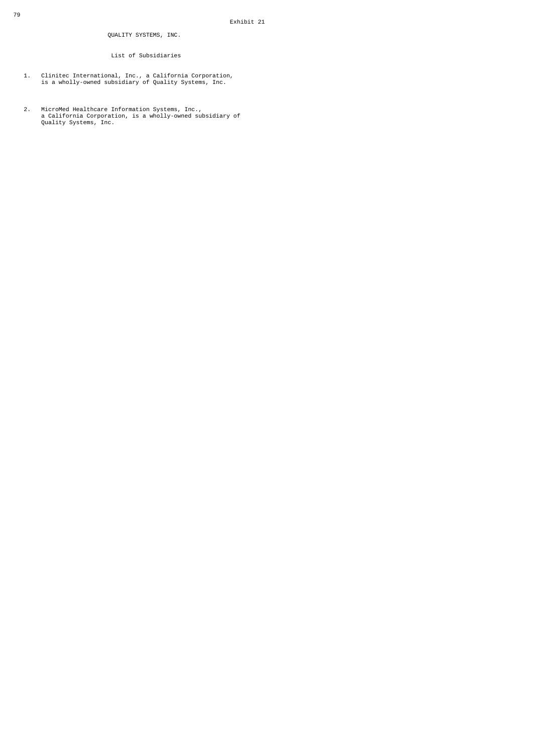Exhibit 21

# QUALITY SYSTEMS, INC.

## List of Subsidiaries

1. Clinitec International, Inc., a California Corporation, is a wholly-owned subsidiary of Quality Systems, Inc.

2. MicroMed Healthcare Information Systems, Inc., a California Corporation, is a wholly-owned subsidiary of Quality Systems, Inc.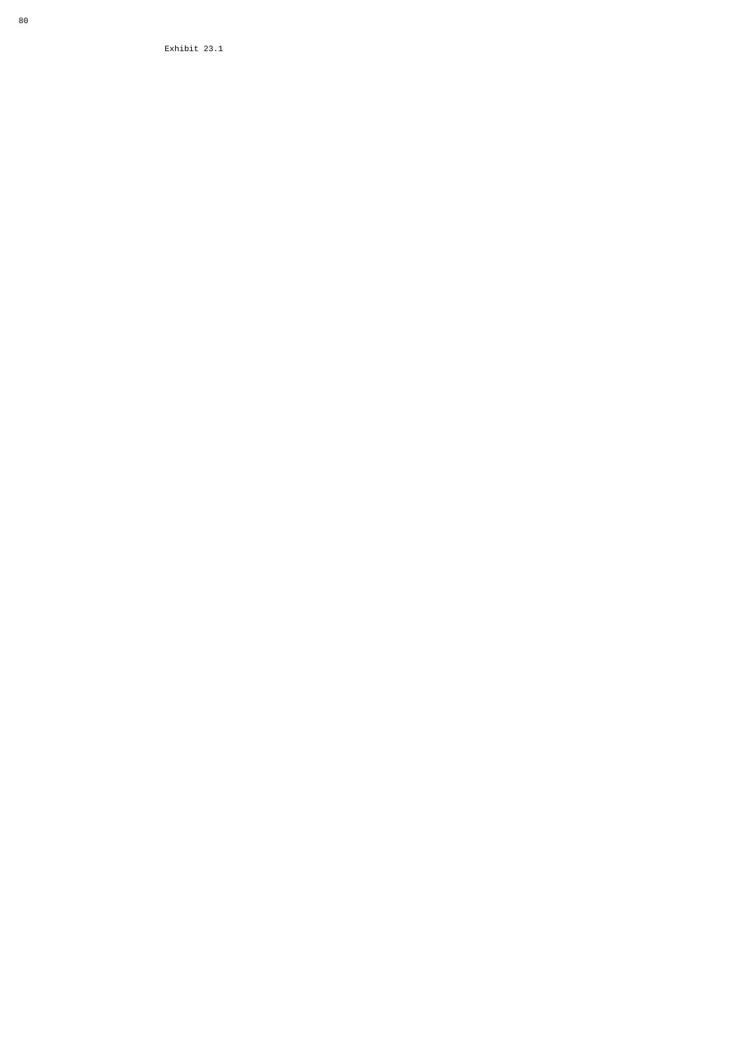Exhibit 23.1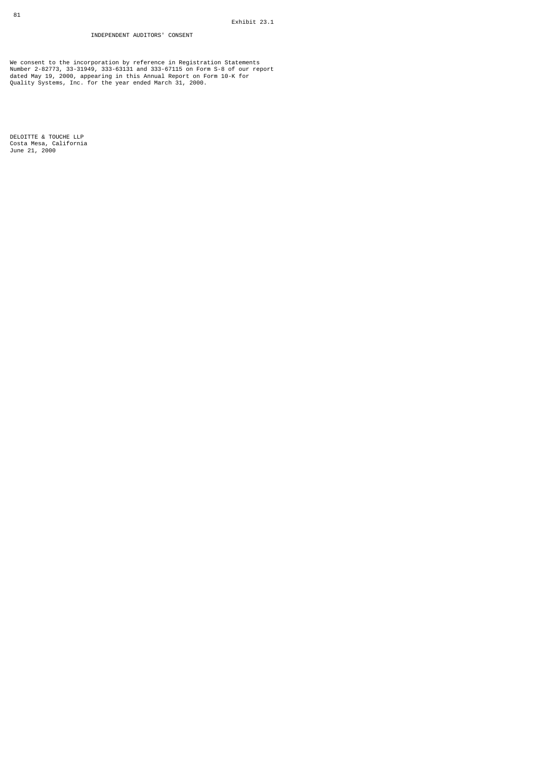Exhibit 23.1

# INDEPENDENT AUDITORS' CONSENT

We consent to the incorporation by reference in Registration Statements Number 2-82773, 33-31949, 333-63131 and 333-67115 on Form S-8 of our report dated May 19, 2000, appearing in this Annual Report on Form 10-K for Quality Systems, Inc. for the year ended March 31, 2000.

DELOITTE & TOUCHE LLP
Costa Mesa, California
June 21, 2000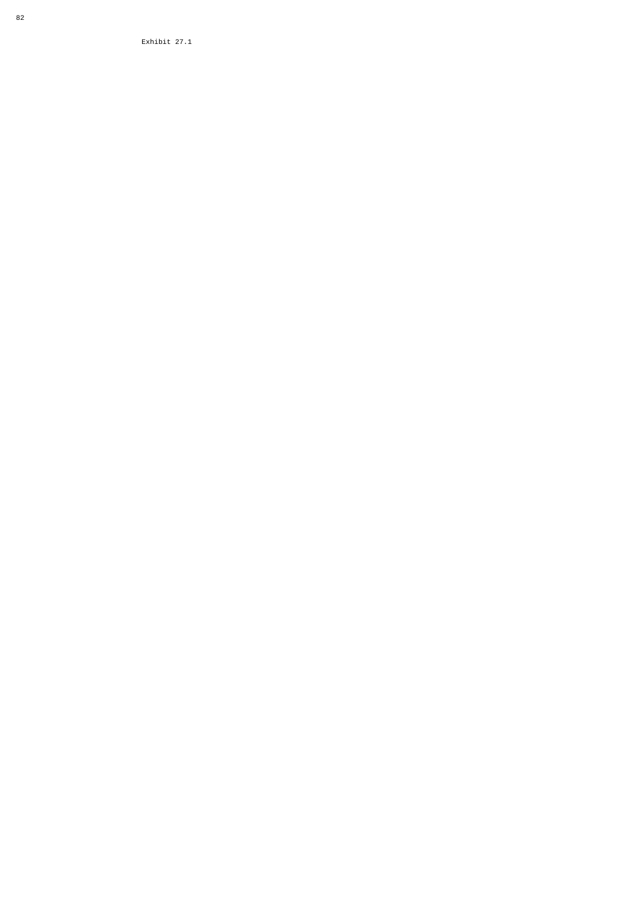Exhibit 27.1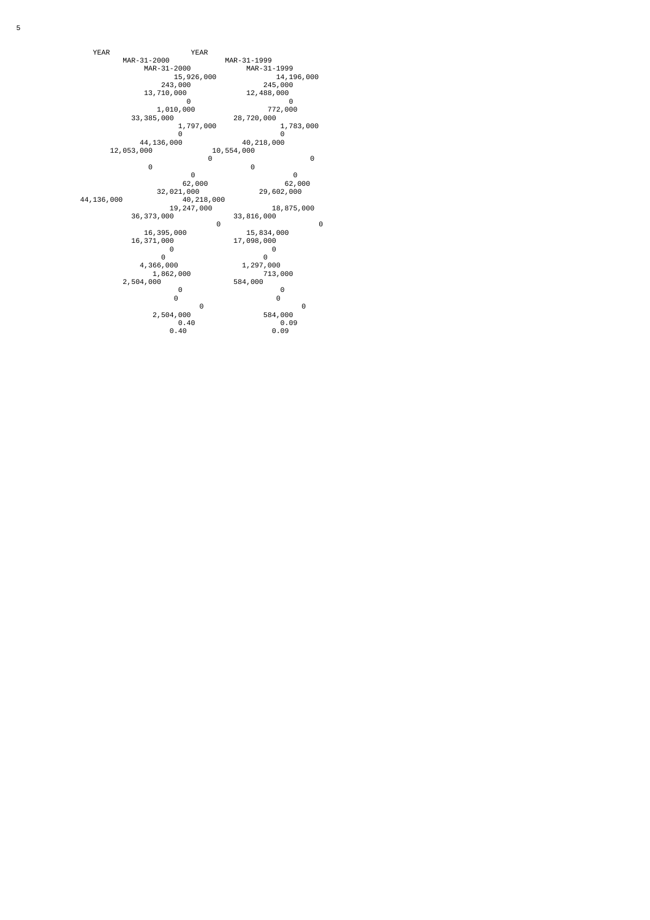| YEAR | YEAR |
| --- | --- |
| MAR-31-2000 | MAR-31-1999 |
| MAR-31-2000 | MAR-31-1999 |
| 15,926,000 | 14,196,000 |
| 243,000 | 245,000 |
| 13,710,000 | 12,488,000 |
| 0 | 0 |
| 1,010,000 | 772,000 |
| 33,385,000 | 28,720,000 |
| 1,797,000 | 1,783,000 |
| 0 | 0 |
| 44,136,000 | 40,218,000 |
| 12,053,000 | 10,554,000 |
| 0 | 0 |
| 0 | 0 |
| 0 | 0 |
| 62,000 | 62,000 |
| 32,021,000 | 29,602,000 |
| 44,136,000 | 40,218,000 |
| 19,247,000 | 18,875,000 |
| 36,373,000 | 33,816,000 |
| 0 | 0 |
| 16,395,000 | 15,834,000 |
| 16,371,000 | 17,098,000 |
| 0 | 0 |
| 0 | 0 |
| 4,366,000 | 1,297,000 |
| 1,862,000 | 713,000 |
| 2,504,000 | 584,000 |
| 0 | 0 |
| 0 | 0 |
| 0 | 0 |
| 2,504,000 | 584,000 |
| 0.40 | 0.09 |
| 0.40 | 0.09 |